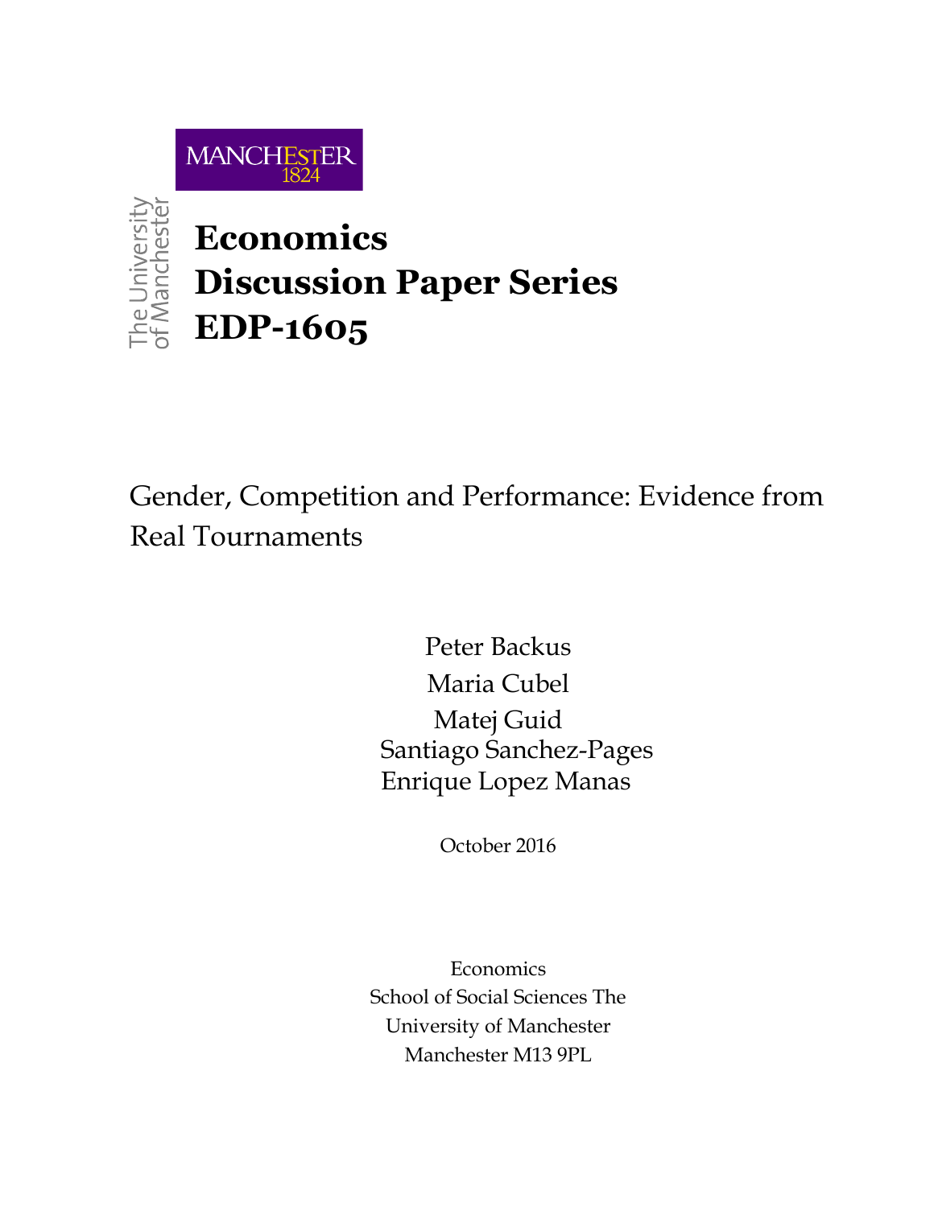MANCHESTER
1824

The University of Manchester

# Economics Discussion Paper Series EDP-1605

## Gender, Competition and Performance: Evidence from Real Tournaments

Peter Backus
Maria Cubel
Matej Guid
Santiago Sanchez-Pages
Enrique Lopez Manas

October 2016

Economics
School of Social Sciences The
University of Manchester
Manchester M13 9PL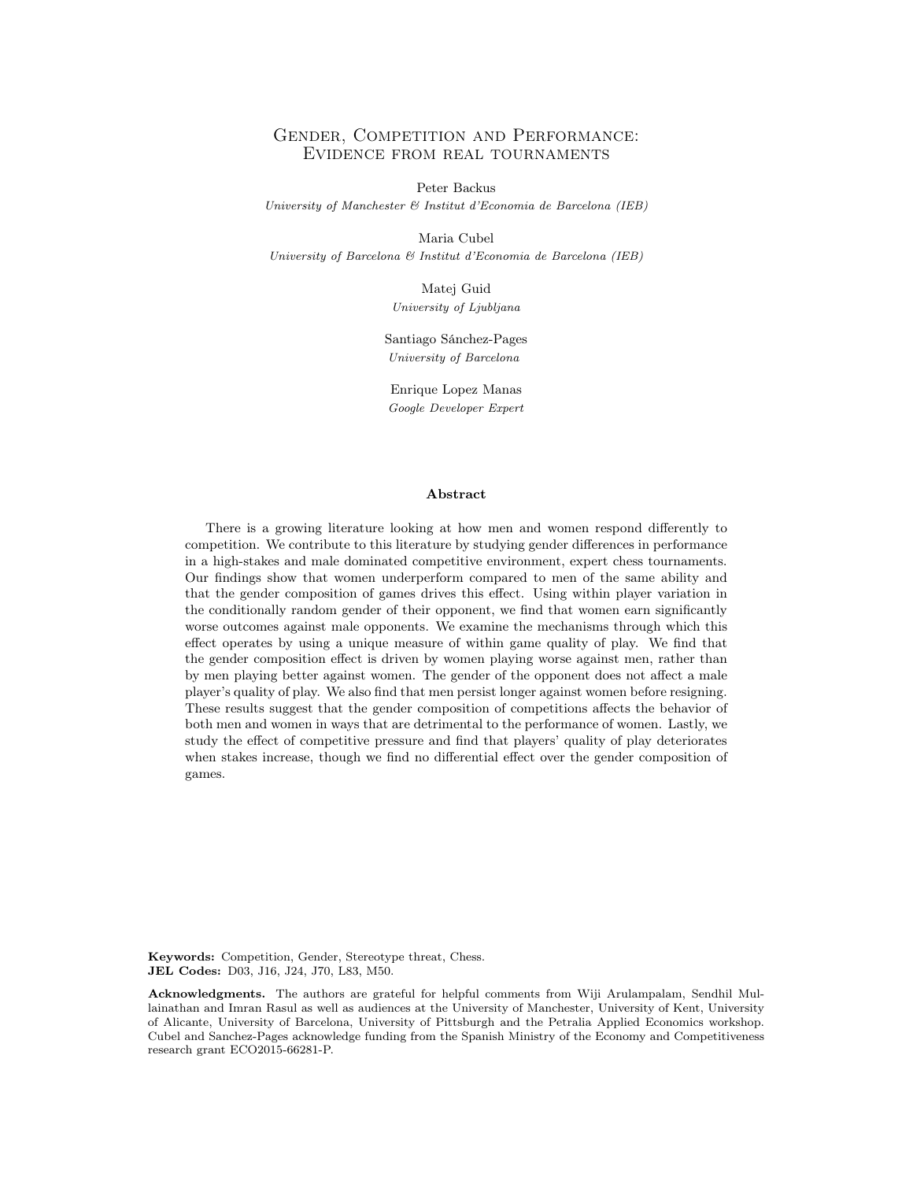# Gender, Competition and Performance: Evidence from real tournaments

Peter Backus
*University of Manchester & Institut d'Economia de Barcelona (IEB)*

Maria Cubel
*University of Barcelona & Institut d'Economia de Barcelona (IEB)*

Matej Guid
*University of Ljubljana*

Santiago Sánchez-Pages
*University of Barcelona*

Enrique Lopez Manas
*Google Developer Expert*

## Abstract

There is a growing literature looking at how men and women respond differently to competition. We contribute to this literature by studying gender differences in performance in a high-stakes and male dominated competitive environment, expert chess tournaments. Our findings show that women underperform compared to men of the same ability and that the gender composition of games drives this effect. Using within player variation in the conditionally random gender of their opponent, we find that women earn significantly worse outcomes against male opponents. We examine the mechanisms through which this effect operates by using a unique measure of within game quality of play. We find that the gender composition effect is driven by women playing worse against men, rather than by men playing better against women. The gender of the opponent does not affect a male player's quality of play. We also find that men persist longer against women before resigning. These results suggest that the gender composition of competitions affects the behavior of both men and women in ways that are detrimental to the performance of women. Lastly, we study the effect of competitive pressure and find that players' quality of play deteriorates when stakes increase, though we find no differential effect over the gender composition of games.

**Keywords:** Competition, Gender, Stereotype threat, Chess.
**JEL Codes:** D03, J16, J24, J70, L83, M50.

**Acknowledgments.** The authors are grateful for helpful comments from Wiji Arulampalam, Sendhil Mullainathan and Imran Rasul as well as audiences at the University of Manchester, University of Kent, University of Alicante, University of Barcelona, University of Pittsburgh and the Petralia Applied Economics workshop. Cubel and Sanchez-Pages acknowledge funding from the Spanish Ministry of the Economy and Competitiveness research grant ECO2015-66281-P.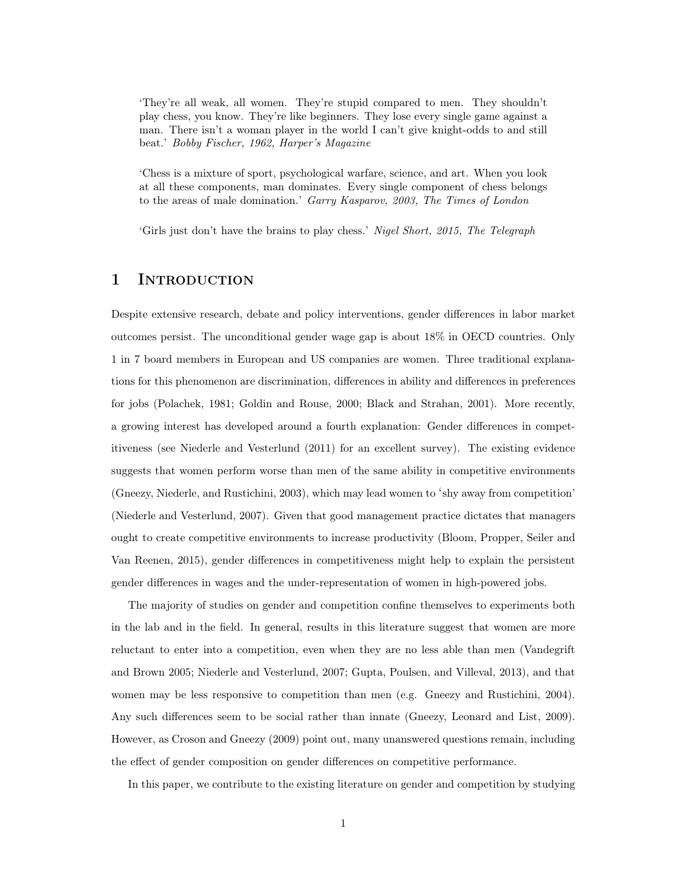'They're all weak, all women. They're stupid compared to men. They shouldn't play chess, you know. They're like beginners. They lose every single game against a man. There isn't a woman player in the world I can't give knight-odds to and still beat.' *Bobby Fischer, 1962, Harper's Magazine*

'Chess is a mixture of sport, psychological warfare, science, and art. When you look at all these components, man dominates. Every single component of chess belongs to the areas of male domination.' *Garry Kasparov, 2003, The Times of London*

'Girls just don't have the brains to play chess.' *Nigel Short, 2015, The Telegraph*

# 1 Introduction

Despite extensive research, debate and policy interventions, gender differences in labor market outcomes persist. The unconditional gender wage gap is about 18% in OECD countries. Only 1 in 7 board members in European and US companies are women. Three traditional explanations for this phenomenon are discrimination, differences in ability and differences in preferences for jobs (Polachek, 1981; Goldin and Rouse, 2000; Black and Strahan, 2001). More recently, a growing interest has developed around a fourth explanation: Gender differences in competitiveness (see Niederle and Vesterlund (2011) for an excellent survey). The existing evidence suggests that women perform worse than men of the same ability in competitive environments (Gneezy, Niederle, and Rustichini, 2003), which may lead women to 'shy away from competition' (Niederle and Vesterlund, 2007). Given that good management practice dictates that managers ought to create competitive environments to increase productivity (Bloom, Propper, Seiler and Van Reenen, 2015), gender differences in competitiveness might help to explain the persistent gender differences in wages and the under-representation of women in high-powered jobs.

The majority of studies on gender and competition confine themselves to experiments both in the lab and in the field. In general, results in this literature suggest that women are more reluctant to enter into a competition, even when they are no less able than men (Vandegrift and Brown 2005; Niederle and Vesterlund, 2007; Gupta, Poulsen, and Villeval, 2013), and that women may be less responsive to competition than men (e.g. Gneezy and Rustichini, 2004). Any such differences seem to be social rather than innate (Gneezy, Leonard and List, 2009). However, as Croson and Gneezy (2009) point out, many unanswered questions remain, including the effect of gender composition on gender differences on competitive performance.

In this paper, we contribute to the existing literature on gender and competition by studying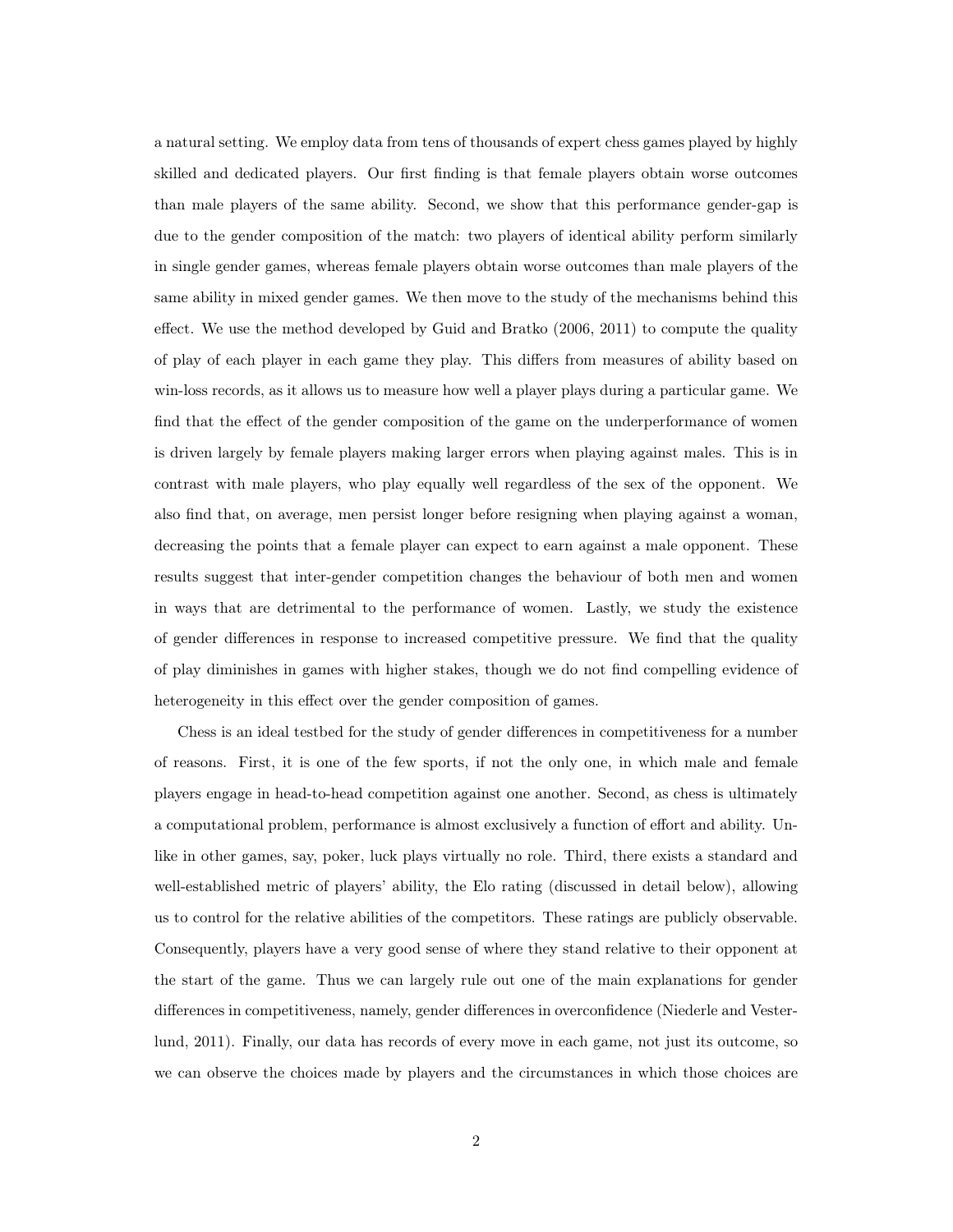a natural setting. We employ data from tens of thousands of expert chess games played by highly skilled and dedicated players. Our first finding is that female players obtain worse outcomes than male players of the same ability. Second, we show that this performance gender-gap is due to the gender composition of the match: two players of identical ability perform similarly in single gender games, whereas female players obtain worse outcomes than male players of the same ability in mixed gender games. We then move to the study of the mechanisms behind this effect. We use the method developed by Guid and Bratko (2006, 2011) to compute the quality of play of each player in each game they play. This differs from measures of ability based on win-loss records, as it allows us to measure how well a player plays during a particular game. We find that the effect of the gender composition of the game on the underperformance of women is driven largely by female players making larger errors when playing against males. This is in contrast with male players, who play equally well regardless of the sex of the opponent. We also find that, on average, men persist longer before resigning when playing against a woman, decreasing the points that a female player can expect to earn against a male opponent. These results suggest that inter-gender competition changes the behaviour of both men and women in ways that are detrimental to the performance of women. Lastly, we study the existence of gender differences in response to increased competitive pressure. We find that the quality of play diminishes in games with higher stakes, though we do not find compelling evidence of heterogeneity in this effect over the gender composition of games.

Chess is an ideal testbed for the study of gender differences in competitiveness for a number of reasons. First, it is one of the few sports, if not the only one, in which male and female players engage in head-to-head competition against one another. Second, as chess is ultimately a computational problem, performance is almost exclusively a function of effort and ability. Unlike in other games, say, poker, luck plays virtually no role. Third, there exists a standard and well-established metric of players' ability, the Elo rating (discussed in detail below), allowing us to control for the relative abilities of the competitors. These ratings are publicly observable. Consequently, players have a very good sense of where they stand relative to their opponent at the start of the game. Thus we can largely rule out one of the main explanations for gender differences in competitiveness, namely, gender differences in overconfidence (Niederle and Vesterlund, 2011). Finally, our data has records of every move in each game, not just its outcome, so we can observe the choices made by players and the circumstances in which those choices are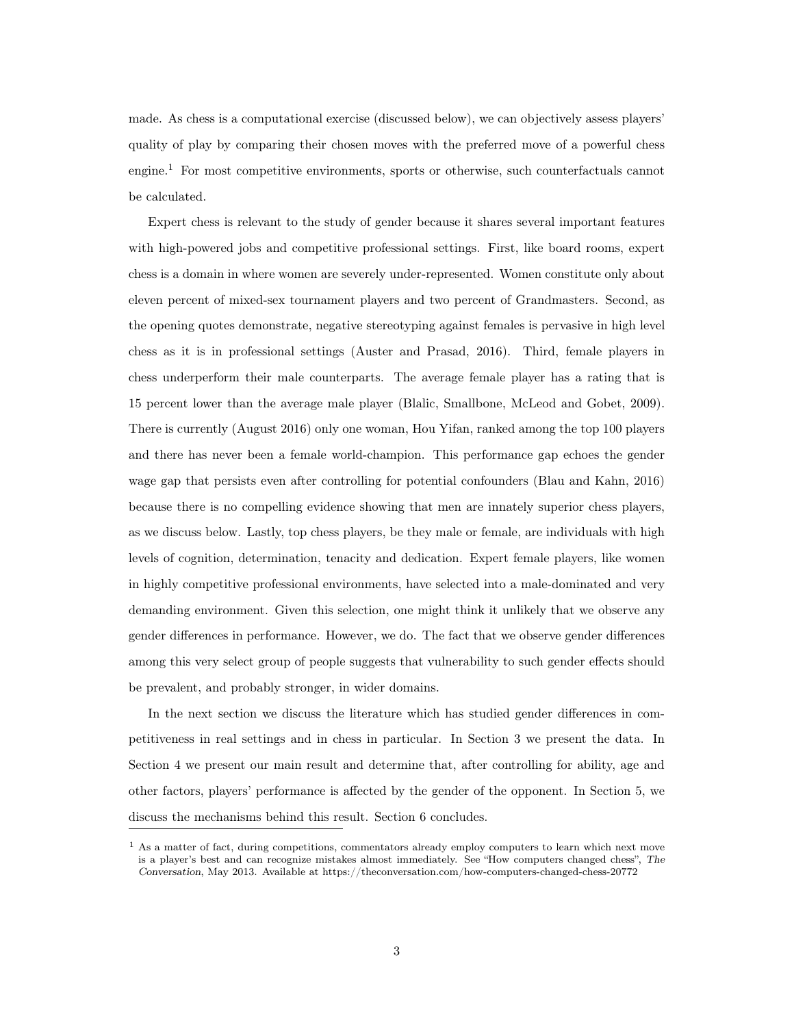made. As chess is a computational exercise (discussed below), we can objectively assess players' quality of play by comparing their chosen moves with the preferred move of a powerful chess engine.[1] For most competitive environments, sports or otherwise, such counterfactuals cannot be calculated.

Expert chess is relevant to the study of gender because it shares several important features with high-powered jobs and competitive professional settings. First, like board rooms, expert chess is a domain in where women are severely under-represented. Women constitute only about eleven percent of mixed-sex tournament players and two percent of Grandmasters. Second, as the opening quotes demonstrate, negative stereotyping against females is pervasive in high level chess as it is in professional settings (Auster and Prasad, 2016). Third, female players in chess underperform their male counterparts. The average female player has a rating that is 15 percent lower than the average male player (Blalic, Smallbone, McLeod and Gobet, 2009). There is currently (August 2016) only one woman, Hou Yifan, ranked among the top 100 players and there has never been a female world-champion. This performance gap echoes the gender wage gap that persists even after controlling for potential confounders (Blau and Kahn, 2016) because there is no compelling evidence showing that men are innately superior chess players, as we discuss below. Lastly, top chess players, be they male or female, are individuals with high levels of cognition, determination, tenacity and dedication. Expert female players, like women in highly competitive professional environments, have selected into a male-dominated and very demanding environment. Given this selection, one might think it unlikely that we observe any gender differences in performance. However, we do. The fact that we observe gender differences among this very select group of people suggests that vulnerability to such gender effects should be prevalent, and probably stronger, in wider domains.

In the next section we discuss the literature which has studied gender differences in competitiveness in real settings and in chess in particular. In Section 3 we present the data. In Section 4 we present our main result and determine that, after controlling for ability, age and other factors, players' performance is affected by the gender of the opponent. In Section 5, we discuss the mechanisms behind this result. Section 6 concludes.

---

[1] As a matter of fact, during competitions, commentators already employ computers to learn which next move is a player's best and can recognize mistakes almost immediately. See "How computers changed chess", *The Conversation*, May 2013. Available at https://theconversation.com/how-computers-changed-chess-20772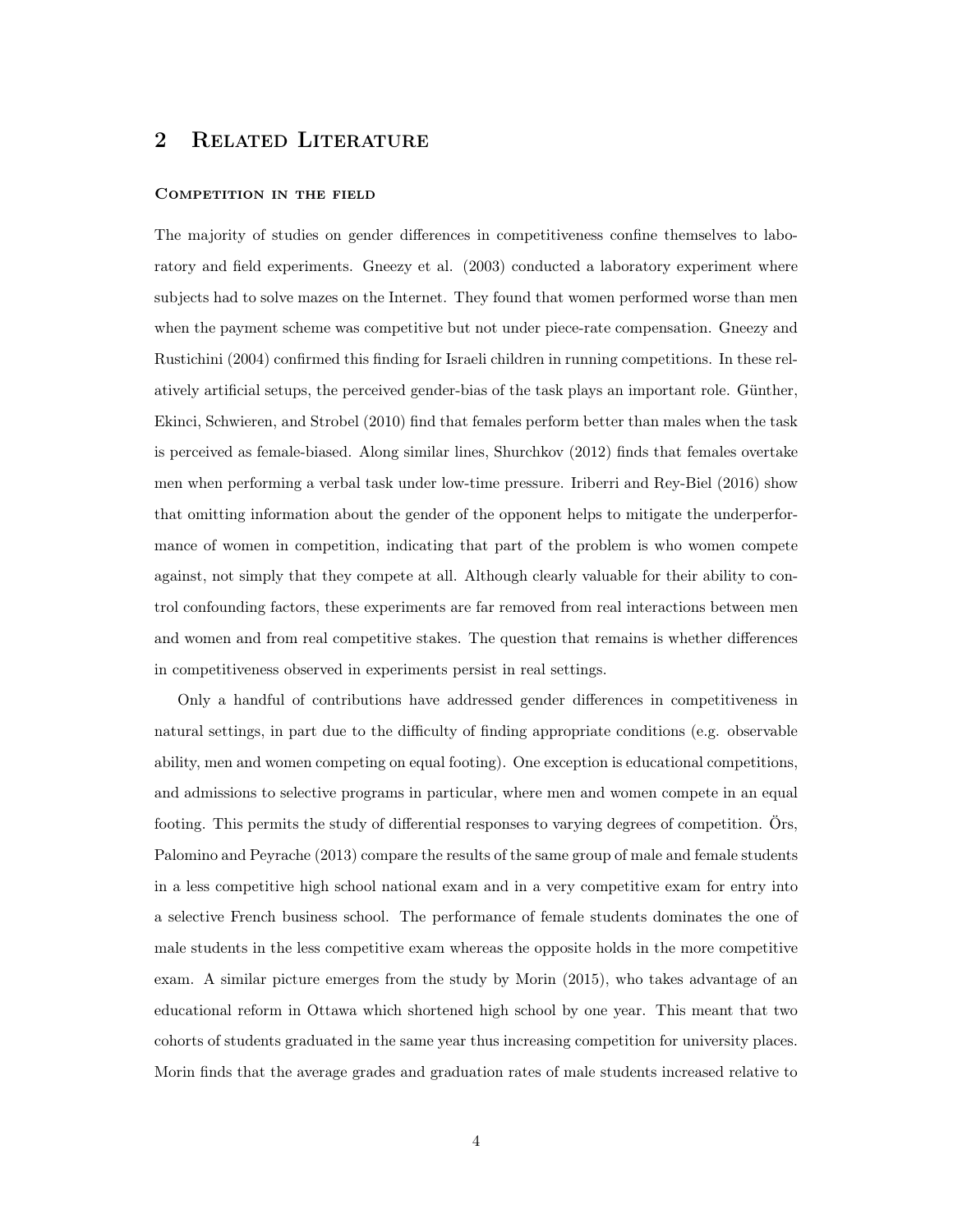## 2 Related Literature

### Competition in the field

The majority of studies on gender differences in competitiveness confine themselves to laboratory and field experiments. Gneezy et al. (2003) conducted a laboratory experiment where subjects had to solve mazes on the Internet. They found that women performed worse than men when the payment scheme was competitive but not under piece-rate compensation. Gneezy and Rustichini (2004) confirmed this finding for Israeli children in running competitions. In these relatively artificial setups, the perceived gender-bias of the task plays an important role. Günther, Ekinci, Schwieren, and Strobel (2010) find that females perform better than males when the task is perceived as female-biased. Along similar lines, Shurchkov (2012) finds that females overtake men when performing a verbal task under low-time pressure. Iriberri and Rey-Biel (2016) show that omitting information about the gender of the opponent helps to mitigate the underperformance of women in competition, indicating that part of the problem is who women compete against, not simply that they compete at all. Although clearly valuable for their ability to control confounding factors, these experiments are far removed from real interactions between men and women and from real competitive stakes. The question that remains is whether differences in competitiveness observed in experiments persist in real settings.

Only a handful of contributions have addressed gender differences in competitiveness in natural settings, in part due to the difficulty of finding appropriate conditions (e.g. observable ability, men and women competing on equal footing). One exception is educational competitions, and admissions to selective programs in particular, where men and women compete in an equal footing. This permits the study of differential responses to varying degrees of competition. Örs, Palomino and Peyrache (2013) compare the results of the same group of male and female students in a less competitive high school national exam and in a very competitive exam for entry into a selective French business school. The performance of female students dominates the one of male students in the less competitive exam whereas the opposite holds in the more competitive exam. A similar picture emerges from the study by Morin (2015), who takes advantage of an educational reform in Ottawa which shortened high school by one year. This meant that two cohorts of students graduated in the same year thus increasing competition for university places. Morin finds that the average grades and graduation rates of male students increased relative to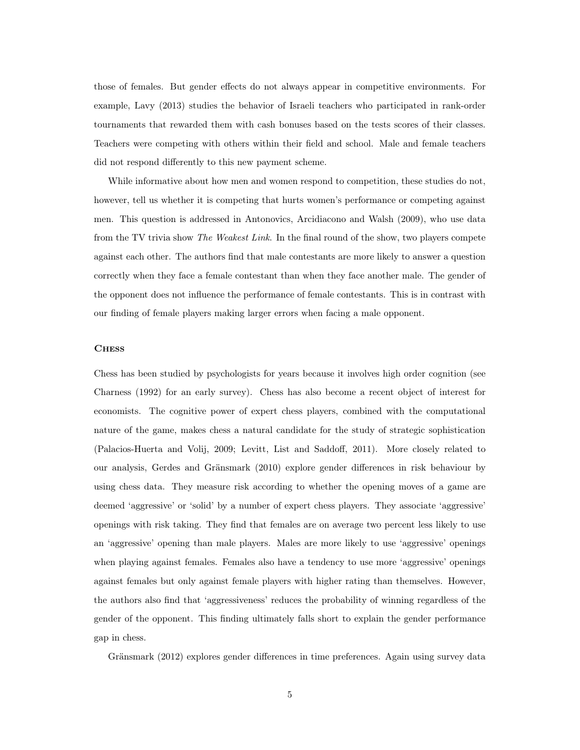those of females. But gender effects do not always appear in competitive environments. For example, Lavy (2013) studies the behavior of Israeli teachers who participated in rank-order tournaments that rewarded them with cash bonuses based on the tests scores of their classes. Teachers were competing with others within their field and school. Male and female teachers did not respond differently to this new payment scheme.

While informative about how men and women respond to competition, these studies do not, however, tell us whether it is competing that hurts women's performance or competing against men. This question is addressed in Antonovics, Arcidiacono and Walsh (2009), who use data from the TV trivia show *The Weakest Link*. In the final round of the show, two players compete against each other. The authors find that male contestants are more likely to answer a question correctly when they face a female contestant than when they face another male. The gender of the opponent does not influence the performance of female contestants. This is in contrast with our finding of female players making larger errors when facing a male opponent.

### Chess

Chess has been studied by psychologists for years because it involves high order cognition (see Charness (1992) for an early survey). Chess has also become a recent object of interest for economists. The cognitive power of expert chess players, combined with the computational nature of the game, makes chess a natural candidate for the study of strategic sophistication (Palacios-Huerta and Volij, 2009; Levitt, List and Saddoff, 2011). More closely related to our analysis, Gerdes and Gränsmark (2010) explore gender differences in risk behaviour by using chess data. They measure risk according to whether the opening moves of a game are deemed 'aggressive' or 'solid' by a number of expert chess players. They associate 'aggressive' openings with risk taking. They find that females are on average two percent less likely to use an 'aggressive' opening than male players. Males are more likely to use 'aggressive' openings when playing against females. Females also have a tendency to use more 'aggressive' openings against females but only against female players with higher rating than themselves. However, the authors also find that 'aggressiveness' reduces the probability of winning regardless of the gender of the opponent. This finding ultimately falls short to explain the gender performance gap in chess.

Gränsmark (2012) explores gender differences in time preferences. Again using survey data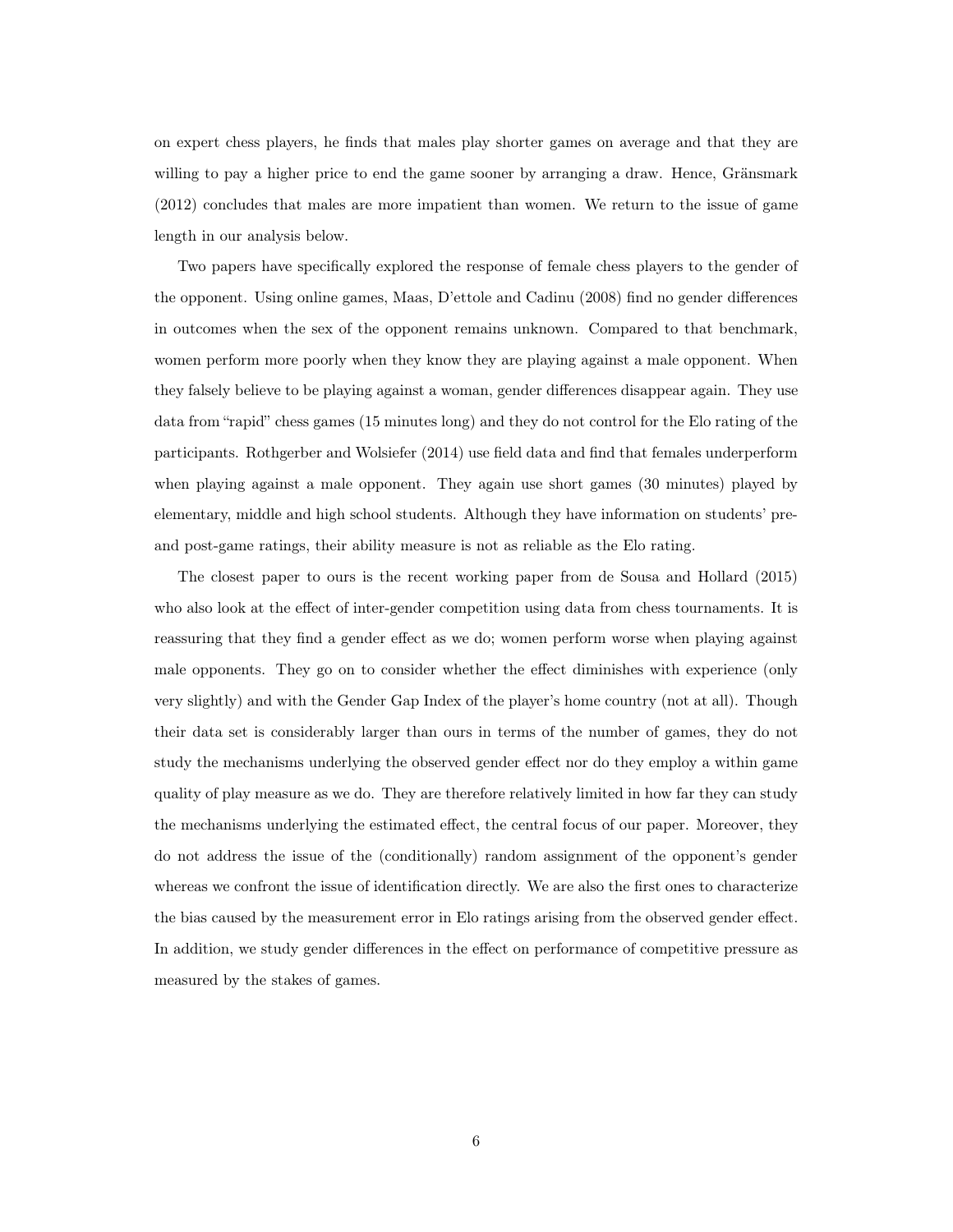on expert chess players, he finds that males play shorter games on average and that they are willing to pay a higher price to end the game sooner by arranging a draw. Hence, Gränsmark (2012) concludes that males are more impatient than women. We return to the issue of game length in our analysis below.

Two papers have specifically explored the response of female chess players to the gender of the opponent. Using online games, Maas, D'ettole and Cadinu (2008) find no gender differences in outcomes when the sex of the opponent remains unknown. Compared to that benchmark, women perform more poorly when they know they are playing against a male opponent. When they falsely believe to be playing against a woman, gender differences disappear again. They use data from "rapid" chess games (15 minutes long) and they do not control for the Elo rating of the participants. Rothgerber and Wolsiefer (2014) use field data and find that females underperform when playing against a male opponent. They again use short games (30 minutes) played by elementary, middle and high school students. Although they have information on students' pre- and post-game ratings, their ability measure is not as reliable as the Elo rating.

The closest paper to ours is the recent working paper from de Sousa and Hollard (2015) who also look at the effect of inter-gender competition using data from chess tournaments. It is reassuring that they find a gender effect as we do; women perform worse when playing against male opponents. They go on to consider whether the effect diminishes with experience (only very slightly) and with the Gender Gap Index of the player's home country (not at all). Though their data set is considerably larger than ours in terms of the number of games, they do not study the mechanisms underlying the observed gender effect nor do they employ a within game quality of play measure as we do. They are therefore relatively limited in how far they can study the mechanisms underlying the estimated effect, the central focus of our paper. Moreover, they do not address the issue of the (conditionally) random assignment of the opponent's gender whereas we confront the issue of identification directly. We are also the first ones to characterize the bias caused by the measurement error in Elo ratings arising from the observed gender effect. In addition, we study gender differences in the effect on performance of competitive pressure as measured by the stakes of games.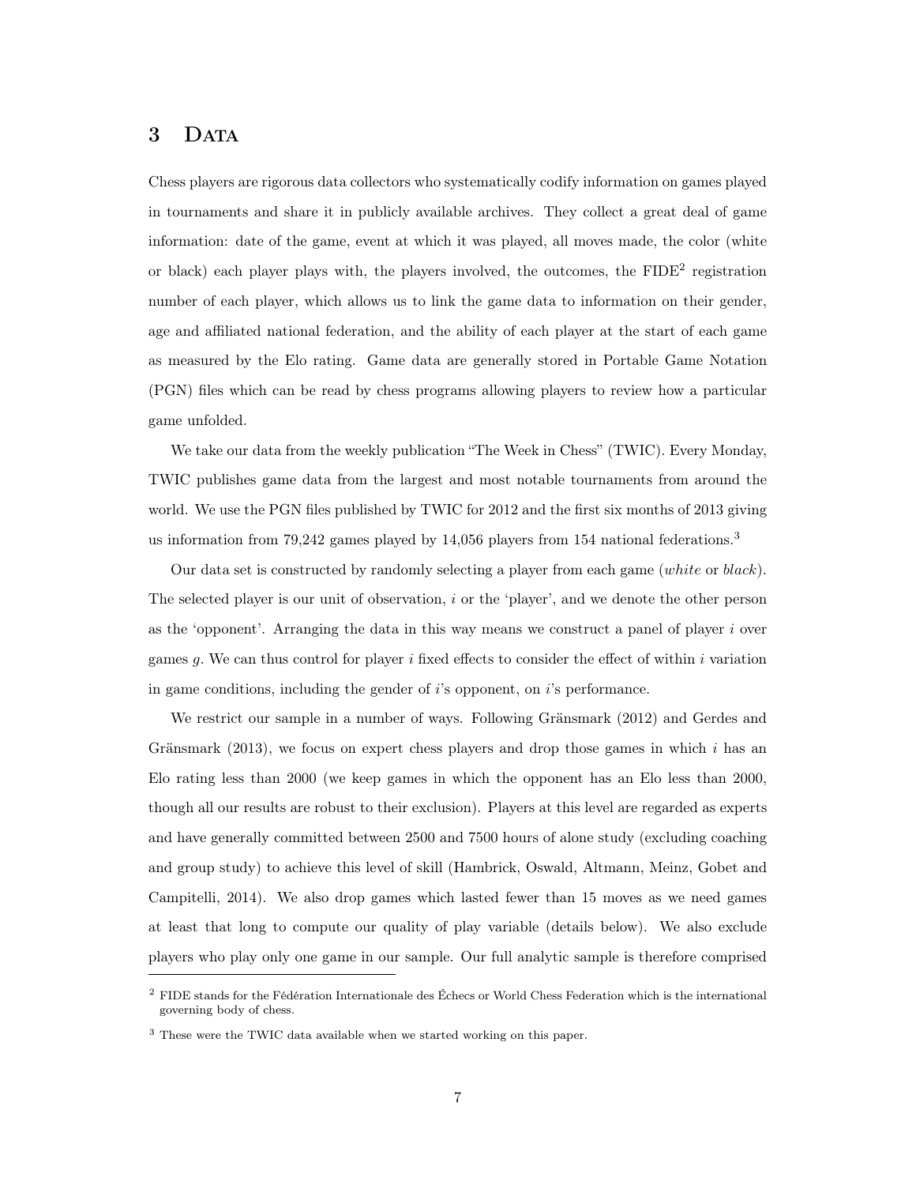# 3 Data

Chess players are rigorous data collectors who systematically codify information on games played in tournaments and share it in publicly available archives. They collect a great deal of game information: date of the game, event at which it was played, all moves made, the color (white or black) each player plays with, the players involved, the outcomes, the FIDE[2] registration number of each player, which allows us to link the game data to information on their gender, age and affiliated national federation, and the ability of each player at the start of each game as measured by the Elo rating. Game data are generally stored in Portable Game Notation (PGN) files which can be read by chess programs allowing players to review how a particular game unfolded.

We take our data from the weekly publication "The Week in Chess" (TWIC). Every Monday, TWIC publishes game data from the largest and most notable tournaments from around the world. We use the PGN files published by TWIC for 2012 and the first six months of 2013 giving us information from 79,242 games played by 14,056 players from 154 national federations.[3]

Our data set is constructed by randomly selecting a player from each game (*white* or *black*). The selected player is our unit of observation, $i$ or the 'player', and we denote the other person as the 'opponent'. Arranging the data in this way means we construct a panel of player $i$ over games $g$. We can thus control for player $i$ fixed effects to consider the effect of within $i$ variation in game conditions, including the gender of $i$'s opponent, on $i$'s performance.

We restrict our sample in a number of ways. Following Gränsmark (2012) and Gerdes and Gränsmark (2013), we focus on expert chess players and drop those games in which $i$ has an Elo rating less than 2000 (we keep games in which the opponent has an Elo less than 2000, though all our results are robust to their exclusion). Players at this level are regarded as experts and have generally committed between 2500 and 7500 hours of alone study (excluding coaching and group study) to achieve this level of skill (Hambrick, Oswald, Altmann, Meinz, Gobet and Campitelli, 2014). We also drop games which lasted fewer than 15 moves as we need games at least that long to compute our quality of play variable (details below). We also exclude players who play only one game in our sample. Our full analytic sample is therefore comprised

---

[2] FIDE stands for the Fédération Internationale des Échecs or World Chess Federation which is the international governing body of chess.

[3] These were the TWIC data available when we started working on this paper.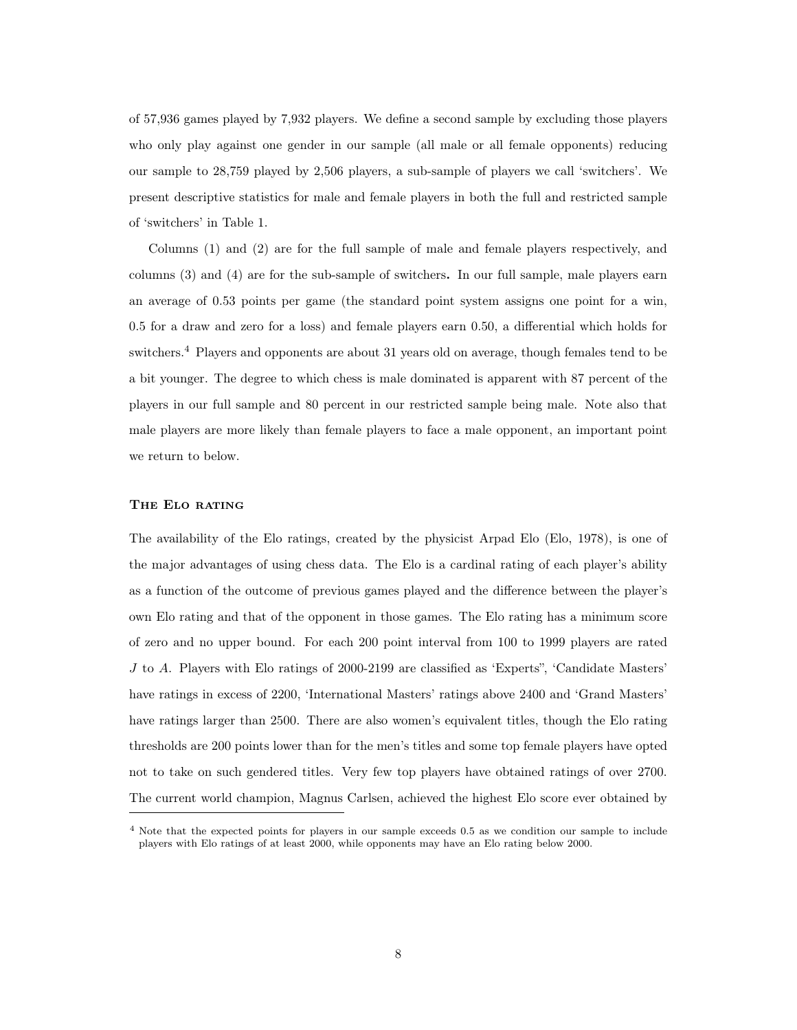of 57,936 games played by 7,932 players. We define a second sample by excluding those players who only play against one gender in our sample (all male or all female opponents) reducing our sample to 28,759 played by 2,506 players, a sub-sample of players we call 'switchers'. We present descriptive statistics for male and female players in both the full and restricted sample of 'switchers' in Table 1.

Columns (1) and (2) are for the full sample of male and female players respectively, and columns (3) and (4) are for the sub-sample of switchers**.** In our full sample, male players earn an average of 0.53 points per game (the standard point system assigns one point for a win, 0.5 for a draw and zero for a loss) and female players earn 0.50, a differential which holds for switchers.[4] Players and opponents are about 31 years old on average, though females tend to be a bit younger. The degree to which chess is male dominated is apparent with 87 percent of the players in our full sample and 80 percent in our restricted sample being male. Note also that male players are more likely than female players to face a male opponent, an important point we return to below.

### The Elo rating

The availability of the Elo ratings, created by the physicist Arpad Elo (Elo, 1978), is one of the major advantages of using chess data. The Elo is a cardinal rating of each player's ability as a function of the outcome of previous games played and the difference between the player's own Elo rating and that of the opponent in those games. The Elo rating has a minimum score of zero and no upper bound. For each 200 point interval from 100 to 1999 players are rated $J$ to $A$. Players with Elo ratings of 2000-2199 are classified as 'Experts", 'Candidate Masters' have ratings in excess of 2200, 'International Masters' ratings above 2400 and 'Grand Masters' have ratings larger than 2500. There are also women's equivalent titles, though the Elo rating thresholds are 200 points lower than for the men's titles and some top female players have opted not to take on such gendered titles. Very few top players have obtained ratings of over 2700. The current world champion, Magnus Carlsen, achieved the highest Elo score ever obtained by

[4] Note that the expected points for players in our sample exceeds 0.5 as we condition our sample to include players with Elo ratings of at least 2000, while opponents may have an Elo rating below 2000.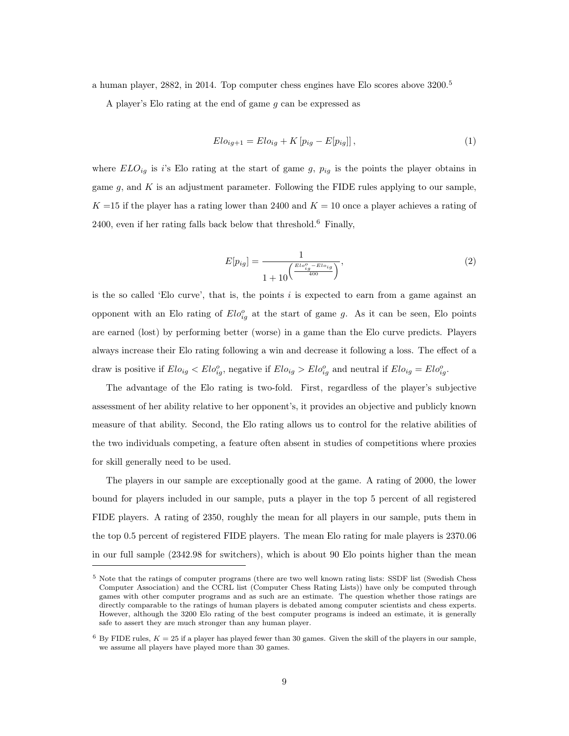a human player, 2882, in 2014. Top computer chess engines have Elo scores above 3200.[5]

A player's Elo rating at the end of game $g$ can be expressed as

$$Elo_{ig+1} = Elo_{ig} + K\left[p_{ig} - E[p_{ig}]\right], \tag{1}$$

where $ELO_{ig}$ is $i$'s Elo rating at the start of game $g$, $p_{ig}$ is the points the player obtains in game $g$, and $K$ is an adjustment parameter. Following the FIDE rules applying to our sample, $K$ =15 if the player has a rating lower than 2400 and $K = 10$ once a player achieves a rating of 2400, even if her rating falls back below that threshold.[6] Finally,

$$E[p_{ig}] = \frac{1}{1 + 10^{\left(\frac{Elo^o_{ig} - Elo_{ig}}{400}\right)}}, \tag{2}$$

is the so called 'Elo curve', that is, the points $i$ is expected to earn from a game against an opponent with an Elo rating of $Elo^o_{ig}$ at the start of game $g$. As it can be seen, Elo points are earned (lost) by performing better (worse) in a game than the Elo curve predicts. Players always increase their Elo rating following a win and decrease it following a loss. The effect of a draw is positive if $Elo_{ig} < Elo^o_{ig}$, negative if $Elo_{ig} > Elo^o_{ig}$ and neutral if $Elo_{ig} = Elo^o_{ig}$.

The advantage of the Elo rating is two-fold. First, regardless of the player's subjective assessment of her ability relative to her opponent's, it provides an objective and publicly known measure of that ability. Second, the Elo rating allows us to control for the relative abilities of the two individuals competing, a feature often absent in studies of competitions where proxies for skill generally need to be used.

The players in our sample are exceptionally good at the game. A rating of 2000, the lower bound for players included in our sample, puts a player in the top 5 percent of all registered FIDE players. A rating of 2350, roughly the mean for all players in our sample, puts them in the top 0.5 percent of registered FIDE players. The mean Elo rating for male players is 2370.06 in our full sample (2342.98 for switchers), which is about 90 Elo points higher than the mean

[5] Note that the ratings of computer programs (there are two well known rating lists: SSDF list (Swedish Chess Computer Association) and the CCRL list (Computer Chess Rating Lists)) have only be computed through games with other computer programs and as such are an estimate. The question whether those ratings are directly comparable to the ratings of human players is debated among computer scientists and chess experts. However, although the 3200 Elo rating of the best computer programs is indeed an estimate, it is generally safe to assert they are much stronger than any human player.

[6] By FIDE rules, $K = 25$ if a player has played fewer than 30 games. Given the skill of the players in our sample, we assume all players have played more than 30 games.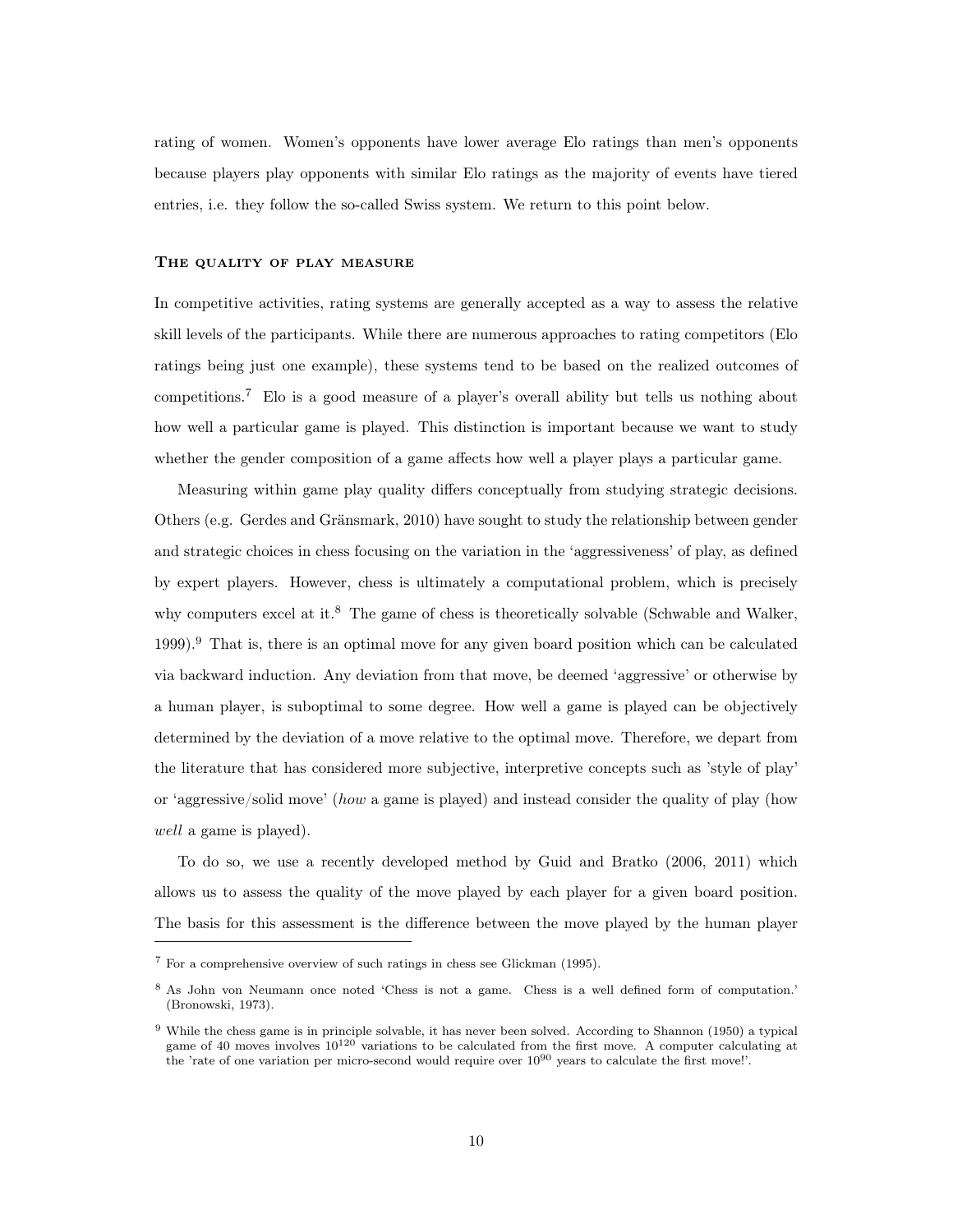rating of women. Women's opponents have lower average Elo ratings than men's opponents because players play opponents with similar Elo ratings as the majority of events have tiered entries, i.e. they follow the so-called Swiss system. We return to this point below.

### The quality of play measure

In competitive activities, rating systems are generally accepted as a way to assess the relative skill levels of the participants. While there are numerous approaches to rating competitors (Elo ratings being just one example), these systems tend to be based on the realized outcomes of competitions.[7] Elo is a good measure of a player's overall ability but tells us nothing about how well a particular game is played. This distinction is important because we want to study whether the gender composition of a game affects how well a player plays a particular game.

Measuring within game play quality differs conceptually from studying strategic decisions. Others (e.g. Gerdes and Gränsmark, 2010) have sought to study the relationship between gender and strategic choices in chess focusing on the variation in the 'aggressiveness' of play, as defined by expert players. However, chess is ultimately a computational problem, which is precisely why computers excel at it.[8] The game of chess is theoretically solvable (Schwable and Walker, 1999).[9] That is, there is an optimal move for any given board position which can be calculated via backward induction. Any deviation from that move, be deemed 'aggressive' or otherwise by a human player, is suboptimal to some degree. How well a game is played can be objectively determined by the deviation of a move relative to the optimal move. Therefore, we depart from the literature that has considered more subjective, interpretive concepts such as 'style of play' or 'aggressive/solid move' (*how* a game is played) and instead consider the quality of play (how *well* a game is played).

To do so, we use a recently developed method by Guid and Bratko (2006, 2011) which allows us to assess the quality of the move played by each player for a given board position. The basis for this assessment is the difference between the move played by the human player

---

[7] For a comprehensive overview of such ratings in chess see Glickman (1995).

[8] As John von Neumann once noted 'Chess is not a game. Chess is a well defined form of computation.' (Bronowski, 1973).

[9] While the chess game is in principle solvable, it has never been solved. According to Shannon (1950) a typical game of 40 moves involves $10^{120}$ variations to be calculated from the first move. A computer calculating at the 'rate of one variation per micro-second would require over $10^{90}$ years to calculate the first move!'.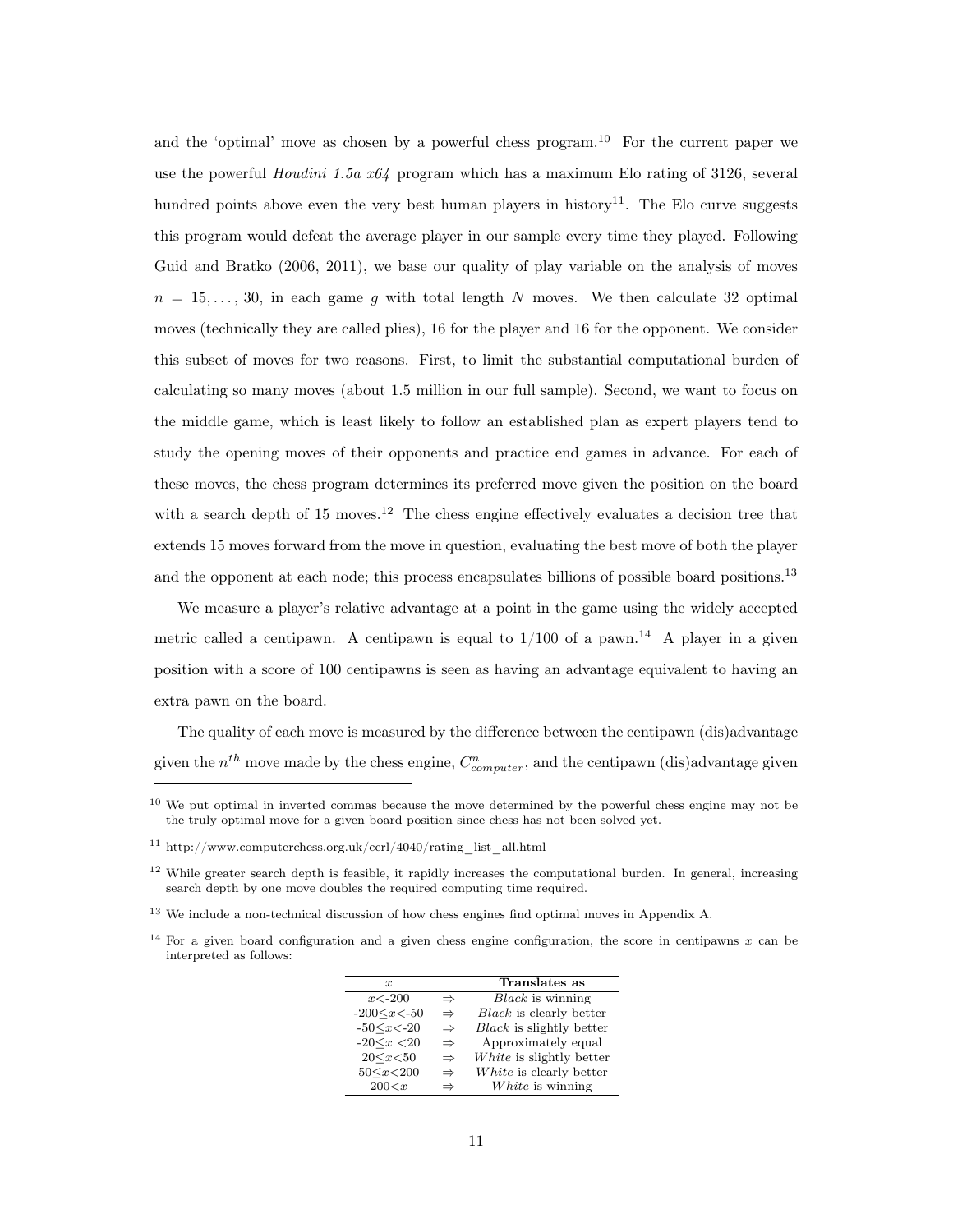and the 'optimal' move as chosen by a powerful chess program.[10] For the current paper we use the powerful *Houdini 1.5a x64* program which has a maximum Elo rating of 3126, several hundred points above even the very best human players in history[11]. The Elo curve suggests this program would defeat the average player in our sample every time they played. Following Guid and Bratko (2006, 2011), we base our quality of play variable on the analysis of moves $n = 15, \ldots, 30$, in each game $g$ with total length $N$ moves. We then calculate 32 optimal moves (technically they are called plies), 16 for the player and 16 for the opponent. We consider this subset of moves for two reasons. First, to limit the substantial computational burden of calculating so many moves (about 1.5 million in our full sample). Second, we want to focus on the middle game, which is least likely to follow an established plan as expert players tend to study the opening moves of their opponents and practice end games in advance. For each of these moves, the chess program determines its preferred move given the position on the board with a search depth of 15 moves.[12] The chess engine effectively evaluates a decision tree that extends 15 moves forward from the move in question, evaluating the best move of both the player and the opponent at each node; this process encapsulates billions of possible board positions.[13]

We measure a player's relative advantage at a point in the game using the widely accepted metric called a centipawn. A centipawn is equal to 1/100 of a pawn.[14] A player in a given position with a score of 100 centipawns is seen as having an advantage equivalent to having an extra pawn on the board.

The quality of each move is measured by the difference between the centipawn (dis)advantage given the $n^{th}$ move made by the chess engine, $C^{n}_{computer}$, and the centipawn (dis)advantage given

---

[10] We put optimal in inverted commas because the move determined by the powerful chess engine may not be the truly optimal move for a given board position since chess has not been solved yet.

[11] http://www.computerchess.org.uk/ccrl/4040/rating_list_all.html

[12] While greater search depth is feasible, it rapidly increases the computational burden. In general, increasing search depth by one move doubles the required computing time required.

[13] We include a non-technical discussion of how chess engines find optimal moves in Appendix A.

[14] For a given board configuration and a given chess engine configuration, the score in centipawns $x$ can be interpreted as follows:

| $x$ | | **Translates as** |
|---|---|---|
| $x<-200$ | $\Rightarrow$ | *Black* is winning |
| $-200\leq x<-50$ | $\Rightarrow$ | *Black* is clearly better |
| $-50\leq x<-20$ | $\Rightarrow$ | *Black* is slightly better |
| $-20\leq x<20$ | $\Rightarrow$ | Approximately equal |
| $20\leq x<50$ | $\Rightarrow$ | *White* is slightly better |
| $50\leq x<200$ | $\Rightarrow$ | *White* is clearly better |
| $200<x$ | $\Rightarrow$ | *White* is winning |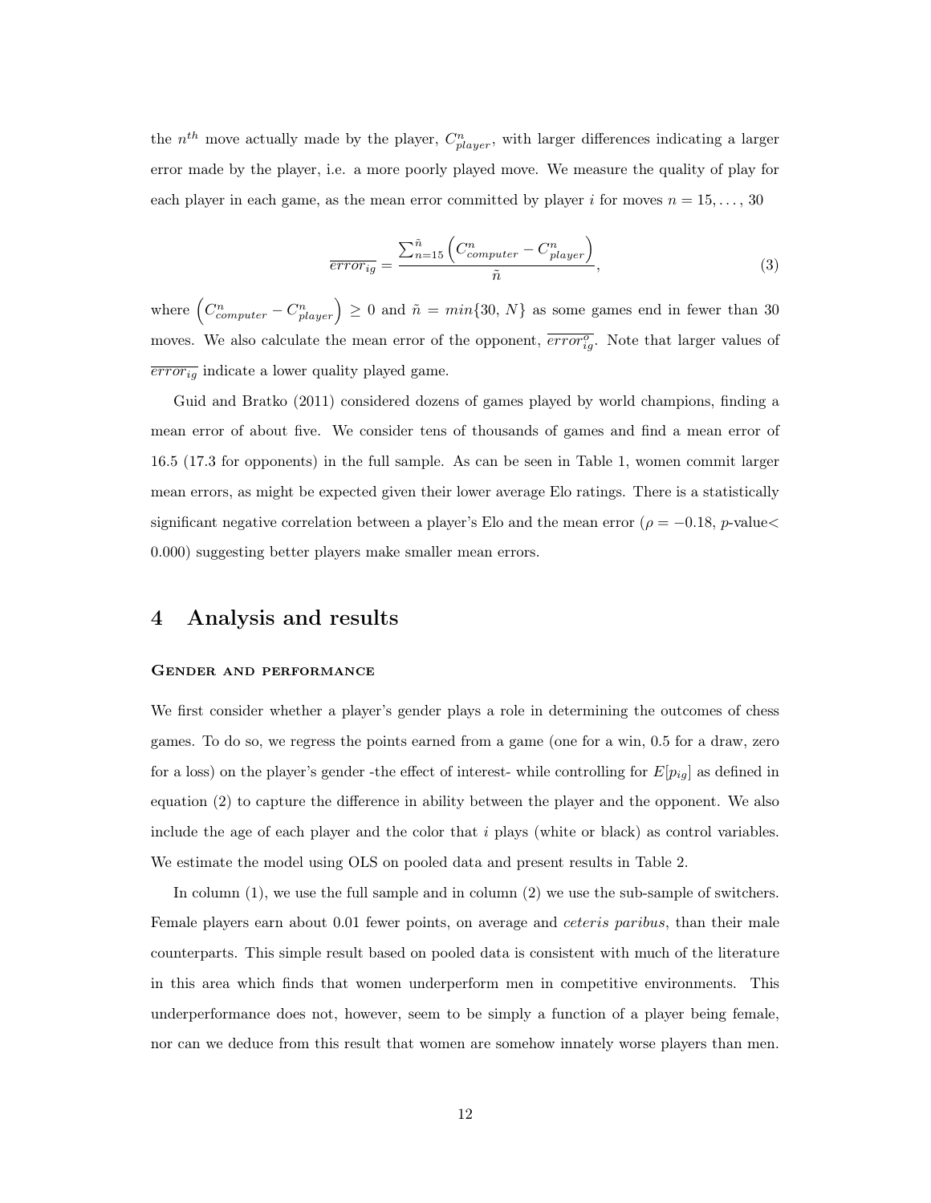the $n^{th}$ move actually made by the player, $C^n_{player}$, with larger differences indicating a larger error made by the player, i.e. a more poorly played move. We measure the quality of play for each player in each game, as the mean error committed by player $i$ for moves $n = 15, \ldots, 30$

$$\overline{error_{ig}} = \frac{\sum_{n=15}^{\tilde{n}} \left( C^n_{computer} - C^n_{player} \right)}{\tilde{n}}, \tag{3}$$

where $\left( C^n_{computer} - C^n_{player} \right) \geq 0$ and $\tilde{n} = min\{30, N\}$ as some games end in fewer than 30 moves. We also calculate the mean error of the opponent, $\overline{error^o_{ig}}$. Note that larger values of $\overline{error_{ig}}$ indicate a lower quality played game.

Guid and Bratko (2011) considered dozens of games played by world champions, finding a mean error of about five. We consider tens of thousands of games and find a mean error of 16.5 (17.3 for opponents) in the full sample. As can be seen in Table 1, women commit larger mean errors, as might be expected given their lower average Elo ratings. There is a statistically significant negative correlation between a player's Elo and the mean error ($\rho = -0.18$, $p$-value$<$ 0.000) suggesting better players make smaller mean errors.

# 4 Analysis and results

### Gender and performance

We first consider whether a player's gender plays a role in determining the outcomes of chess games. To do so, we regress the points earned from a game (one for a win, 0.5 for a draw, zero for a loss) on the player's gender -the effect of interest- while controlling for $E[p_{ig}]$ as defined in equation (2) to capture the difference in ability between the player and the opponent. We also include the age of each player and the color that $i$ plays (white or black) as control variables. We estimate the model using OLS on pooled data and present results in Table 2.

In column (1), we use the full sample and in column (2) we use the sub-sample of switchers. Female players earn about 0.01 fewer points, on average and *ceteris paribus*, than their male counterparts. This simple result based on pooled data is consistent with much of the literature in this area which finds that women underperform men in competitive environments. This underperformance does not, however, seem to be simply a function of a player being female, nor can we deduce from this result that women are somehow innately worse players than men.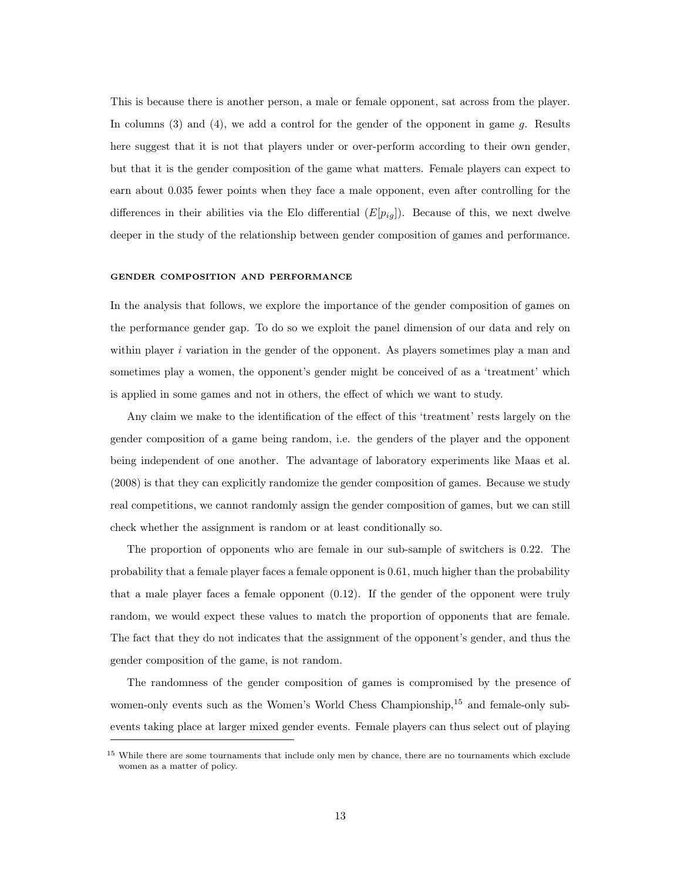This is because there is another person, a male or female opponent, sat across from the player. In columns (3) and (4), we add a control for the gender of the opponent in game $g$. Results here suggest that it is not that players under or over-perform according to their own gender, but that it is the gender composition of the game what matters. Female players can expect to earn about 0.035 fewer points when they face a male opponent, even after controlling for the differences in their abilities via the Elo differential ($E[p_{ig}]$). Because of this, we next dwelve deeper in the study of the relationship between gender composition of games and performance.

#### GENDER COMPOSITION AND PERFORMANCE

In the analysis that follows, we explore the importance of the gender composition of games on the performance gender gap. To do so we exploit the panel dimension of our data and rely on within player $i$ variation in the gender of the opponent. As players sometimes play a man and sometimes play a women, the opponent's gender might be conceived of as a 'treatment' which is applied in some games and not in others, the effect of which we want to study.

Any claim we make to the identification of the effect of this 'treatment' rests largely on the gender composition of a game being random, i.e. the genders of the player and the opponent being independent of one another. The advantage of laboratory experiments like Maas et al. (2008) is that they can explicitly randomize the gender composition of games. Because we study real competitions, we cannot randomly assign the gender composition of games, but we can still check whether the assignment is random or at least conditionally so.

The proportion of opponents who are female in our sub-sample of switchers is 0.22. The probability that a female player faces a female opponent is 0.61, much higher than the probability that a male player faces a female opponent (0.12). If the gender of the opponent were truly random, we would expect these values to match the proportion of opponents that are female. The fact that they do not indicates that the assignment of the opponent's gender, and thus the gender composition of the game, is not random.

The randomness of the gender composition of games is compromised by the presence of women-only events such as the Women's World Chess Championship,[15] and female-only sub-events taking place at larger mixed gender events. Female players can thus select out of playing

[15] While there are some tournaments that include only men by chance, there are no tournaments which exclude women as a matter of policy.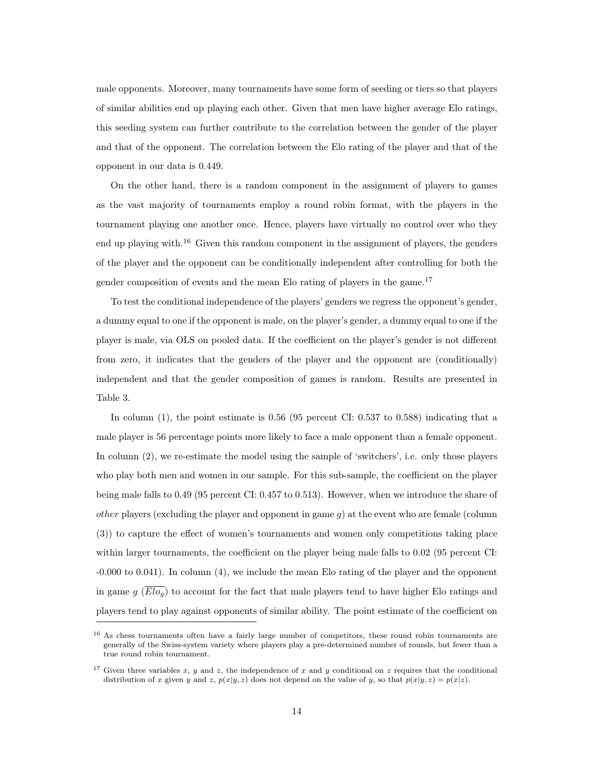male opponents. Moreover, many tournaments have some form of seeding or tiers so that players of similar abilities end up playing each other. Given that men have higher average Elo ratings, this seeding system can further contribute to the correlation between the gender of the player and that of the opponent. The correlation between the Elo rating of the player and that of the opponent in our data is 0.449.

On the other hand, there is a random component in the assignment of players to games as the vast majority of tournaments employ a round robin format, with the players in the tournament playing one another once. Hence, players have virtually no control over who they end up playing with.[16] Given this random component in the assignment of players, the genders of the player and the opponent can be conditionally independent after controlling for both the gender composition of events and the mean Elo rating of players in the game.[17]

To test the conditional independence of the players' genders we regress the opponent's gender, a dummy equal to one if the opponent is male, on the player's gender, a dummy equal to one if the player is male, via OLS on pooled data. If the coefficient on the player's gender is not different from zero, it indicates that the genders of the player and the opponent are (conditionally) independent and that the gender composition of games is random. Results are presented in Table 3.

In column (1), the point estimate is 0.56 (95 percent CI: 0.537 to 0.588) indicating that a male player is 56 percentage points more likely to face a male opponent than a female opponent. In column (2), we re-estimate the model using the sample of 'switchers', i.e. only those players who play both men and women in our sample. For this sub-sample, the coefficient on the player being male falls to 0.49 (95 percent CI: 0.457 to 0.513). However, when we introduce the share of *other* players (excluding the player and opponent in game $g$) at the event who are female (column (3)) to capture the effect of women's tournaments and women only competitions taking place within larger tournaments, the coefficient on the player being male falls to 0.02 (95 percent CI: -0.000 to 0.041). In column (4), we include the mean Elo rating of the player and the opponent in game $g$ ($\overline{Elo_g}$) to account for the fact that male players tend to have higher Elo ratings and players tend to play against opponents of similar ability. The point estimate of the coefficient on

---

[16] As chess tournaments often have a fairly large number of competitors, these round robin tournaments are generally of the Swiss-system variety where players play a pre-determined number of rounds, but fewer than a true round robin tournament.

[17] Given three variables $x$, $y$ and $z$, the independence of $x$ and $y$ conditional on $z$ requires that the conditional distribution of $x$ given $y$ and $z$, $p(x|y,z)$ does not depend on the value of $y$, so that $p(x|y,z) = p(x|z)$.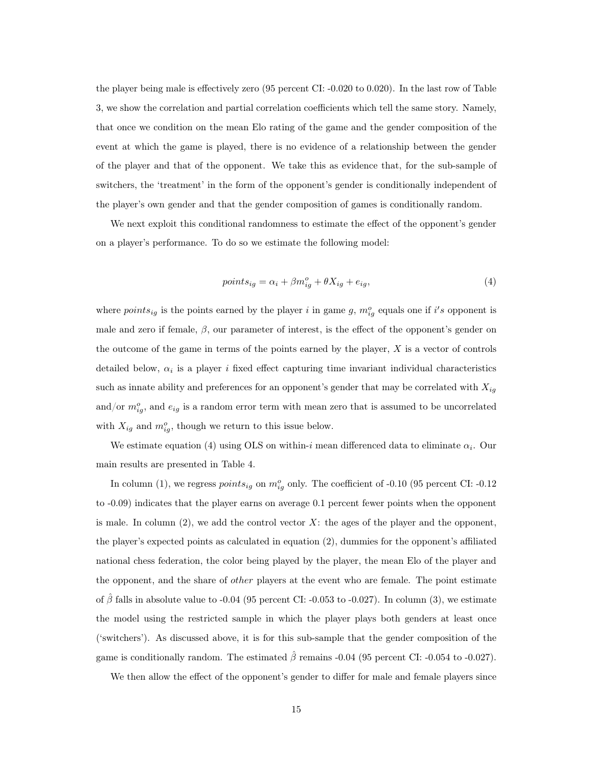the player being male is effectively zero (95 percent CI: -0.020 to 0.020). In the last row of Table 3, we show the correlation and partial correlation coefficients which tell the same story. Namely, that once we condition on the mean Elo rating of the game and the gender composition of the event at which the game is played, there is no evidence of a relationship between the gender of the player and that of the opponent. We take this as evidence that, for the sub-sample of switchers, the 'treatment' in the form of the opponent's gender is conditionally independent of the player's own gender and that the gender composition of games is conditionally random.

We next exploit this conditional randomness to estimate the effect of the opponent's gender on a player's performance. To do so we estimate the following model:

$$points_{ig} = \alpha_i + \beta m^o_{ig} + \theta X_{ig} + e_{ig}, \tag{4}$$

where $points_{ig}$ is the points earned by the player $i$ in game $g$, $m^o_{ig}$ equals one if $i's$ opponent is male and zero if female, $\beta$, our parameter of interest, is the effect of the opponent's gender on the outcome of the game in terms of the points earned by the player, $X$ is a vector of controls detailed below, $\alpha_i$ is a player $i$ fixed effect capturing time invariant individual characteristics such as innate ability and preferences for an opponent's gender that may be correlated with $X_{ig}$ and/or $m^o_{ig}$, and $e_{ig}$ is a random error term with mean zero that is assumed to be uncorrelated with $X_{ig}$ and $m^o_{ig}$, though we return to this issue below.

We estimate equation (4) using OLS on within-$i$ mean differenced data to eliminate $\alpha_i$. Our main results are presented in Table 4.

In column (1), we regress $points_{ig}$ on $m^o_{ig}$ only. The coefficient of -0.10 (95 percent CI: -0.12 to -0.09) indicates that the player earns on average 0.1 percent fewer points when the opponent is male. In column (2), we add the control vector $X$: the ages of the player and the opponent, the player's expected points as calculated in equation (2), dummies for the opponent's affiliated national chess federation, the color being played by the player, the mean Elo of the player and the opponent, and the share of *other* players at the event who are female. The point estimate of $\hat{\beta}$ falls in absolute value to -0.04 (95 percent CI: -0.053 to -0.027). In column (3), we estimate the model using the restricted sample in which the player plays both genders at least once ('switchers'). As discussed above, it is for this sub-sample that the gender composition of the game is conditionally random. The estimated $\hat{\beta}$ remains -0.04 (95 percent CI: -0.054 to -0.027).

We then allow the effect of the opponent's gender to differ for male and female players since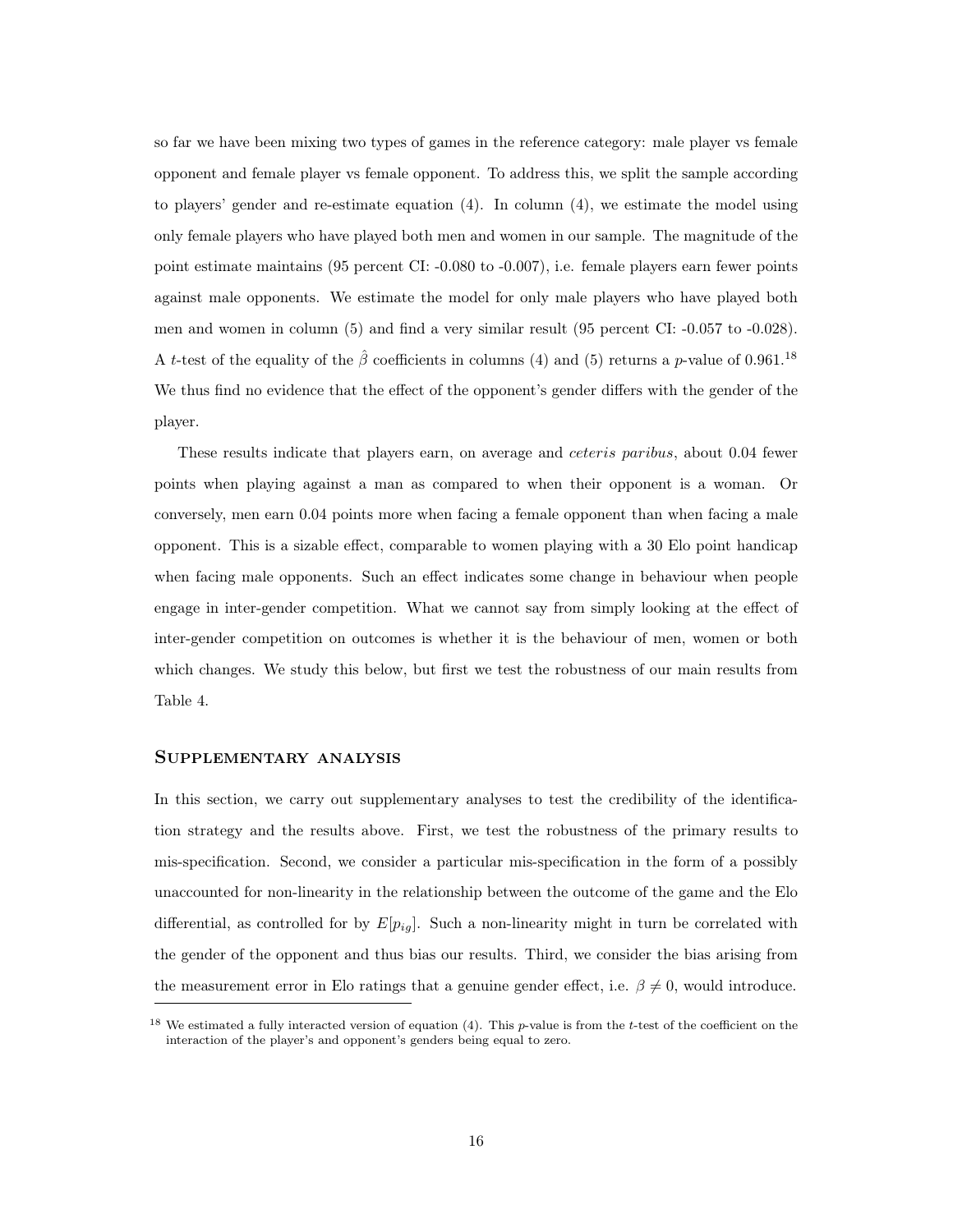so far we have been mixing two types of games in the reference category: male player vs female opponent and female player vs female opponent. To address this, we split the sample according to players' gender and re-estimate equation (4). In column (4), we estimate the model using only female players who have played both men and women in our sample. The magnitude of the point estimate maintains (95 percent CI: -0.080 to -0.007), i.e. female players earn fewer points against male opponents. We estimate the model for only male players who have played both men and women in column (5) and find a very similar result (95 percent CI: -0.057 to -0.028). A $t$-test of the equality of the $\hat{\beta}$ coefficients in columns (4) and (5) returns a $p$-value of 0.961.[18] We thus find no evidence that the effect of the opponent's gender differs with the gender of the player.

These results indicate that players earn, on average and *ceteris paribus*, about 0.04 fewer points when playing against a man as compared to when their opponent is a woman. Or conversely, men earn 0.04 points more when facing a female opponent than when facing a male opponent. This is a sizable effect, comparable to women playing with a 30 Elo point handicap when facing male opponents. Such an effect indicates some change in behaviour when people engage in inter-gender competition. What we cannot say from simply looking at the effect of inter-gender competition on outcomes is whether it is the behaviour of men, women or both which changes. We study this below, but first we test the robustness of our main results from Table 4.

## Supplementary analysis

In this section, we carry out supplementary analyses to test the credibility of the identification strategy and the results above. First, we test the robustness of the primary results to mis-specification. Second, we consider a particular mis-specification in the form of a possibly unaccounted for non-linearity in the relationship between the outcome of the game and the Elo differential, as controlled for by $E[p_{ig}]$. Such a non-linearity might in turn be correlated with the gender of the opponent and thus bias our results. Third, we consider the bias arising from the measurement error in Elo ratings that a genuine gender effect, i.e. $\beta \neq 0$, would introduce.

[18] We estimated a fully interacted version of equation (4). This $p$-value is from the $t$-test of the coefficient on the interaction of the player's and opponent's genders being equal to zero.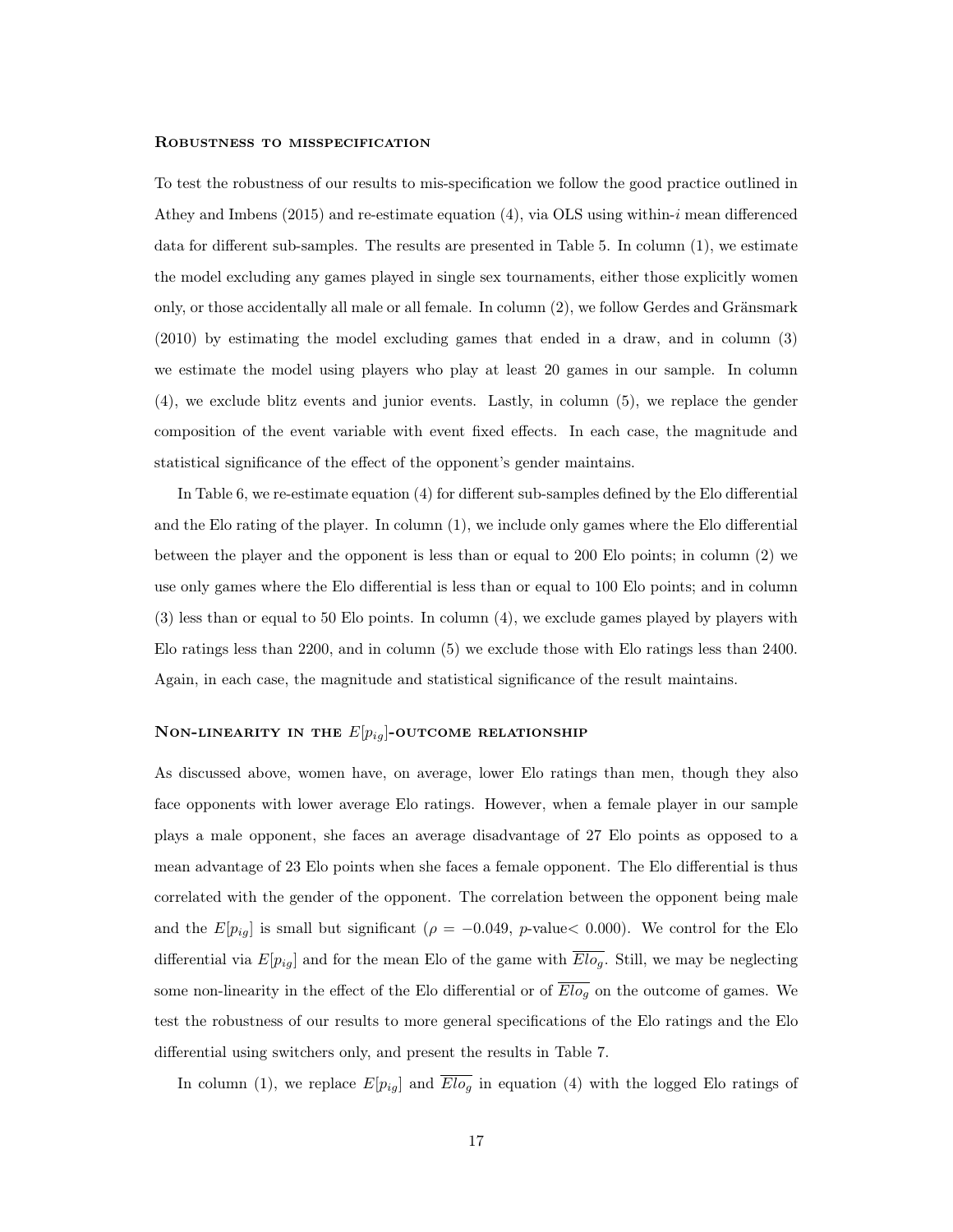### Robustness to misspecification

To test the robustness of our results to mis-specification we follow the good practice outlined in Athey and Imbens (2015) and re-estimate equation (4), via OLS using within-$i$ mean differenced data for different sub-samples. The results are presented in Table 5. In column (1), we estimate the model excluding any games played in single sex tournaments, either those explicitly women only, or those accidentally all male or all female. In column (2), we follow Gerdes and Gränsmark (2010) by estimating the model excluding games that ended in a draw, and in column (3) we estimate the model using players who play at least 20 games in our sample. In column (4), we exclude blitz events and junior events. Lastly, in column (5), we replace the gender composition of the event variable with event fixed effects. In each case, the magnitude and statistical significance of the effect of the opponent's gender maintains.

In Table 6, we re-estimate equation (4) for different sub-samples defined by the Elo differential and the Elo rating of the player. In column (1), we include only games where the Elo differential between the player and the opponent is less than or equal to 200 Elo points; in column (2) we use only games where the Elo differential is less than or equal to 100 Elo points; and in column (3) less than or equal to 50 Elo points. In column (4), we exclude games played by players with Elo ratings less than 2200, and in column (5) we exclude those with Elo ratings less than 2400. Again, in each case, the magnitude and statistical significance of the result maintains.

### Non-linearity in the $E[p_{ig}]$-outcome relationship

As discussed above, women have, on average, lower Elo ratings than men, though they also face opponents with lower average Elo ratings. However, when a female player in our sample plays a male opponent, she faces an average disadvantage of 27 Elo points as opposed to a mean advantage of 23 Elo points when she faces a female opponent. The Elo differential is thus correlated with the gender of the opponent. The correlation between the opponent being male and the $E[p_{ig}]$ is small but significant ($\rho = -0.049$, $p$-value$< 0.000$). We control for the Elo differential via $E[p_{ig}]$ and for the mean Elo of the game with $\overline{Elo_g}$. Still, we may be neglecting some non-linearity in the effect of the Elo differential or of $\overline{Elo_g}$ on the outcome of games. We test the robustness of our results to more general specifications of the Elo ratings and the Elo differential using switchers only, and present the results in Table 7.

In column (1), we replace $E[p_{ig}]$ and $\overline{Elo_g}$ in equation (4) with the logged Elo ratings of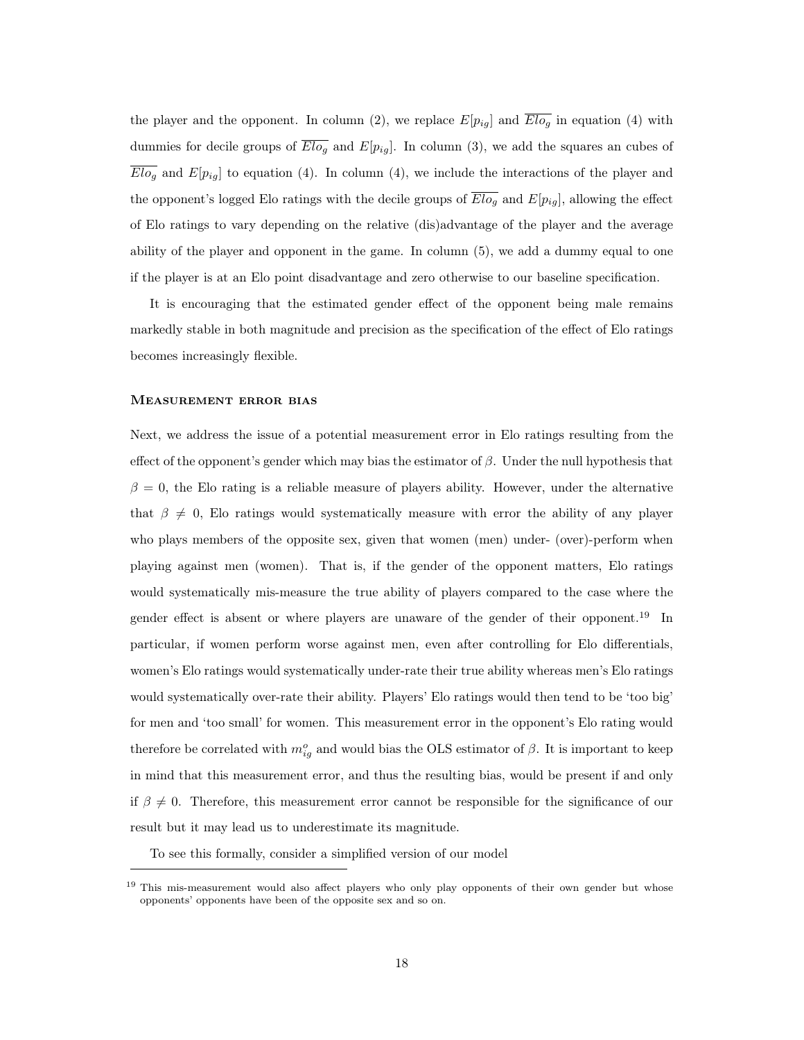the player and the opponent. In column (2), we replace $E[p_{ig}]$ and $\overline{Elo_g}$ in equation (4) with dummies for decile groups of $\overline{Elo_g}$ and $E[p_{ig}]$. In column (3), we add the squares an cubes of $\overline{Elo_g}$ and $E[p_{ig}]$ to equation (4). In column (4), we include the interactions of the player and the opponent's logged Elo ratings with the decile groups of $\overline{Elo_g}$ and $E[p_{ig}]$, allowing the effect of Elo ratings to vary depending on the relative (dis)advantage of the player and the average ability of the player and opponent in the game. In column (5), we add a dummy equal to one if the player is at an Elo point disadvantage and zero otherwise to our baseline specification.

It is encouraging that the estimated gender effect of the opponent being male remains markedly stable in both magnitude and precision as the specification of the effect of Elo ratings becomes increasingly flexible.

### Measurement error bias

Next, we address the issue of a potential measurement error in Elo ratings resulting from the effect of the opponent's gender which may bias the estimator of $\beta$. Under the null hypothesis that $\beta = 0$, the Elo rating is a reliable measure of players ability. However, under the alternative that $\beta \neq 0$, Elo ratings would systematically measure with error the ability of any player who plays members of the opposite sex, given that women (men) under- (over)-perform when playing against men (women). That is, if the gender of the opponent matters, Elo ratings would systematically mis-measure the true ability of players compared to the case where the gender effect is absent or where players are unaware of the gender of their opponent.[19] In particular, if women perform worse against men, even after controlling for Elo differentials, women's Elo ratings would systematically under-rate their true ability whereas men's Elo ratings would systematically over-rate their ability. Players' Elo ratings would then tend to be 'too big' for men and 'too small' for women. This measurement error in the opponent's Elo rating would therefore be correlated with $m^o_{ig}$ and would bias the OLS estimator of $\beta$. It is important to keep in mind that this measurement error, and thus the resulting bias, would be present if and only if $\beta \neq 0$. Therefore, this measurement error cannot be responsible for the significance of our result but it may lead us to underestimate its magnitude.

To see this formally, consider a simplified version of our model

[19] This mis-measurement would also affect players who only play opponents of their own gender but whose opponents' opponents have been of the opposite sex and so on.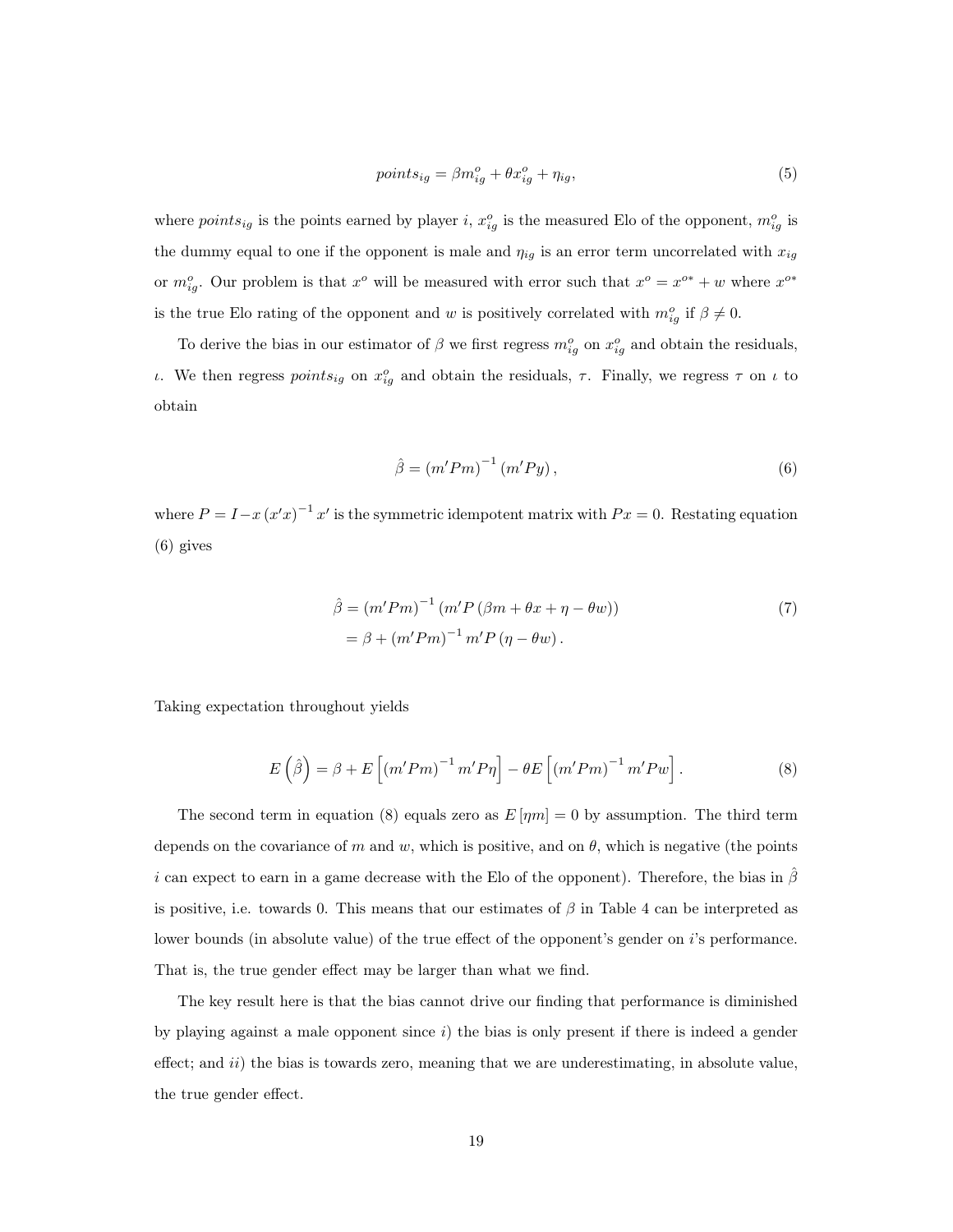$$points_{ig} = \beta m^o_{ig} + \theta x^o_{ig} + \eta_{ig}, \tag{5}$$

where $points_{ig}$ is the points earned by player $i$, $x^o_{ig}$ is the measured Elo of the opponent, $m^o_{ig}$ is the dummy equal to one if the opponent is male and $\eta_{ig}$ is an error term uncorrelated with $x_{ig}$ or $m^o_{ig}$. Our problem is that $x^o$ will be measured with error such that $x^o = x^{o*} + w$ where $x^{o*}$ is the true Elo rating of the opponent and $w$ is positively correlated with $m^o_{ig}$ if $\beta \neq 0$.

To derive the bias in our estimator of $\beta$ we first regress $m^o_{ig}$ on $x^o_{ig}$ and obtain the residuals, $\iota$. We then regress $points_{ig}$ on $x^o_{ig}$ and obtain the residuals, $\tau$. Finally, we regress $\tau$ on $\iota$ to obtain

$$\hat{\beta} = \left(m'Pm\right)^{-1}\left(m'Py\right), \tag{6}$$

where $P = I - x\left(x'x\right)^{-1}x'$ is the symmetric idempotent matrix with $Px = 0$. Restating equation (6) gives

$$\begin{aligned}\hat{\beta} &= \left(m'Pm\right)^{-1}\left(m'P\left(\beta m + \theta x + \eta - \theta w\right)\right) \\ &= \beta + \left(m'Pm\right)^{-1}m'P\left(\eta - \theta w\right).\end{aligned} \tag{7}$$

Taking expectation throughout yields

$$E\left(\hat{\beta}\right) = \beta + E\left[\left(m'Pm\right)^{-1}m'P\eta\right] - \theta E\left[\left(m'Pm\right)^{-1}m'Pw\right]. \tag{8}$$

The second term in equation (8) equals zero as $E\left[\eta m\right] = 0$ by assumption. The third term depends on the covariance of $m$ and $w$, which is positive, and on $\theta$, which is negative (the points $i$ can expect to earn in a game decrease with the Elo of the opponent). Therefore, the bias in $\hat{\beta}$ is positive, i.e. towards 0. This means that our estimates of $\beta$ in Table 4 can be interpreted as lower bounds (in absolute value) of the true effect of the opponent's gender on $i$'s performance. That is, the true gender effect may be larger than what we find.

The key result here is that the bias cannot drive our finding that performance is diminished by playing against a male opponent since *i)* the bias is only present if there is indeed a gender effect; and *ii)* the bias is towards zero, meaning that we are underestimating, in absolute value, the true gender effect.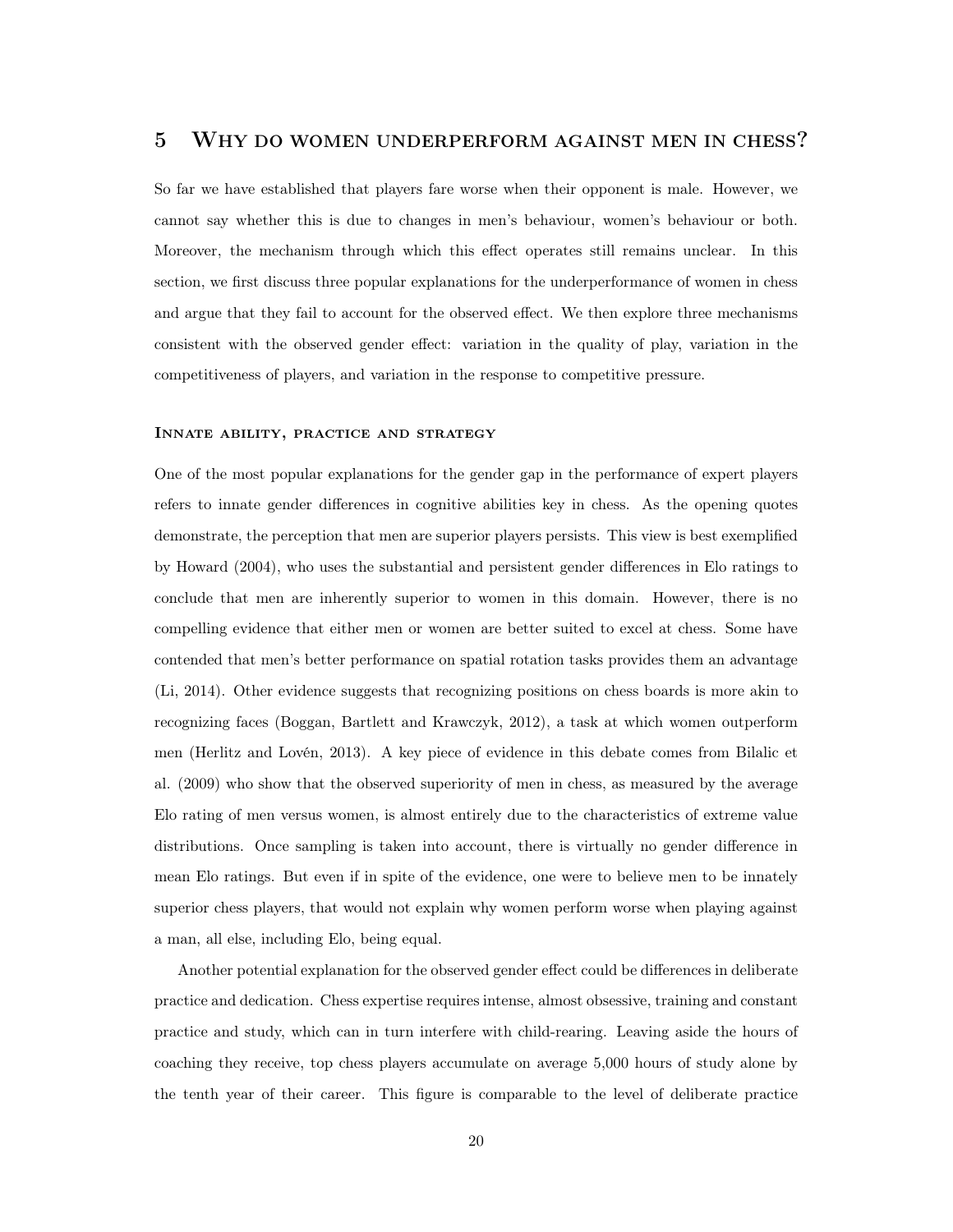# 5 Why do women underperform against men in chess?

So far we have established that players fare worse when their opponent is male. However, we cannot say whether this is due to changes in men's behaviour, women's behaviour or both. Moreover, the mechanism through which this effect operates still remains unclear. In this section, we first discuss three popular explanations for the underperformance of women in chess and argue that they fail to account for the observed effect. We then explore three mechanisms consistent with the observed gender effect: variation in the quality of play, variation in the competitiveness of players, and variation in the response to competitive pressure.

### Innate ability, practice and strategy

One of the most popular explanations for the gender gap in the performance of expert players refers to innate gender differences in cognitive abilities key in chess. As the opening quotes demonstrate, the perception that men are superior players persists. This view is best exemplified by Howard (2004), who uses the substantial and persistent gender differences in Elo ratings to conclude that men are inherently superior to women in this domain. However, there is no compelling evidence that either men or women are better suited to excel at chess. Some have contended that men's better performance on spatial rotation tasks provides them an advantage (Li, 2014). Other evidence suggests that recognizing positions on chess boards is more akin to recognizing faces (Boggan, Bartlett and Krawczyk, 2012), a task at which women outperform men (Herlitz and Lovén, 2013). A key piece of evidence in this debate comes from Bilalic et al. (2009) who show that the observed superiority of men in chess, as measured by the average Elo rating of men versus women, is almost entirely due to the characteristics of extreme value distributions. Once sampling is taken into account, there is virtually no gender difference in mean Elo ratings. But even if in spite of the evidence, one were to believe men to be innately superior chess players, that would not explain why women perform worse when playing against a man, all else, including Elo, being equal.

Another potential explanation for the observed gender effect could be differences in deliberate practice and dedication. Chess expertise requires intense, almost obsessive, training and constant practice and study, which can in turn interfere with child-rearing. Leaving aside the hours of coaching they receive, top chess players accumulate on average 5,000 hours of study alone by the tenth year of their career. This figure is comparable to the level of deliberate practice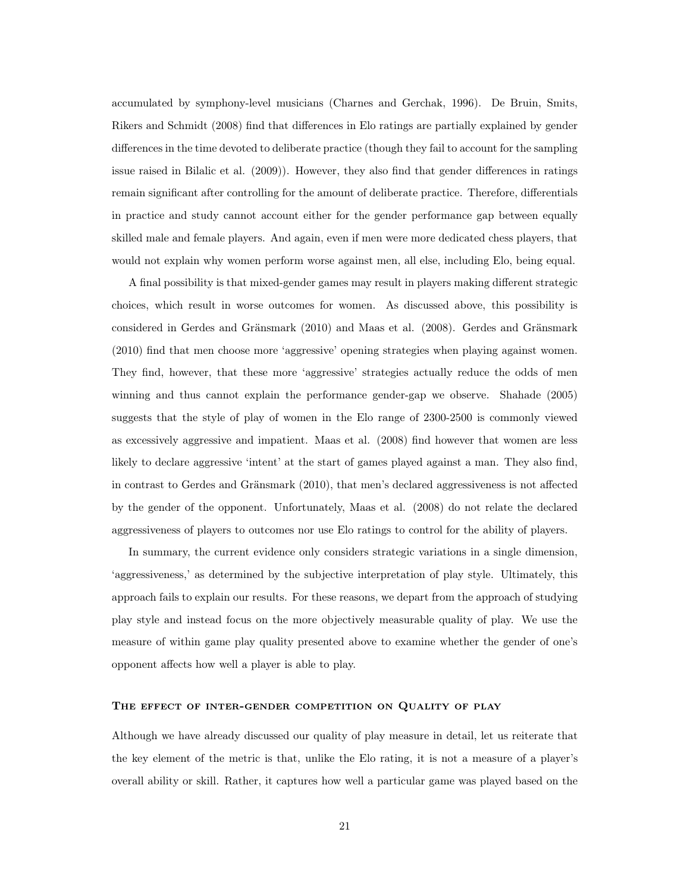accumulated by symphony-level musicians (Charnes and Gerchak, 1996). De Bruin, Smits, Rikers and Schmidt (2008) find that differences in Elo ratings are partially explained by gender differences in the time devoted to deliberate practice (though they fail to account for the sampling issue raised in Bilalic et al. (2009)). However, they also find that gender differences in ratings remain significant after controlling for the amount of deliberate practice. Therefore, differentials in practice and study cannot account either for the gender performance gap between equally skilled male and female players. And again, even if men were more dedicated chess players, that would not explain why women perform worse against men, all else, including Elo, being equal.

A final possibility is that mixed-gender games may result in players making different strategic choices, which result in worse outcomes for women. As discussed above, this possibility is considered in Gerdes and Gränsmark (2010) and Maas et al. (2008). Gerdes and Gränsmark (2010) find that men choose more 'aggressive' opening strategies when playing against women. They find, however, that these more 'aggressive' strategies actually reduce the odds of men winning and thus cannot explain the performance gender-gap we observe. Shahade (2005) suggests that the style of play of women in the Elo range of 2300-2500 is commonly viewed as excessively aggressive and impatient. Maas et al. (2008) find however that women are less likely to declare aggressive 'intent' at the start of games played against a man. They also find, in contrast to Gerdes and Gränsmark (2010), that men's declared aggressiveness is not affected by the gender of the opponent. Unfortunately, Maas et al. (2008) do not relate the declared aggressiveness of players to outcomes nor use Elo ratings to control for the ability of players.

In summary, the current evidence only considers strategic variations in a single dimension, 'aggressiveness,' as determined by the subjective interpretation of play style. Ultimately, this approach fails to explain our results. For these reasons, we depart from the approach of studying play style and instead focus on the more objectively measurable quality of play. We use the measure of within game play quality presented above to examine whether the gender of one's opponent affects how well a player is able to play.

### The effect of inter-gender competition on Quality of play

Although we have already discussed our quality of play measure in detail, let us reiterate that the key element of the metric is that, unlike the Elo rating, it is not a measure of a player's overall ability or skill. Rather, it captures how well a particular game was played based on the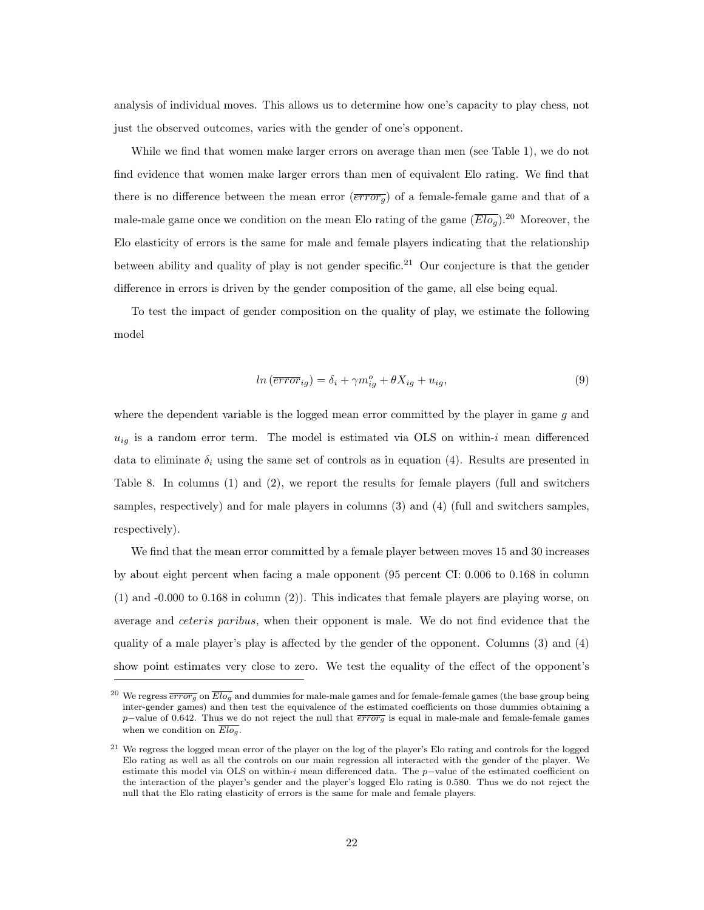analysis of individual moves. This allows us to determine how one's capacity to play chess, not just the observed outcomes, varies with the gender of one's opponent.

While we find that women make larger errors on average than men (see Table 1), we do not find evidence that women make larger errors than men of equivalent Elo rating. We find that there is no difference between the mean error ($\overline{error}_g$) of a female-female game and that of a male-male game once we condition on the mean Elo rating of the game ($\overline{Elo}_g$).[20] Moreover, the Elo elasticity of errors is the same for male and female players indicating that the relationship between ability and quality of play is not gender specific.[21] Our conjecture is that the gender difference in errors is driven by the gender composition of the game, all else being equal.

To test the impact of gender composition on the quality of play, we estimate the following model

$$ln\left(\overline{error}_{ig}\right) = \delta_i + \gamma m^o_{ig} + \theta X_{ig} + u_{ig}, \tag{9}$$

where the dependent variable is the logged mean error committed by the player in game $g$ and $u_{ig}$ is a random error term. The model is estimated via OLS on within-$i$ mean differenced data to eliminate $\delta_i$ using the same set of controls as in equation (4). Results are presented in Table 8. In columns (1) and (2), we report the results for female players (full and switchers samples, respectively) and for male players in columns (3) and (4) (full and switchers samples, respectively).

We find that the mean error committed by a female player between moves 15 and 30 increases by about eight percent when facing a male opponent (95 percent CI: 0.006 to 0.168 in column (1) and -0.000 to 0.168 in column (2)). This indicates that female players are playing worse, on average and *ceteris paribus*, when their opponent is male. We do not find evidence that the quality of a male player's play is affected by the gender of the opponent. Columns (3) and (4) show point estimates very close to zero. We test the equality of the effect of the opponent's

---

[20] We regress $\overline{error}_g$ on $\overline{Elo}_g$ and dummies for male-male games and for female-female games (the base group being inter-gender games) and then test the equivalence of the estimated coefficients on those dummies obtaining a $p-$value of 0.642. Thus we do not reject the null that $\overline{error}_g$ is equal in male-male and female-female games when we condition on $\overline{Elo}_g$.

[21] We regress the logged mean error of the player on the log of the player's Elo rating and controls for the logged Elo rating as well as all the controls on our main regression all interacted with the gender of the player. We estimate this model via OLS on within-$i$ mean differenced data. The $p-$value of the estimated coefficient on the interaction of the player's gender and the player's logged Elo rating is 0.580. Thus we do not reject the null that the Elo rating elasticity of errors is the same for male and female players.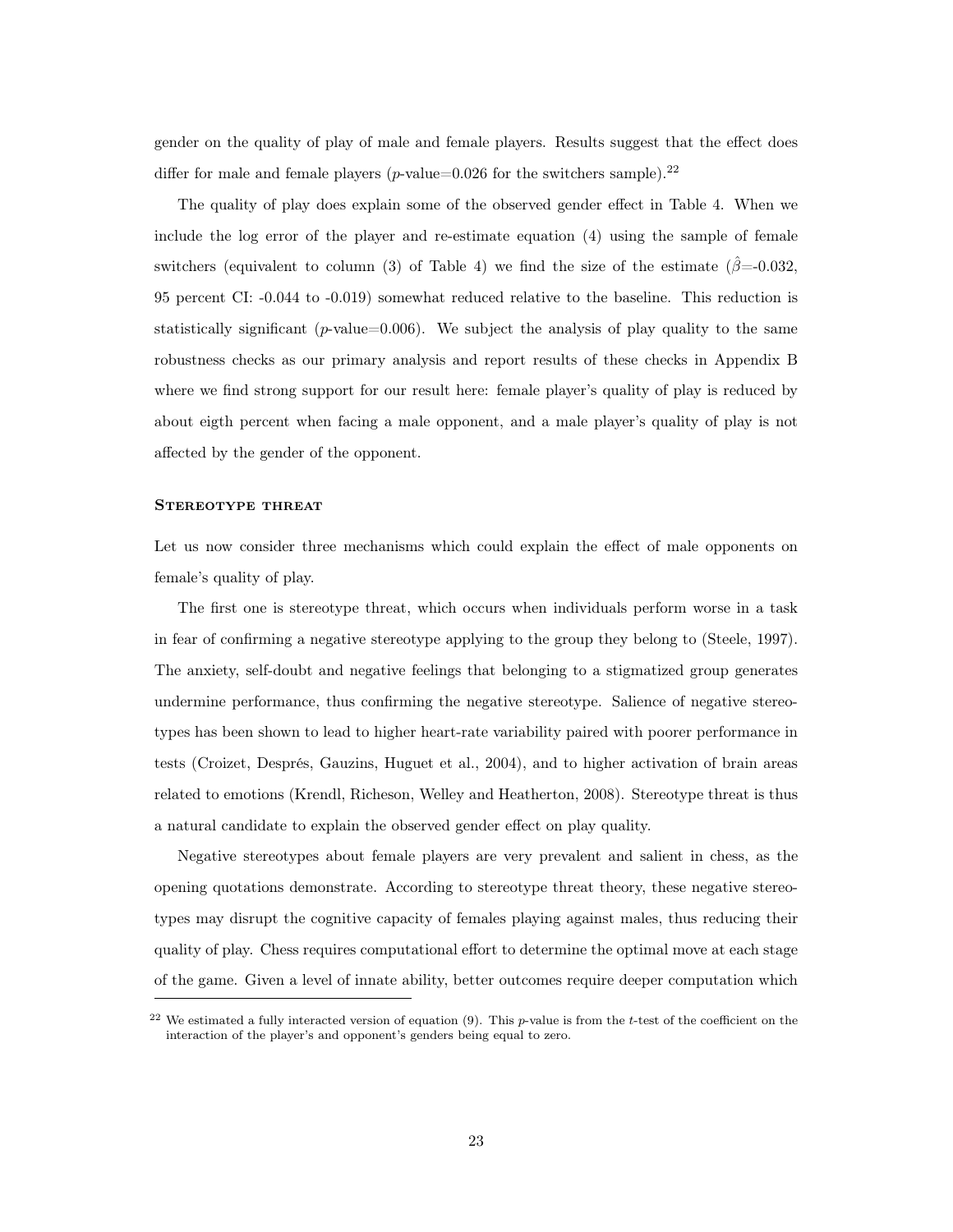gender on the quality of play of male and female players. Results suggest that the effect does differ for male and female players ($p$-value=0.026 for the switchers sample).[22]

The quality of play does explain some of the observed gender effect in Table 4. When we include the log error of the player and re-estimate equation (4) using the sample of female switchers (equivalent to column (3) of Table 4) we find the size of the estimate ($\hat{\beta}$=-0.032, 95 percent CI: -0.044 to -0.019) somewhat reduced relative to the baseline. This reduction is statistically significant ($p$-value=0.006). We subject the analysis of play quality to the same robustness checks as our primary analysis and report results of these checks in Appendix B where we find strong support for our result here: female player's quality of play is reduced by about eigth percent when facing a male opponent, and a male player's quality of play is not affected by the gender of the opponent.

### Stereotype threat

Let us now consider three mechanisms which could explain the effect of male opponents on female's quality of play.

The first one is stereotype threat, which occurs when individuals perform worse in a task in fear of confirming a negative stereotype applying to the group they belong to (Steele, 1997). The anxiety, self-doubt and negative feelings that belonging to a stigmatized group generates undermine performance, thus confirming the negative stereotype. Salience of negative stereotypes has been shown to lead to higher heart-rate variability paired with poorer performance in tests (Croizet, Després, Gauzins, Huguet et al., 2004), and to higher activation of brain areas related to emotions (Krendl, Richeson, Welley and Heatherton, 2008). Stereotype threat is thus a natural candidate to explain the observed gender effect on play quality.

Negative stereotypes about female players are very prevalent and salient in chess, as the opening quotations demonstrate. According to stereotype threat theory, these negative stereotypes may disrupt the cognitive capacity of females playing against males, thus reducing their quality of play. Chess requires computational effort to determine the optimal move at each stage of the game. Given a level of innate ability, better outcomes require deeper computation which

[22] We estimated a fully interacted version of equation (9). This $p$-value is from the $t$-test of the coefficient on the interaction of the player's and opponent's genders being equal to zero.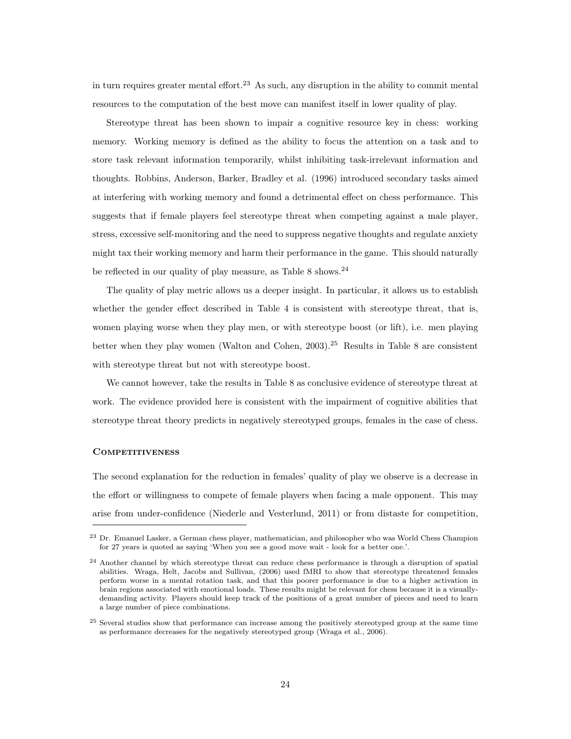in turn requires greater mental effort.[23] As such, any disruption in the ability to commit mental resources to the computation of the best move can manifest itself in lower quality of play.

Stereotype threat has been shown to impair a cognitive resource key in chess: working memory. Working memory is defined as the ability to focus the attention on a task and to store task relevant information temporarily, whilst inhibiting task-irrelevant information and thoughts. Robbins, Anderson, Barker, Bradley et al. (1996) introduced secondary tasks aimed at interfering with working memory and found a detrimental effect on chess performance. This suggests that if female players feel stereotype threat when competing against a male player, stress, excessive self-monitoring and the need to suppress negative thoughts and regulate anxiety might tax their working memory and harm their performance in the game. This should naturally be reflected in our quality of play measure, as Table 8 shows.[24]

The quality of play metric allows us a deeper insight. In particular, it allows us to establish whether the gender effect described in Table 4 is consistent with stereotype threat, that is, women playing worse when they play men, or with stereotype boost (or lift), i.e. men playing better when they play women (Walton and Cohen, 2003).[25] Results in Table 8 are consistent with stereotype threat but not with stereotype boost.

We cannot however, take the results in Table 8 as conclusive evidence of stereotype threat at work. The evidence provided here is consistent with the impairment of cognitive abilities that stereotype threat theory predicts in negatively stereotyped groups, females in the case of chess.

### Competitiveness

The second explanation for the reduction in females' quality of play we observe is a decrease in the effort or willingness to compete of female players when facing a male opponent. This may arise from under-confidence (Niederle and Vesterlund, 2011) or from distaste for competition,

---

[23] Dr. Emanuel Lasker, a German chess player, mathematician, and philosopher who was World Chess Champion for 27 years is quoted as saying 'When you see a good move wait - look for a better one.'.

[24] Another channel by which stereotype threat can reduce chess performance is through a disruption of spatial abilities. Wraga, Helt, Jacobs and Sullivan, (2006) used fMRI to show that stereotype threatened females perform worse in a mental rotation task, and that this poorer performance is due to a higher activation in brain regions associated with emotional loads. These results might be relevant for chess because it is a visually-demanding activity. Players should keep track of the positions of a great number of pieces and need to learn a large number of piece combinations.

[25] Several studies show that performance can increase among the positively stereotyped group at the same time as performance decreases for the negatively stereotyped group (Wraga et al., 2006).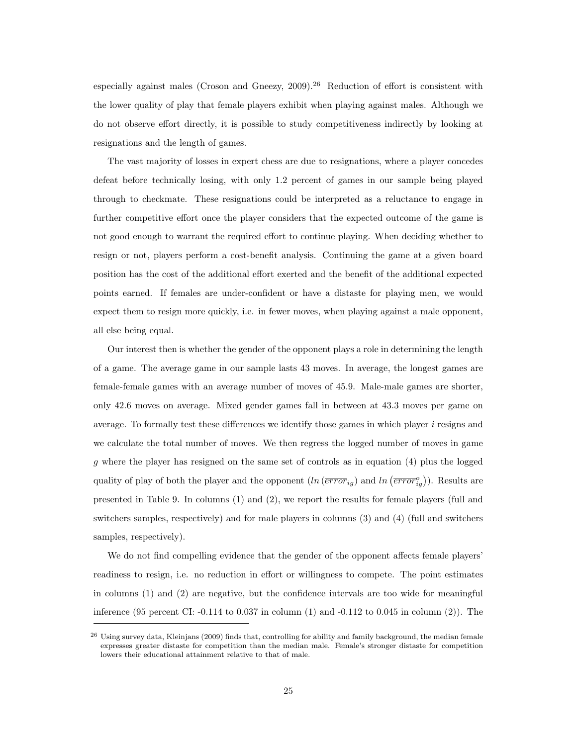especially against males (Croson and Gneezy, 2009).[26] Reduction of effort is consistent with the lower quality of play that female players exhibit when playing against males. Although we do not observe effort directly, it is possible to study competitiveness indirectly by looking at resignations and the length of games.

The vast majority of losses in expert chess are due to resignations, where a player concedes defeat before technically losing, with only 1.2 percent of games in our sample being played through to checkmate. These resignations could be interpreted as a reluctance to engage in further competitive effort once the player considers that the expected outcome of the game is not good enough to warrant the required effort to continue playing. When deciding whether to resign or not, players perform a cost-benefit analysis. Continuing the game at a given board position has the cost of the additional effort exerted and the benefit of the additional expected points earned. If females are under-confident or have a distaste for playing men, we would expect them to resign more quickly, i.e. in fewer moves, when playing against a male opponent, all else being equal.

Our interest then is whether the gender of the opponent plays a role in determining the length of a game. The average game in our sample lasts 43 moves. In average, the longest games are female-female games with an average number of moves of 45.9. Male-male games are shorter, only 42.6 moves on average. Mixed gender games fall in between at 43.3 moves per game on average. To formally test these differences we identify those games in which player $i$ resigns and we calculate the total number of moves. We then regress the logged number of moves in game $g$ where the player has resigned on the same set of controls as in equation (4) plus the logged quality of play of both the player and the opponent ($ln\left(\overline{error}_{ig}\right)$ and $ln\left(\overline{error}^{o}_{ig}\right)$). Results are presented in Table 9. In columns (1) and (2), we report the results for female players (full and switchers samples, respectively) and for male players in columns (3) and (4) (full and switchers samples, respectively).

We do not find compelling evidence that the gender of the opponent affects female players' readiness to resign, i.e. no reduction in effort or willingness to compete. The point estimates in columns (1) and (2) are negative, but the confidence intervals are too wide for meaningful inference (95 percent CI: -0.114 to 0.037 in column (1) and -0.112 to 0.045 in column (2)). The

[26] Using survey data, Kleinjans (2009) finds that, controlling for ability and family background, the median female expresses greater distaste for competition than the median male. Female's stronger distaste for competition lowers their educational attainment relative to that of male.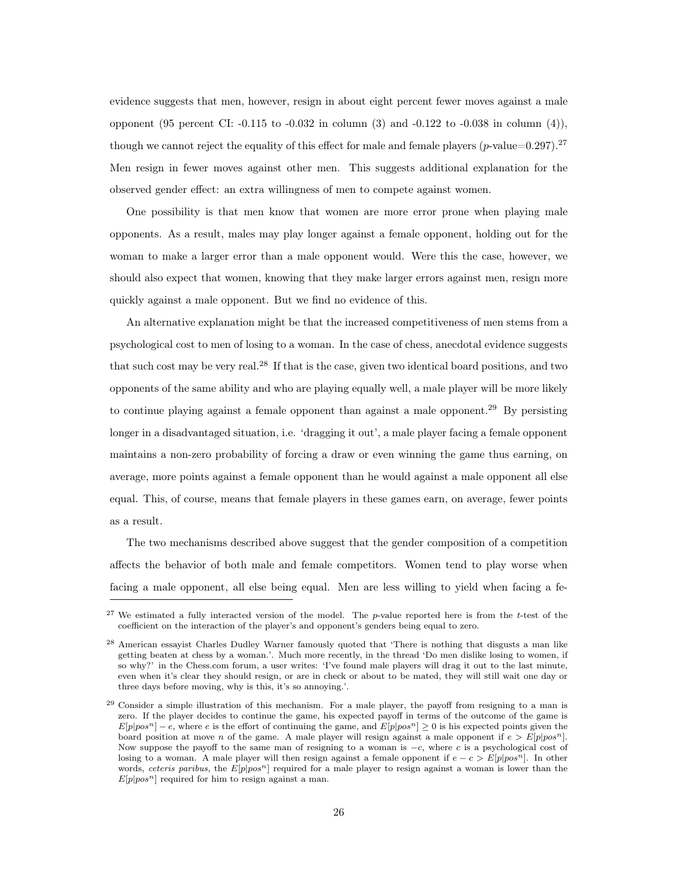evidence suggests that men, however, resign in about eight percent fewer moves against a male opponent (95 percent CI: -0.115 to -0.032 in column (3) and -0.122 to -0.038 in column (4)), though we cannot reject the equality of this effect for male and female players ($p$-value=0.297).[27] Men resign in fewer moves against other men. This suggests additional explanation for the observed gender effect: an extra willingness of men to compete against women.

One possibility is that men know that women are more error prone when playing male opponents. As a result, males may play longer against a female opponent, holding out for the woman to make a larger error than a male opponent would. Were this the case, however, we should also expect that women, knowing that they make larger errors against men, resign more quickly against a male opponent. But we find no evidence of this.

An alternative explanation might be that the increased competitiveness of men stems from a psychological cost to men of losing to a woman. In the case of chess, anecdotal evidence suggests that such cost may be very real.[28] If that is the case, given two identical board positions, and two opponents of the same ability and who are playing equally well, a male player will be more likely to continue playing against a female opponent than against a male opponent.[29] By persisting longer in a disadvantaged situation, i.e. 'dragging it out', a male player facing a female opponent maintains a non-zero probability of forcing a draw or even winning the game thus earning, on average, more points against a female opponent than he would against a male opponent all else equal. This, of course, means that female players in these games earn, on average, fewer points as a result.

The two mechanisms described above suggest that the gender composition of a competition affects the behavior of both male and female competitors. Women tend to play worse when facing a male opponent, all else being equal. Men are less willing to yield when facing a fe-

---

[27] We estimated a fully interacted version of the model. The $p$-value reported here is from the $t$-test of the coefficient on the interaction of the player's and opponent's genders being equal to zero.

[28] American essayist Charles Dudley Warner famously quoted that 'There is nothing that disgusts a man like getting beaten at chess by a woman.'. Much more recently, in the thread 'Do men dislike losing to women, if so why?' in the Chess.com forum, a user writes: 'I've found male players will drag it out to the last minute, even when it's clear they should resign, or are in check or about to be mated, they will still wait one day or three days before moving, why is this, it's so annoying.'.

[29] Consider a simple illustration of this mechanism. For a male player, the payoff from resigning to a man is zero. If the player decides to continue the game, his expected payoff in terms of the outcome of the game is $E[p|pos^n] - e$, where $e$ is the effort of continuing the game, and $E[p|pos^n] \geq 0$ is his expected points given the board position at move $n$ of the game. A male player will resign against a male opponent if $e > E[p|pos^n]$. Now suppose the payoff to the same man of resigning to a woman is $-c$, where $c$ is a psychological cost of losing to a woman. A male player will then resign against a female opponent if $e - c > E[p|pos^n]$. In other words, *ceteris paribus*, the $E[p|pos^n]$ required for a male player to resign against a woman is lower than the $E[p|pos^n]$ required for him to resign against a man.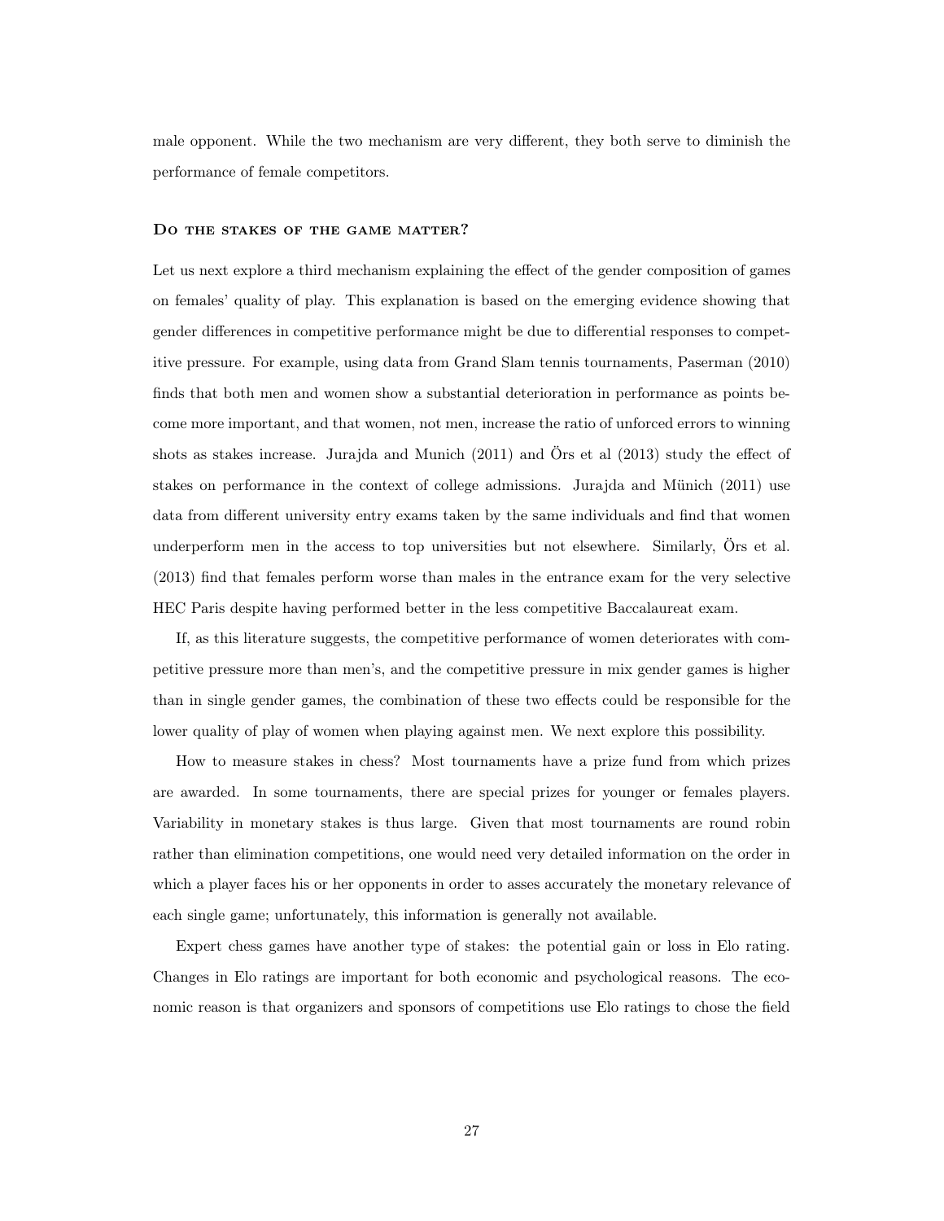male opponent. While the two mechanism are very different, they both serve to diminish the performance of female competitors.

### Do the stakes of the game matter?

Let us next explore a third mechanism explaining the effect of the gender composition of games on females' quality of play. This explanation is based on the emerging evidence showing that gender differences in competitive performance might be due to differential responses to competitive pressure. For example, using data from Grand Slam tennis tournaments, Paserman (2010) finds that both men and women show a substantial deterioration in performance as points become more important, and that women, not men, increase the ratio of unforced errors to winning shots as stakes increase. Jurajda and Munich (2011) and Örs et al (2013) study the effect of stakes on performance in the context of college admissions. Jurajda and Münich (2011) use data from different university entry exams taken by the same individuals and find that women underperform men in the access to top universities but not elsewhere. Similarly, Örs et al. (2013) find that females perform worse than males in the entrance exam for the very selective HEC Paris despite having performed better in the less competitive Baccalaureat exam.

If, as this literature suggests, the competitive performance of women deteriorates with competitive pressure more than men's, and the competitive pressure in mix gender games is higher than in single gender games, the combination of these two effects could be responsible for the lower quality of play of women when playing against men. We next explore this possibility.

How to measure stakes in chess? Most tournaments have a prize fund from which prizes are awarded. In some tournaments, there are special prizes for younger or females players. Variability in monetary stakes is thus large. Given that most tournaments are round robin rather than elimination competitions, one would need very detailed information on the order in which a player faces his or her opponents in order to asses accurately the monetary relevance of each single game; unfortunately, this information is generally not available.

Expert chess games have another type of stakes: the potential gain or loss in Elo rating. Changes in Elo ratings are important for both economic and psychological reasons. The economic reason is that organizers and sponsors of competitions use Elo ratings to chose the field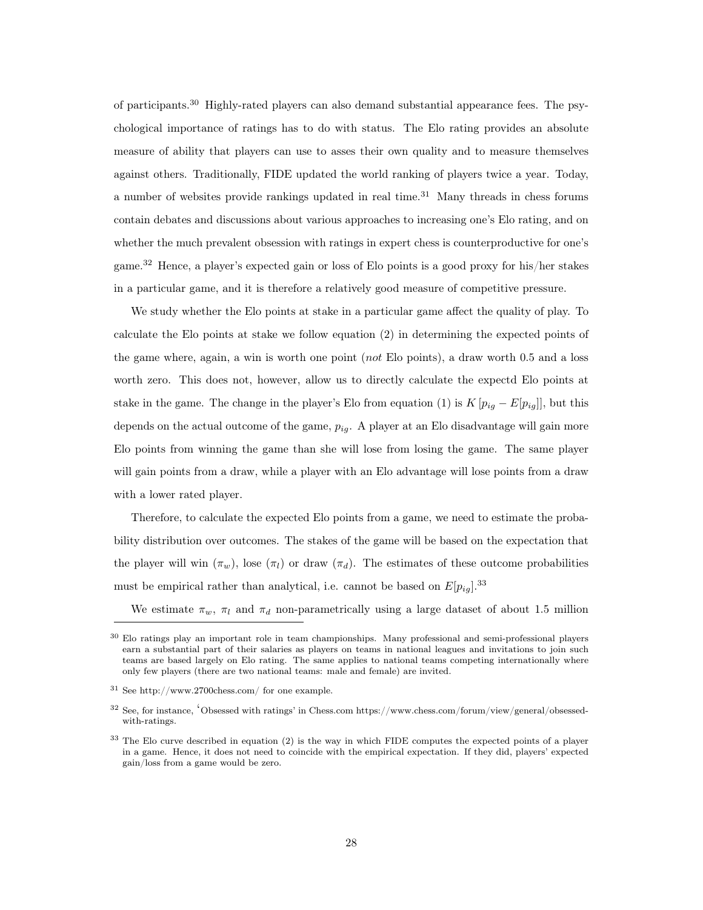of participants.[30] Highly-rated players can also demand substantial appearance fees. The psychological importance of ratings has to do with status. The Elo rating provides an absolute measure of ability that players can use to asses their own quality and to measure themselves against others. Traditionally, FIDE updated the world ranking of players twice a year. Today, a number of websites provide rankings updated in real time.[31] Many threads in chess forums contain debates and discussions about various approaches to increasing one's Elo rating, and on whether the much prevalent obsession with ratings in expert chess is counterproductive for one's game.[32] Hence, a player's expected gain or loss of Elo points is a good proxy for his/her stakes in a particular game, and it is therefore a relatively good measure of competitive pressure.

We study whether the Elo points at stake in a particular game affect the quality of play. To calculate the Elo points at stake we follow equation (2) in determining the expected points of the game where, again, a win is worth one point (*not* Elo points), a draw worth 0.5 and a loss worth zero. This does not, however, allow us to directly calculate the expectd Elo points at stake in the game. The change in the player's Elo from equation (1) is $K\left[p_{ig} - E[p_{ig}]\right]$, but this depends on the actual outcome of the game, $p_{ig}$. A player at an Elo disadvantage will gain more Elo points from winning the game than she will lose from losing the game. The same player will gain points from a draw, while a player with an Elo advantage will lose points from a draw with a lower rated player.

Therefore, to calculate the expected Elo points from a game, we need to estimate the probability distribution over outcomes. The stakes of the game will be based on the expectation that the player will win ($\pi_w$), lose ($\pi_l$) or draw ($\pi_d$). The estimates of these outcome probabilities must be empirical rather than analytical, i.e. cannot be based on $E[p_{ig}]$.[33]

We estimate $\pi_w$, $\pi_l$ and $\pi_d$ non-parametrically using a large dataset of about 1.5 million

---

[30] Elo ratings play an important role in team championships. Many professional and semi-professional players earn a substantial part of their salaries as players on teams in national leagues and invitations to join such teams are based largely on Elo rating. The same applies to national teams competing internationally where only few players (there are two national teams: male and female) are invited.

[31] See http://www.2700chess.com/ for one example.

[32] See, for instance, 'Obsessed with ratings' in Chess.com https://www.chess.com/forum/view/general/obsessed-with-ratings.

[33] The Elo curve described in equation (2) is the way in which FIDE computes the expected points of a player in a game. Hence, it does not need to coincide with the empirical expectation. If they did, players' expected gain/loss from a game would be zero.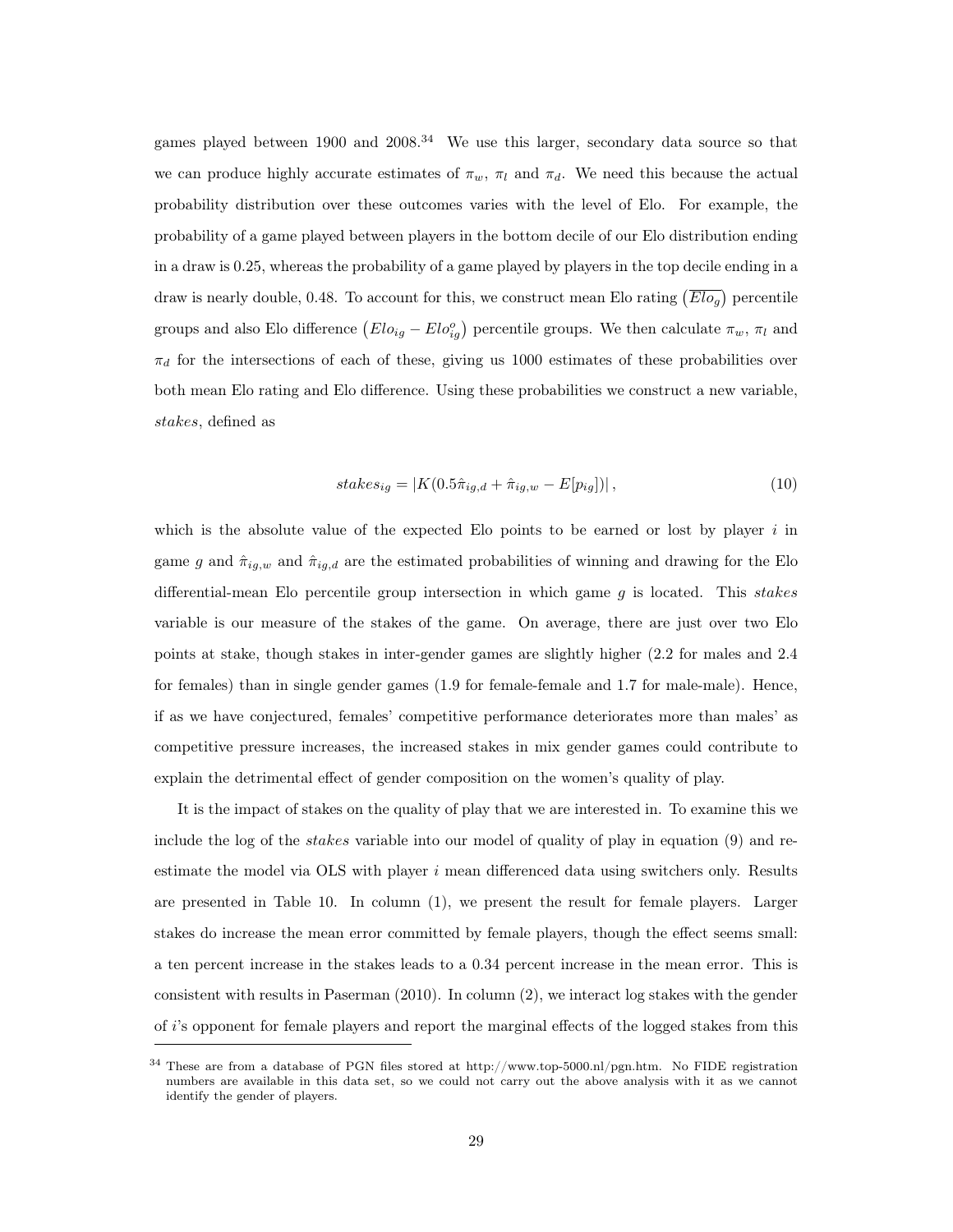games played between 1900 and 2008.[34] We use this larger, secondary data source so that we can produce highly accurate estimates of $\pi_w$, $\pi_l$ and $\pi_d$. We need this because the actual probability distribution over these outcomes varies with the level of Elo. For example, the probability of a game played between players in the bottom decile of our Elo distribution ending in a draw is 0.25, whereas the probability of a game played by players in the top decile ending in a draw is nearly double, 0.48. To account for this, we construct mean Elo rating $\left(\overline{Elo_g}\right)$ percentile groups and also Elo difference $\left(Elo_{ig} - Elo^o_{ig}\right)$ percentile groups. We then calculate $\pi_w$, $\pi_l$ and $\pi_d$ for the intersections of each of these, giving us 1000 estimates of these probabilities over both mean Elo rating and Elo difference. Using these probabilities we construct a new variable, *stakes*, defined as

$$stakes_{ig} = \left|K(0.5\hat{\pi}_{ig,d} + \hat{\pi}_{ig,w} - E[p_{ig}])\right|, \tag{10}$$

which is the absolute value of the expected Elo points to be earned or lost by player $i$ in game $g$ and $\hat{\pi}_{ig,w}$ and $\hat{\pi}_{ig,d}$ are the estimated probabilities of winning and drawing for the Elo differential-mean Elo percentile group intersection in which game $g$ is located. This *stakes* variable is our measure of the stakes of the game. On average, there are just over two Elo points at stake, though stakes in inter-gender games are slightly higher (2.2 for males and 2.4 for females) than in single gender games (1.9 for female-female and 1.7 for male-male). Hence, if as we have conjectured, females' competitive performance deteriorates more than males' as competitive pressure increases, the increased stakes in mix gender games could contribute to explain the detrimental effect of gender composition on the women's quality of play.

It is the impact of stakes on the quality of play that we are interested in. To examine this we include the log of the *stakes* variable into our model of quality of play in equation (9) and re-estimate the model via OLS with player $i$ mean differenced data using switchers only. Results are presented in Table 10. In column (1), we present the result for female players. Larger stakes do increase the mean error committed by female players, though the effect seems small: a ten percent increase in the stakes leads to a 0.34 percent increase in the mean error. This is consistent with results in Paserman (2010). In column (2), we interact log stakes with the gender of $i$'s opponent for female players and report the marginal effects of the logged stakes from this

[34] These are from a database of PGN files stored at http://www.top-5000.nl/pgn.htm. No FIDE registration numbers are available in this data set, so we could not carry out the above analysis with it as we cannot identify the gender of players.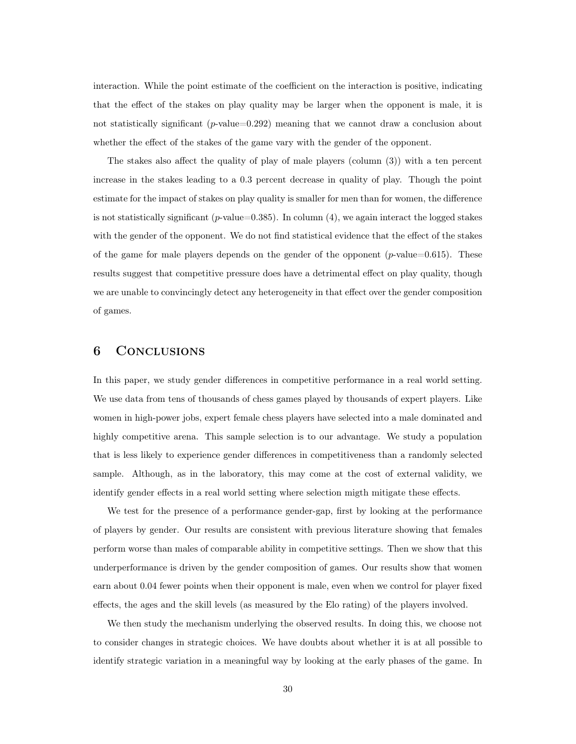interaction. While the point estimate of the coefficient on the interaction is positive, indicating that the effect of the stakes on play quality may be larger when the opponent is male, it is not statistically significant ($p$-value=0.292) meaning that we cannot draw a conclusion about whether the effect of the stakes of the game vary with the gender of the opponent.

The stakes also affect the quality of play of male players (column (3)) with a ten percent increase in the stakes leading to a 0.3 percent decrease in quality of play. Though the point estimate for the impact of stakes on play quality is smaller for men than for women, the difference is not statistically significant ($p$-value=0.385). In column (4), we again interact the logged stakes with the gender of the opponent. We do not find statistical evidence that the effect of the stakes of the game for male players depends on the gender of the opponent ($p$-value=0.615). These results suggest that competitive pressure does have a detrimental effect on play quality, though we are unable to convincingly detect any heterogeneity in that effect over the gender composition of games.

# 6 Conclusions

In this paper, we study gender differences in competitive performance in a real world setting. We use data from tens of thousands of chess games played by thousands of expert players. Like women in high-power jobs, expert female chess players have selected into a male dominated and highly competitive arena. This sample selection is to our advantage. We study a population that is less likely to experience gender differences in competitiveness than a randomly selected sample. Although, as in the laboratory, this may come at the cost of external validity, we identify gender effects in a real world setting where selection migth mitigate these effects.

We test for the presence of a performance gender-gap, first by looking at the performance of players by gender. Our results are consistent with previous literature showing that females perform worse than males of comparable ability in competitive settings. Then we show that this underperformance is driven by the gender composition of games. Our results show that women earn about 0.04 fewer points when their opponent is male, even when we control for player fixed effects, the ages and the skill levels (as measured by the Elo rating) of the players involved.

We then study the mechanism underlying the observed results. In doing this, we choose not to consider changes in strategic choices. We have doubts about whether it is at all possible to identify strategic variation in a meaningful way by looking at the early phases of the game. In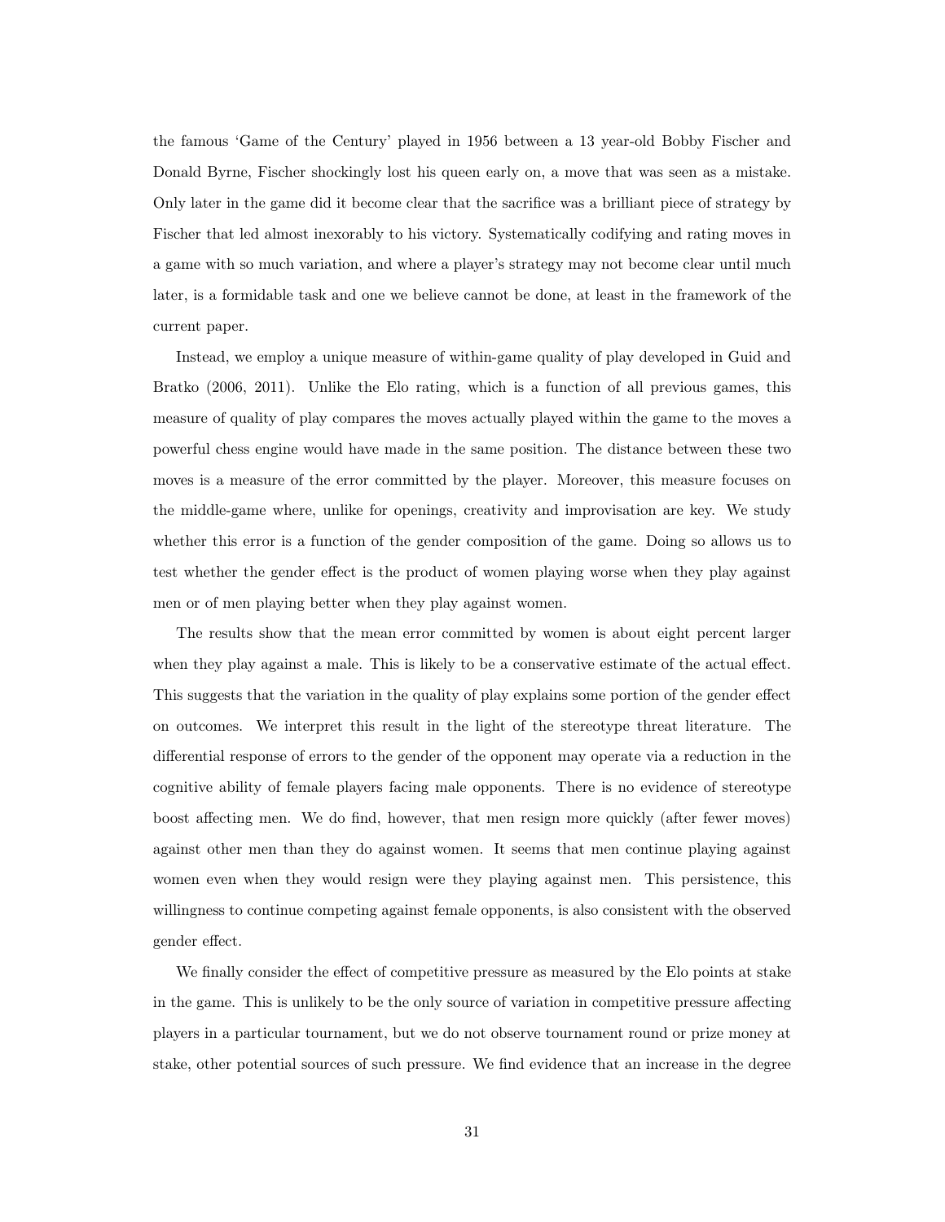the famous 'Game of the Century' played in 1956 between a 13 year-old Bobby Fischer and Donald Byrne, Fischer shockingly lost his queen early on, a move that was seen as a mistake. Only later in the game did it become clear that the sacrifice was a brilliant piece of strategy by Fischer that led almost inexorably to his victory. Systematically codifying and rating moves in a game with so much variation, and where a player's strategy may not become clear until much later, is a formidable task and one we believe cannot be done, at least in the framework of the current paper.

Instead, we employ a unique measure of within-game quality of play developed in Guid and Bratko (2006, 2011). Unlike the Elo rating, which is a function of all previous games, this measure of quality of play compares the moves actually played within the game to the moves a powerful chess engine would have made in the same position. The distance between these two moves is a measure of the error committed by the player. Moreover, this measure focuses on the middle-game where, unlike for openings, creativity and improvisation are key. We study whether this error is a function of the gender composition of the game. Doing so allows us to test whether the gender effect is the product of women playing worse when they play against men or of men playing better when they play against women.

The results show that the mean error committed by women is about eight percent larger when they play against a male. This is likely to be a conservative estimate of the actual effect. This suggests that the variation in the quality of play explains some portion of the gender effect on outcomes. We interpret this result in the light of the stereotype threat literature. The differential response of errors to the gender of the opponent may operate via a reduction in the cognitive ability of female players facing male opponents. There is no evidence of stereotype boost affecting men. We do find, however, that men resign more quickly (after fewer moves) against other men than they do against women. It seems that men continue playing against women even when they would resign were they playing against men. This persistence, this willingness to continue competing against female opponents, is also consistent with the observed gender effect.

We finally consider the effect of competitive pressure as measured by the Elo points at stake in the game. This is unlikely to be the only source of variation in competitive pressure affecting players in a particular tournament, but we do not observe tournament round or prize money at stake, other potential sources of such pressure. We find evidence that an increase in the degree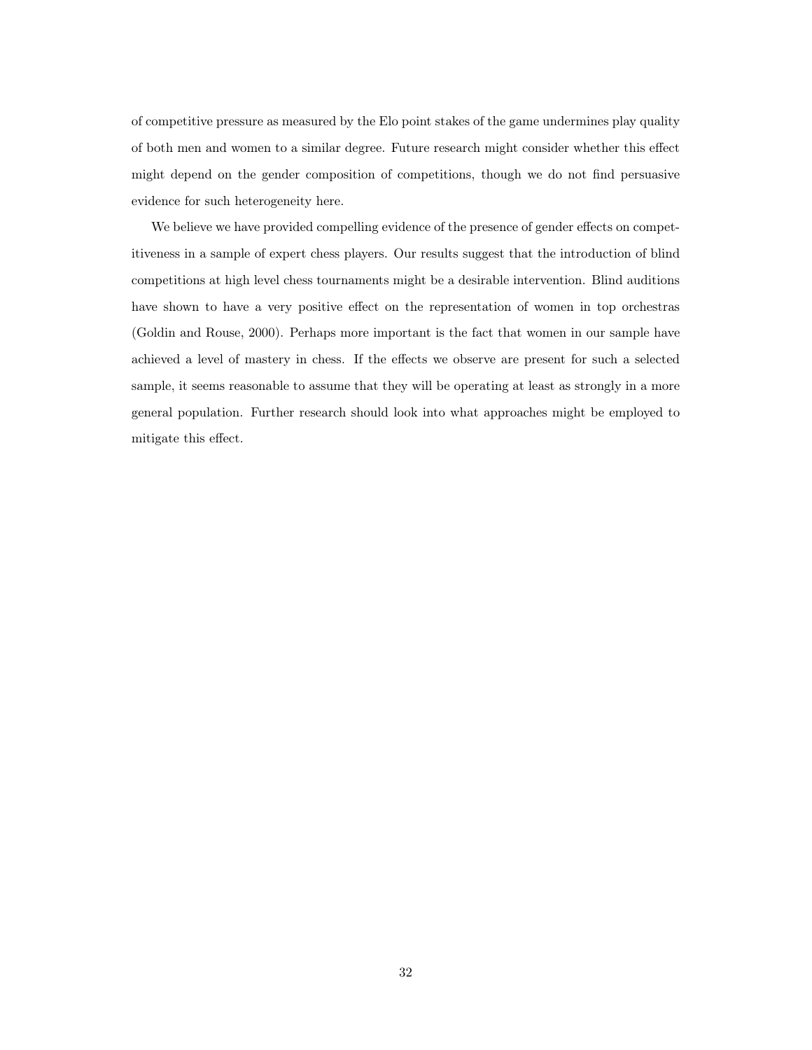of competitive pressure as measured by the Elo point stakes of the game undermines play quality of both men and women to a similar degree. Future research might consider whether this effect might depend on the gender composition of competitions, though we do not find persuasive evidence for such heterogeneity here.

We believe we have provided compelling evidence of the presence of gender effects on competitiveness in a sample of expert chess players. Our results suggest that the introduction of blind competitions at high level chess tournaments might be a desirable intervention. Blind auditions have shown to have a very positive effect on the representation of women in top orchestras (Goldin and Rouse, 2000). Perhaps more important is the fact that women in our sample have achieved a level of mastery in chess. If the effects we observe are present for such a selected sample, it seems reasonable to assume that they will be operating at least as strongly in a more general population. Further research should look into what approaches might be employed to mitigate this effect.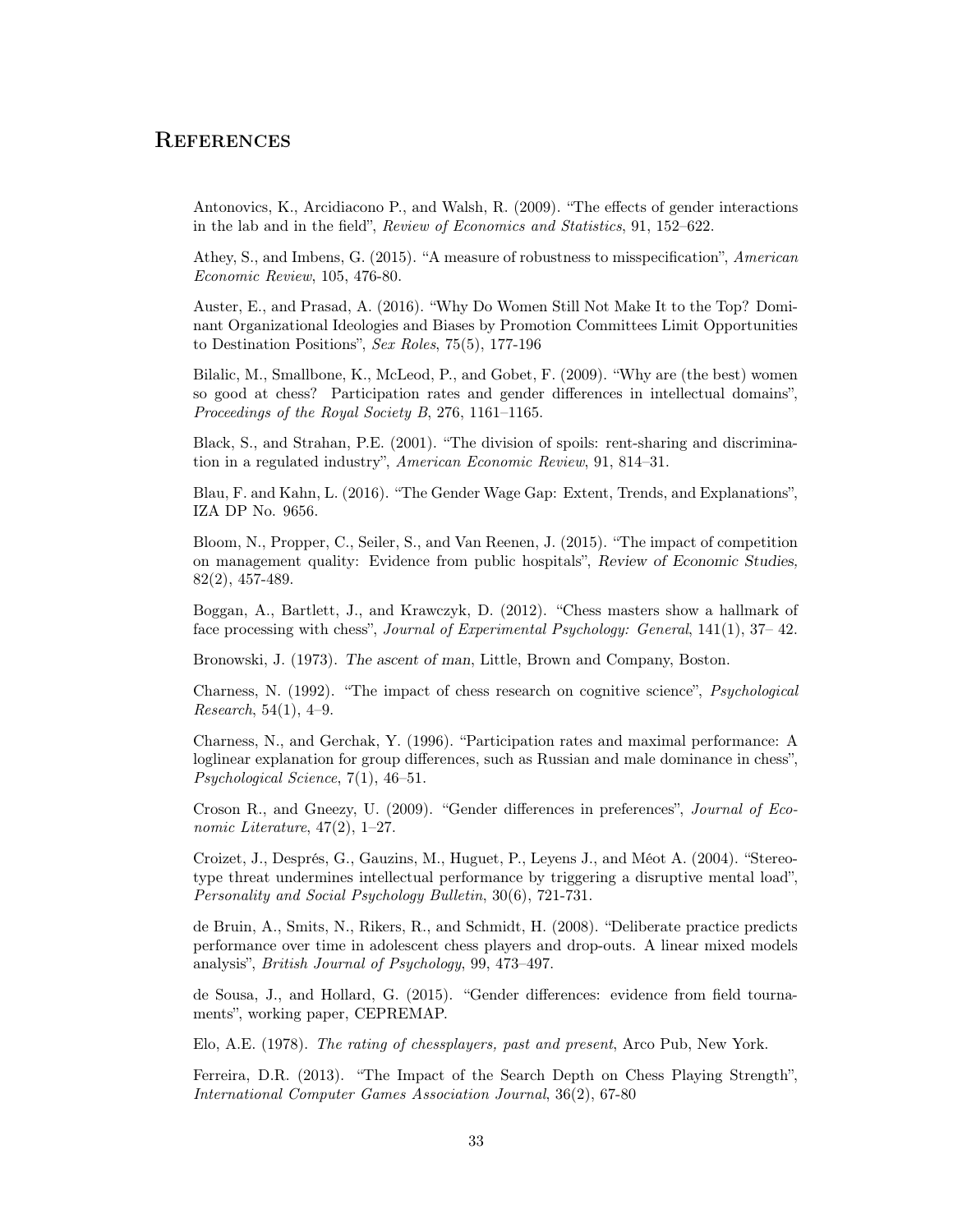# References

Antonovics, K., Arcidiacono P., and Walsh, R. (2009). "The effects of gender interactions in the lab and in the field", *Review of Economics and Statistics*, 91, 152–622.

Athey, S., and Imbens, G. (2015). "A measure of robustness to misspecification", *American Economic Review*, 105, 476-80.

Auster, E., and Prasad, A. (2016). "Why Do Women Still Not Make It to the Top? Dominant Organizational Ideologies and Biases by Promotion Committees Limit Opportunities to Destination Positions", *Sex Roles*, 75(5), 177-196

Bilalic, M., Smallbone, K., McLeod, P., and Gobet, F. (2009). "Why are (the best) women so good at chess? Participation rates and gender differences in intellectual domains", *Proceedings of the Royal Society B*, 276, 1161–1165.

Black, S., and Strahan, P.E. (2001). "The division of spoils: rent-sharing and discrimination in a regulated industry", *American Economic Review*, 91, 814–31.

Blau, F. and Kahn, L. (2016). "The Gender Wage Gap: Extent, Trends, and Explanations", IZA DP No. 9656.

Bloom, N., Propper, C., Seiler, S., and Van Reenen, J. (2015). "The impact of competition on management quality: Evidence from public hospitals", *Review of Economic Studies*, 82(2), 457-489.

Boggan, A., Bartlett, J., and Krawczyk, D. (2012). "Chess masters show a hallmark of face processing with chess", *Journal of Experimental Psychology: General*, 141(1), 37– 42.

Bronowski, J. (1973). *The ascent of man*, Little, Brown and Company, Boston.

Charness, N. (1992). "The impact of chess research on cognitive science", *Psychological Research*, 54(1), 4–9.

Charness, N., and Gerchak, Y. (1996). "Participation rates and maximal performance: A loglinear explanation for group differences, such as Russian and male dominance in chess", *Psychological Science*, 7(1), 46–51.

Croson R., and Gneezy, U. (2009). "Gender differences in preferences", *Journal of Economic Literature*, 47(2), 1–27.

Croizet, J., Després, G., Gauzins, M., Huguet, P., Leyens J., and Méot A. (2004). "Stereotype threat undermines intellectual performance by triggering a disruptive mental load", *Personality and Social Psychology Bulletin*, 30(6), 721-731.

de Bruin, A., Smits, N., Rikers, R., and Schmidt, H. (2008). "Deliberate practice predicts performance over time in adolescent chess players and drop-outs. A linear mixed models analysis", *British Journal of Psychology*, 99, 473–497.

de Sousa, J., and Hollard, G. (2015). "Gender differences: evidence from field tournaments", working paper, CEPREMAP.

Elo, A.E. (1978). *The rating of chessplayers, past and present*, Arco Pub, New York.

Ferreira, D.R. (2013). "The Impact of the Search Depth on Chess Playing Strength", *International Computer Games Association Journal*, 36(2), 67-80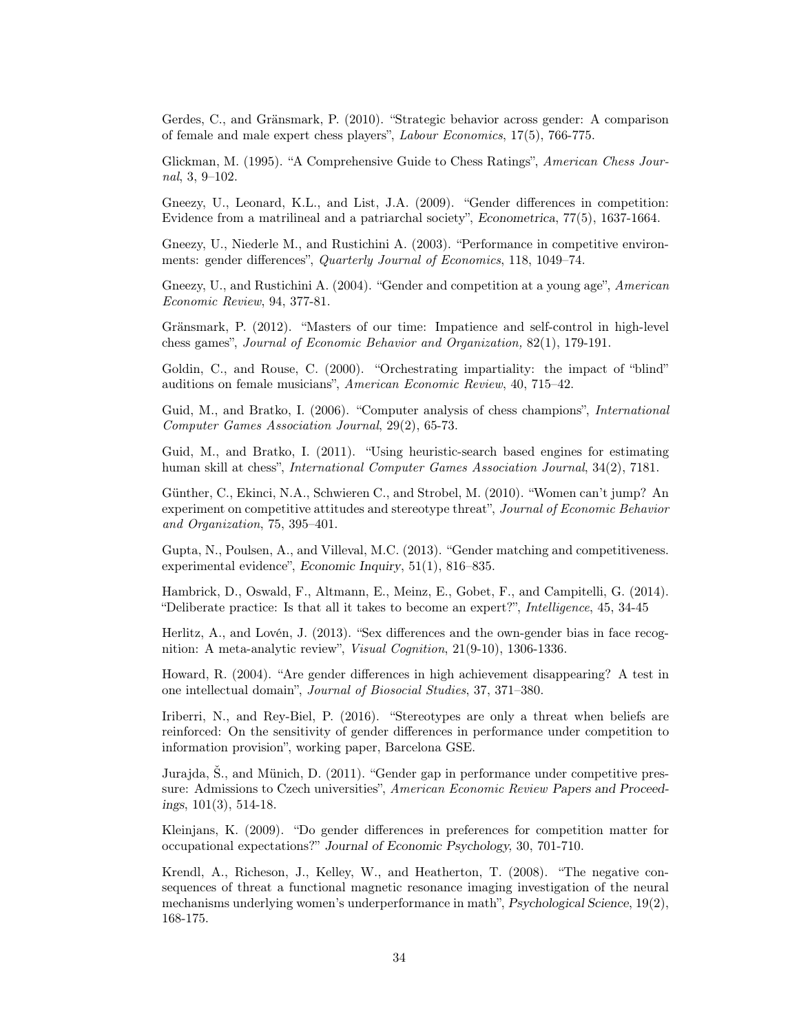Gerdes, C., and Gränsmark, P. (2010). "Strategic behavior across gender: A comparison of female and male expert chess players", *Labour Economics*, 17(5), 766-775.

Glickman, M. (1995). "A Comprehensive Guide to Chess Ratings", *American Chess Journal*, 3, 9–102.

Gneezy, U., Leonard, K.L., and List, J.A. (2009). "Gender differences in competition: Evidence from a matrilineal and a patriarchal society", *Econometrica*, 77(5), 1637-1664.

Gneezy, U., Niederle M., and Rustichini A. (2003). "Performance in competitive environments: gender differences", *Quarterly Journal of Economics*, 118, 1049–74.

Gneezy, U., and Rustichini A. (2004). "Gender and competition at a young age", *American Economic Review*, 94, 377-81.

Gränsmark, P. (2012). "Masters of our time: Impatience and self-control in high-level chess games", *Journal of Economic Behavior and Organization,* 82(1), 179-191.

Goldin, C., and Rouse, C. (2000). "Orchestrating impartiality: the impact of "blind" auditions on female musicians", *American Economic Review*, 40, 715–42.

Guid, M., and Bratko, I. (2006). "Computer analysis of chess champions", *International Computer Games Association Journal*, 29(2), 65-73.

Guid, M., and Bratko, I. (2011). "Using heuristic-search based engines for estimating human skill at chess", *International Computer Games Association Journal*, 34(2), 7181.

Günther, C., Ekinci, N.A., Schwieren C., and Strobel, M. (2010). "Women can't jump? An experiment on competitive attitudes and stereotype threat", *Journal of Economic Behavior and Organization*, 75, 395–401.

Gupta, N., Poulsen, A., and Villeval, M.C. (2013). "Gender matching and competitiveness. experimental evidence", *Economic Inquiry*, 51(1), 816–835.

Hambrick, D., Oswald, F., Altmann, E., Meinz, E., Gobet, F., and Campitelli, G. (2014). "Deliberate practice: Is that all it takes to become an expert?", *Intelligence*, 45, 34-45

Herlitz, A., and Lovén, J. (2013). "Sex differences and the own-gender bias in face recognition: A meta-analytic review", *Visual Cognition*, 21(9-10), 1306-1336.

Howard, R. (2004). "Are gender differences in high achievement disappearing? A test in one intellectual domain", *Journal of Biosocial Studies*, 37, 371–380.

Iriberri, N., and Rey-Biel, P. (2016). "Stereotypes are only a threat when beliefs are reinforced: On the sensitivity of gender differences in performance under competition to information provision", working paper, Barcelona GSE.

Jurajda, Š., and Münich, D. (2011). "Gender gap in performance under competitive pressure: Admissions to Czech universities", *American Economic Review Papers and Proceedings*, 101(3), 514-18.

Kleinjans, K. (2009). "Do gender differences in preferences for competition matter for occupational expectations?" *Journal of Economic Psychology*, 30, 701-710.

Krendl, A., Richeson, J., Kelley, W., and Heatherton, T. (2008). "The negative consequences of threat a functional magnetic resonance imaging investigation of the neural mechanisms underlying women's underperformance in math", *Psychological Science*, 19(2), 168-175.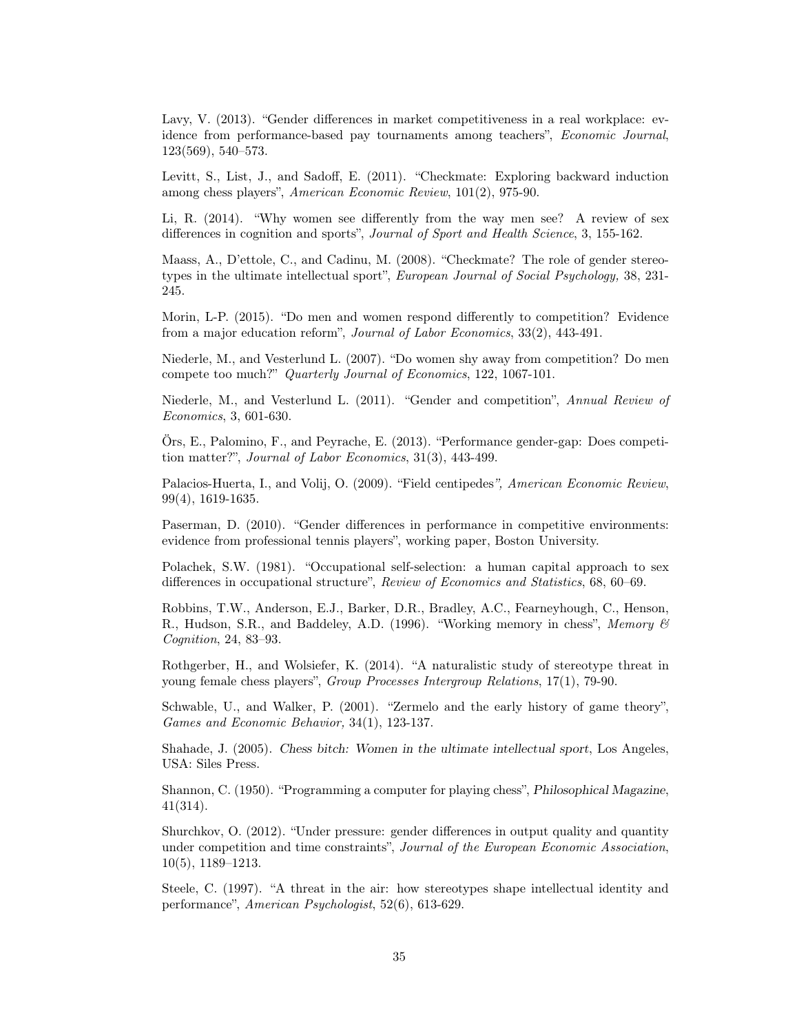Lavy, V. (2013). "Gender differences in market competitiveness in a real workplace: evidence from performance-based pay tournaments among teachers", *Economic Journal*, 123(569), 540–573.

Levitt, S., List, J., and Sadoff, E. (2011). "Checkmate: Exploring backward induction among chess players", *American Economic Review*, 101(2), 975-90.

Li, R. (2014). "Why women see differently from the way men see? A review of sex differences in cognition and sports", *Journal of Sport and Health Science*, 3, 155-162.

Maass, A., D'ettole, C., and Cadinu, M. (2008). "Checkmate? The role of gender stereotypes in the ultimate intellectual sport", *European Journal of Social Psychology,* 38, 231-245.

Morin, L-P. (2015). "Do men and women respond differently to competition? Evidence from a major education reform", *Journal of Labor Economics*, 33(2), 443-491.

Niederle, M., and Vesterlund L. (2007). "Do women shy away from competition? Do men compete too much?" *Quarterly Journal of Economics*, 122, 1067-101.

Niederle, M., and Vesterlund L. (2011). "Gender and competition", *Annual Review of Economics*, 3, 601-630.

Örs, E., Palomino, F., and Peyrache, E. (2013). "Performance gender-gap: Does competition matter?", *Journal of Labor Economics*, 31(3), 443-499.

Palacios-Huerta, I., and Volij, O. (2009). "Field centipedes*", American Economic Review*, 99(4), 1619-1635.

Paserman, D. (2010). "Gender differences in performance in competitive environments: evidence from professional tennis players", working paper, Boston University.

Polachek, S.W. (1981). "Occupational self-selection: a human capital approach to sex differences in occupational structure", *Review of Economics and Statistics*, 68, 60–69.

Robbins, T.W., Anderson, E.J., Barker, D.R., Bradley, A.C., Fearneyhough, C., Henson, R., Hudson, S.R., and Baddeley, A.D. (1996). "Working memory in chess", *Memory & Cognition*, 24, 83–93.

Rothgerber, H., and Wolsiefer, K. (2014). "A naturalistic study of stereotype threat in young female chess players", *Group Processes Intergroup Relations*, 17(1), 79-90.

Schwable, U., and Walker, P. (2001). "Zermelo and the early history of game theory", *Games and Economic Behavior,* 34(1), 123-137.

Shahade, J. (2005). *Chess bitch: Women in the ultimate intellectual sport*, Los Angeles, USA: Siles Press.

Shannon, C. (1950). "Programming a computer for playing chess", *Philosophical Magazine*, 41(314).

Shurchkov, O. (2012). "Under pressure: gender differences in output quality and quantity under competition and time constraints", *Journal of the European Economic Association*, 10(5), 1189–1213.

Steele, C. (1997). "A threat in the air: how stereotypes shape intellectual identity and performance", *American Psychologist*, 52(6), 613-629.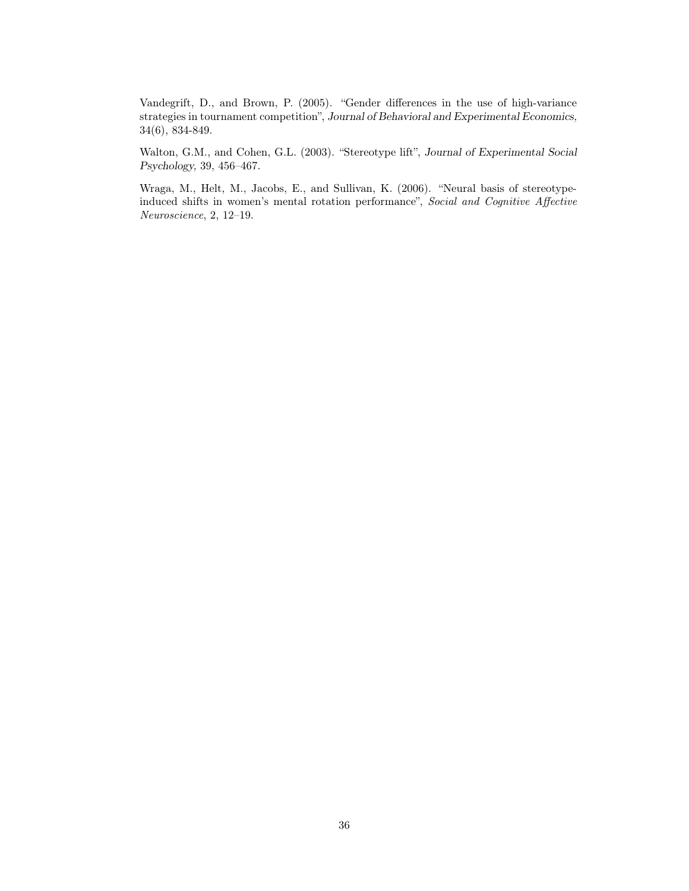Vandegrift, D., and Brown, P. (2005). "Gender differences in the use of high-variance strategies in tournament competition", *Journal of Behavioral and Experimental Economics,* 34(6), 834-849.

Walton, G.M., and Cohen, G.L. (2003). "Stereotype lift", *Journal of Experimental Social Psychology*, 39, 456–467.

Wraga, M., Helt, M., Jacobs, E., and Sullivan, K. (2006). "Neural basis of stereotype-induced shifts in women's mental rotation performance", *Social and Cognitive Affective Neuroscience*, 2, 12–19.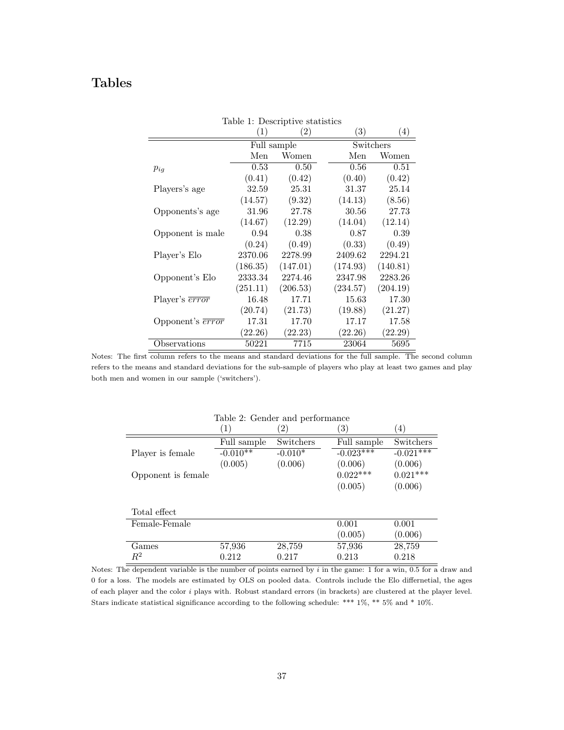# Tables

Table 1: Descriptive statistics

| | (1) | (2) | (3) | (4) |
|---|---|---|---|---|
| | Full sample | | Switchers | |
| | Men | Women | Men | Women |
| $p_{ig}$ | 0.53 | 0.50 | 0.56 | 0.51 |
| | (0.41) | (0.42) | (0.40) | (0.42) |
| Players's age | 32.59 | 25.31 | 31.37 | 25.14 |
| | (14.57) | (9.32) | (14.13) | (8.56) |
| Opponents's age | 31.96 | 27.78 | 30.56 | 27.73 |
| | (14.67) | (12.29) | (14.04) | (12.14) |
| Opponent is male | 0.94 | 0.38 | 0.87 | 0.39 |
| | (0.24) | (0.49) | (0.33) | (0.49) |
| Player's Elo | 2370.06 | 2278.99 | 2409.62 | 2294.21 |
| | (186.35) | (147.01) | (174.93) | (140.81) |
| Opponent's Elo | 2333.34 | 2274.46 | 2347.98 | 2283.26 |
| | (251.11) | (206.53) | (234.57) | (204.19) |
| Player's $\overline{error}$ | 16.48 | 17.71 | 15.63 | 17.30 |
| | (20.74) | (21.73) | (19.88) | (21.27) |
| Opponent's $\overline{error}$ | 17.31 | 17.70 | 17.17 | 17.58 |
| | (22.26) | (22.23) | (22.26) | (22.29) |
| Observations | 50221 | 7715 | 23064 | 5695 |

Notes: The first column refers to the means and standard deviations for the full sample. The second column refers to the means and standard deviations for the sub-sample of players who play at least two games and play both men and women in our sample ('switchers').

Table 2: Gender and performance

| | (1) | (2) | (3) | (4) |
|---|---|---|---|---|
| | Full sample | Switchers | Full sample | Switchers |
| Player is female | -0.010** | -0.010* | -0.023*** | -0.021*** |
| | (0.005) | (0.006) | (0.006) | (0.006) |
| Opponent is female | | | 0.022*** | 0.021*** |
| | | | (0.005) | (0.006) |
| Total effect | | | | |
| Female-Female | | | 0.001 | 0.001 |
| | | | (0.005) | (0.006) |
| Games | 57,936 | 28,759 | 57,936 | 28,759 |
| $R^2$ | 0.212 | 0.217 | 0.213 | 0.218 |

Notes: The dependent variable is the number of points earned by $i$ in the game: 1 for a win, 0.5 for a draw and 0 for a loss. The models are estimated by OLS on pooled data. Controls include the Elo differnetial, the ages of each player and the color $i$ plays with. Robust standard errors (in brackets) are clustered at the player level. Stars indicate statistical significance according to the following schedule: *** 1%, ** 5% and * 10%.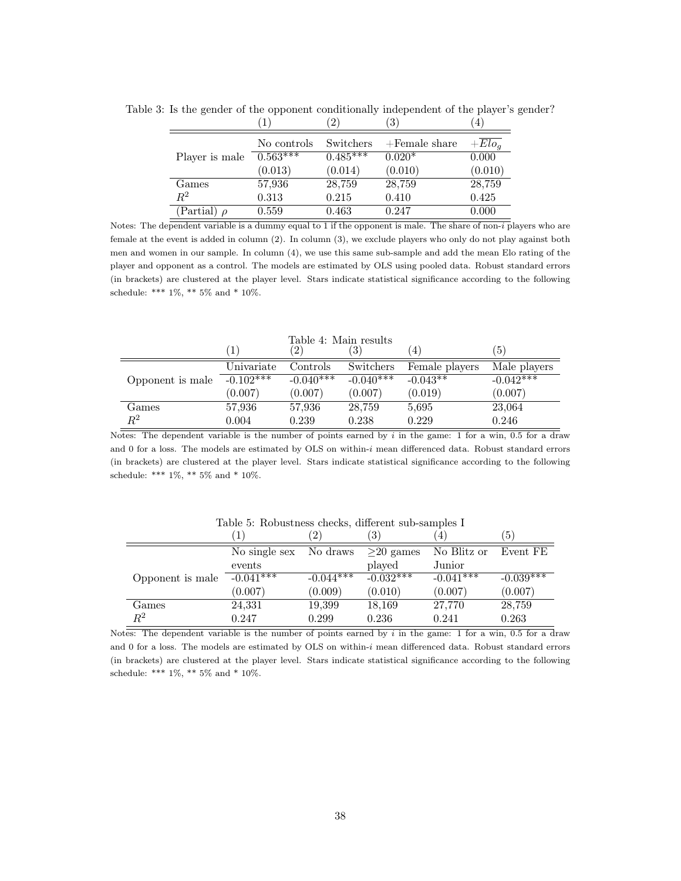Table 3: Is the gender of the opponent conditionally independent of the player's gender?

| | (1) | (2) | (3) | (4) |
|---|---|---|---|---|
| | No controls | Switchers | +Female share | $+\overline{Elo_g}$ |
| Player is male | 0.563*** | 0.485*** | 0.020* | 0.000 |
| | (0.013) | (0.014) | (0.010) | (0.010) |
| Games | 57,936 | 28,759 | 28,759 | 28,759 |
| $R^2$ | 0.313 | 0.215 | 0.410 | 0.425 |
| (Partial) $\rho$ | 0.559 | 0.463 | 0.247 | 0.000 |

Notes: The dependent variable is a dummy equal to 1 if the opponent is male. The share of non-$i$ players who are female at the event is added in column (2). In column (3), we exclude players who only do not play against both men and women in our sample. In column (4), we use this same sub-sample and add the mean Elo rating of the player and opponent as a control. The models are estimated by OLS using pooled data. Robust standard errors (in brackets) are clustered at the player level. Stars indicate statistical significance according to the following schedule: *** 1%, ** 5% and * 10%.

Table 4: Main results

| | (1) | (2) | (3) | (4) | (5) |
|---|---|---|---|---|---|
| | Univariate | Controls | Switchers | Female players | Male players |
| Opponent is male | -0.102*** | -0.040*** | -0.040*** | -0.043** | -0.042*** |
| | (0.007) | (0.007) | (0.007) | (0.019) | (0.007) |
| Games | 57,936 | 57,936 | 28,759 | 5,695 | 23,064 |
| $R^2$ | 0.004 | 0.239 | 0.238 | 0.229 | 0.246 |

Notes: The dependent variable is the number of points earned by $i$ in the game: 1 for a win, 0.5 for a draw and 0 for a loss. The models are estimated by OLS on within-$i$ mean differenced data. Robust standard errors (in brackets) are clustered at the player level. Stars indicate statistical significance according to the following schedule: *** 1%, ** 5% and * 10%.

Table 5: Robustness checks, different sub-samples I

| | (1) | (2) | (3) | (4) | (5) |
|---|---|---|---|---|---|
| | No single sex events | No draws | $\geq$20 games played | No Blitz or Junior | Event FE |
| Opponent is male | -0.041*** | -0.044*** | -0.032*** | -0.041*** | -0.039*** |
| | (0.007) | (0.009) | (0.010) | (0.007) | (0.007) |
| Games | 24,331 | 19,399 | 18,169 | 27,770 | 28,759 |
| $R^2$ | 0.247 | 0.299 | 0.236 | 0.241 | 0.263 |

Notes: The dependent variable is the number of points earned by $i$ in the game: 1 for a win, 0.5 for a draw and 0 for a loss. The models are estimated by OLS on within-$i$ mean differenced data. Robust standard errors (in brackets) are clustered at the player level. Stars indicate statistical significance according to the following schedule: *** 1%, ** 5% and * 10%.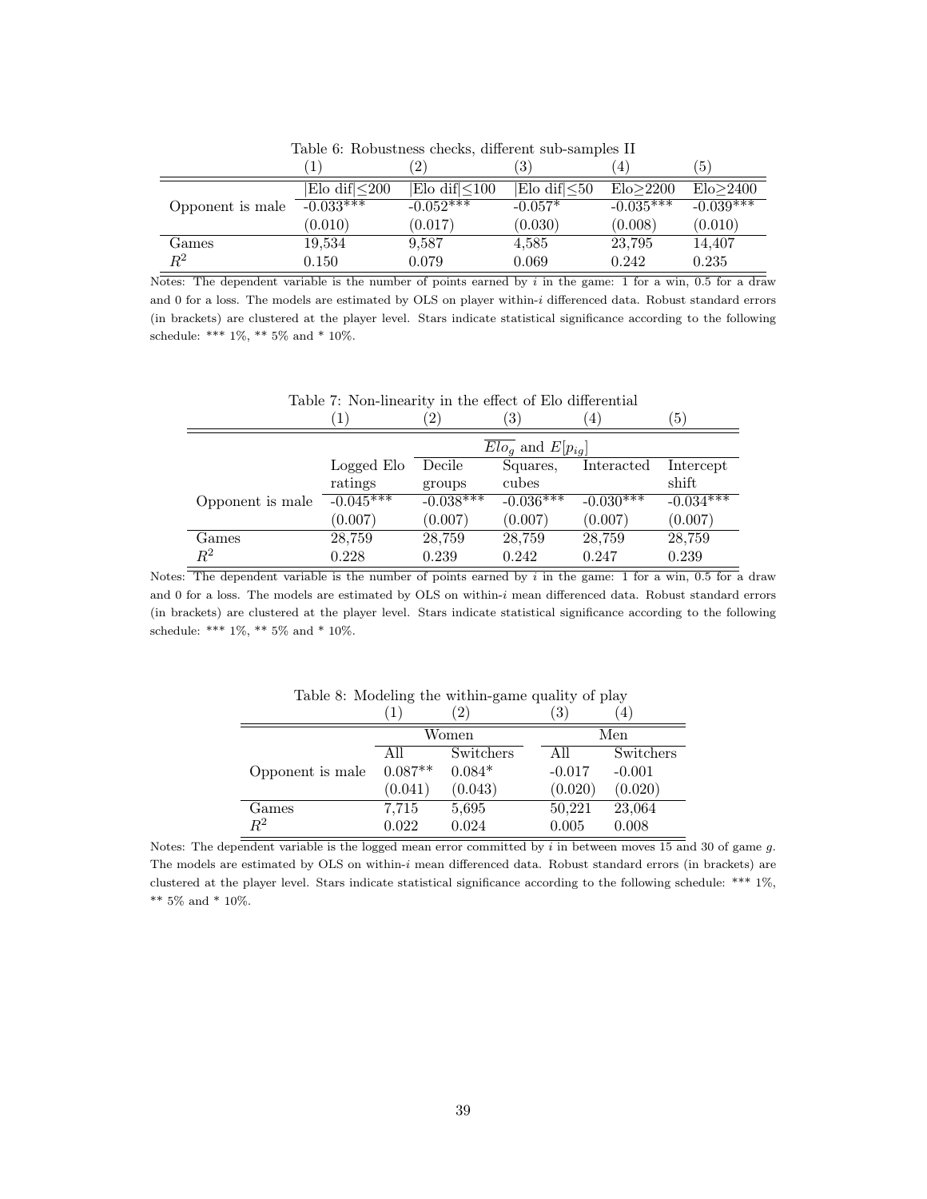Table 6: Robustness checks, different sub-samples II

| | (1) | (2) | (3) | (4) | (5) |
|---|---|---|---|---|---|
| | $\lvert$Elo dif$\rvert \leq 200$ | $\lvert$Elo dif$\rvert \leq 100$ | $\lvert$Elo dif$\rvert \leq 50$ | Elo$\geq$2200 | Elo$\geq$2400 |
| Opponent is male | -0.033*** | -0.052*** | -0.057* | -0.035*** | -0.039*** |
| | (0.010) | (0.017) | (0.030) | (0.008) | (0.010) |
| Games | 19,534 | 9,587 | 4,585 | 23,795 | 14,407 |
| $R^2$ | 0.150 | 0.079 | 0.069 | 0.242 | 0.235 |

Notes: The dependent variable is the number of points earned by $i$ in the game: 1 for a win, 0.5 for a draw and 0 for a loss. The models are estimated by OLS on player within-$i$ differenced data. Robust standard errors (in brackets) are clustered at the player level. Stars indicate statistical significance according to the following schedule: *** 1%, ** 5% and * 10%.

Table 7: Non-linearity in the effect of Elo differential

| | (1) | (2) | (3) | (4) | (5) |
|---|---|---|---|---|---|
| | | $\overline{Elo_g}$ and $E[p_{ig}]$ | | | |
| | Logged Elo ratings | Decile groups | Squares, cubes | Interacted | Intercept shift |
| Opponent is male | -0.045*** | -0.038*** | -0.036*** | -0.030*** | -0.034*** |
| | (0.007) | (0.007) | (0.007) | (0.007) | (0.007) |
| Games | 28,759 | 28,759 | 28,759 | 28,759 | 28,759 |
| $R^2$ | 0.228 | 0.239 | 0.242 | 0.247 | 0.239 |

Notes: The dependent variable is the number of points earned by $i$ in the game: 1 for a win, 0.5 for a draw and 0 for a loss. The models are estimated by OLS on within-$i$ mean differenced data. Robust standard errors (in brackets) are clustered at the player level. Stars indicate statistical significance according to the following schedule: *** 1%, ** 5% and * 10%.

Table 8: Modeling the within-game quality of play

| | (1) | (2) | (3) | (4) |
|---|---|---|---|---|
| | Women | | Men | |
| | All | Switchers | All | Switchers |
| Opponent is male | 0.087** | 0.084* | -0.017 | -0.001 |
| | (0.041) | (0.043) | (0.020) | (0.020) |
| Games | 7,715 | 5,695 | 50,221 | 23,064 |
| $R^2$ | 0.022 | 0.024 | 0.005 | 0.008 |

Notes: The dependent variable is the logged mean error committed by $i$ in between moves 15 and 30 of game $g$. The models are estimated by OLS on within-$i$ mean differenced data. Robust standard errors (in brackets) are clustered at the player level. Stars indicate statistical significance according to the following schedule: *** 1%, ** 5% and * 10%.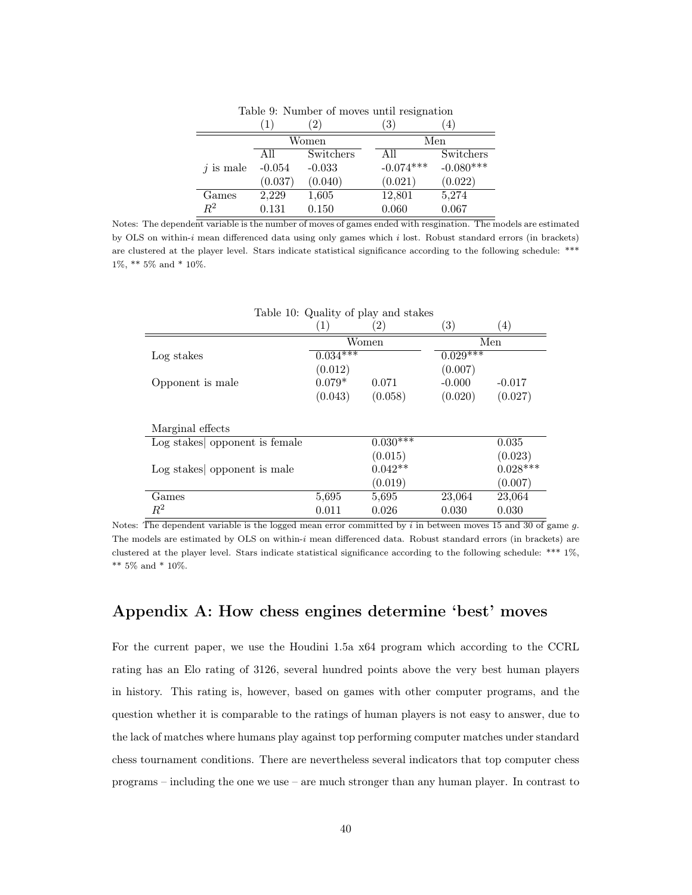Table 9: Number of moves until resignation

| | (1) | (2) | (3) | (4) |
|---|---|---|---|---|
| | Women | | Men | |
| | All | Switchers | All | Switchers |
| $j$ is male | -0.054 | -0.033 | -0.074*** | -0.080*** |
| | (0.037) | (0.040) | (0.021) | (0.022) |
| Games | 2,229 | 1,605 | 12,801 | 5,274 |
| $R^2$ | 0.131 | 0.150 | 0.060 | 0.067 |

Notes: The dependent variable is the number of moves of games ended with resgination. The models are estimated by OLS on within-$i$ mean differenced data using only games which $i$ lost. Robust standard errors (in brackets) are clustered at the player level. Stars indicate statistical significance according to the following schedule: *** 1%, ** 5% and * 10%.

Table 10: Quality of play and stakes

| | (1) | (2) | (3) | (4) |
|---|---|---|---|---|
| | Women | | Men | |
| Log stakes | 0.034*** | | 0.029*** | |
| | (0.012) | | (0.007) | |
| Opponent is male | 0.079* | 0.071 | -0.000 | -0.017 |
| | (0.043) | (0.058) | (0.020) | (0.027) |
| Marginal effects | | | | |
| Log stakes\| opponent is female | | 0.030*** | | 0.035 |
| | | (0.015) | | (0.023) |
| Log stakes\| opponent is male | | 0.042** | | 0.028*** |
| | | (0.019) | | (0.007) |
| Games | 5,695 | 5,695 | 23,064 | 23,064 |
| $R^2$ | 0.011 | 0.026 | 0.030 | 0.030 |

Notes: The dependent variable is the logged mean error committed by $i$ in between moves 15 and 30 of game $g$. The models are estimated by OLS on within-$i$ mean differenced data. Robust standard errors (in brackets) are clustered at the player level. Stars indicate statistical significance according to the following schedule: *** 1%, ** 5% and * 10%.

## Appendix A: How chess engines determine 'best' moves

For the current paper, we use the Houdini 1.5a x64 program which according to the CCRL rating has an Elo rating of 3126, several hundred points above the very best human players in history. This rating is, however, based on games with other computer programs, and the question whether it is comparable to the ratings of human players is not easy to answer, due to the lack of matches where humans play against top performing computer matches under standard chess tournament conditions. There are nevertheless several indicators that top computer chess programs – including the one we use – are much stronger than any human player. In contrast to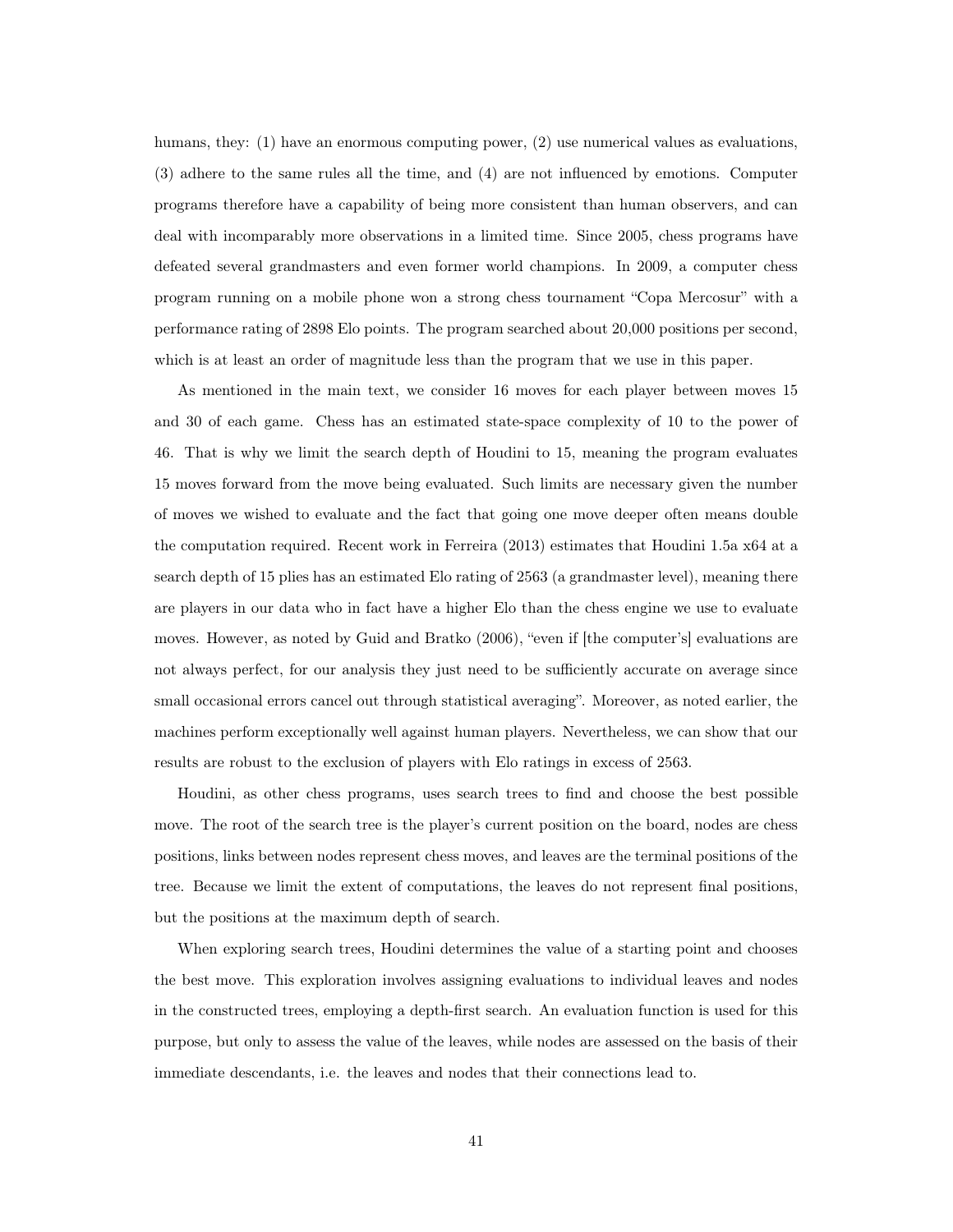humans, they: (1) have an enormous computing power, (2) use numerical values as evaluations, (3) adhere to the same rules all the time, and (4) are not influenced by emotions. Computer programs therefore have a capability of being more consistent than human observers, and can deal with incomparably more observations in a limited time. Since 2005, chess programs have defeated several grandmasters and even former world champions. In 2009, a computer chess program running on a mobile phone won a strong chess tournament "Copa Mercosur" with a performance rating of 2898 Elo points. The program searched about 20,000 positions per second, which is at least an order of magnitude less than the program that we use in this paper.

As mentioned in the main text, we consider 16 moves for each player between moves 15 and 30 of each game. Chess has an estimated state-space complexity of 10 to the power of 46. That is why we limit the search depth of Houdini to 15, meaning the program evaluates 15 moves forward from the move being evaluated. Such limits are necessary given the number of moves we wished to evaluate and the fact that going one move deeper often means double the computation required. Recent work in Ferreira (2013) estimates that Houdini 1.5a x64 at a search depth of 15 plies has an estimated Elo rating of 2563 (a grandmaster level), meaning there are players in our data who in fact have a higher Elo than the chess engine we use to evaluate moves. However, as noted by Guid and Bratko (2006), "even if [the computer's] evaluations are not always perfect, for our analysis they just need to be sufficiently accurate on average since small occasional errors cancel out through statistical averaging". Moreover, as noted earlier, the machines perform exceptionally well against human players. Nevertheless, we can show that our results are robust to the exclusion of players with Elo ratings in excess of 2563.

Houdini, as other chess programs, uses search trees to find and choose the best possible move. The root of the search tree is the player's current position on the board, nodes are chess positions, links between nodes represent chess moves, and leaves are the terminal positions of the tree. Because we limit the extent of computations, the leaves do not represent final positions, but the positions at the maximum depth of search.

When exploring search trees, Houdini determines the value of a starting point and chooses the best move. This exploration involves assigning evaluations to individual leaves and nodes in the constructed trees, employing a depth-first search. An evaluation function is used for this purpose, but only to assess the value of the leaves, while nodes are assessed on the basis of their immediate descendants, i.e. the leaves and nodes that their connections lead to.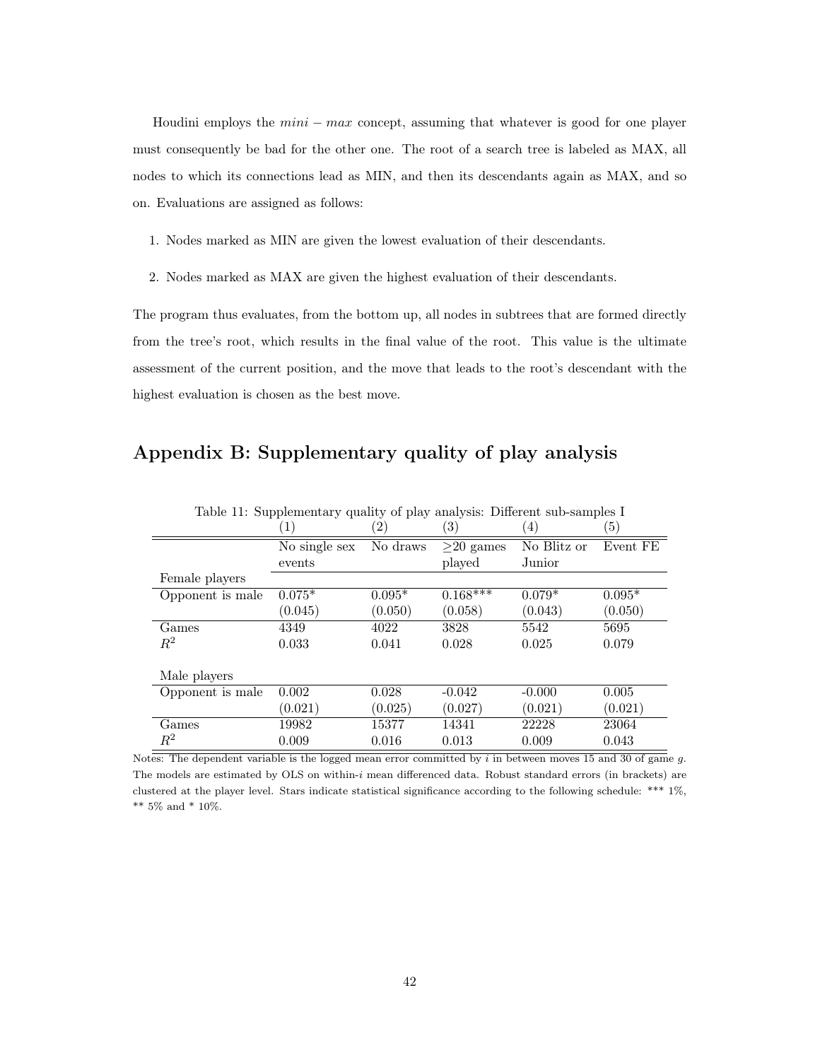Houdini employs the $mini - max$ concept, assuming that whatever is good for one player must consequently be bad for the other one. The root of a search tree is labeled as MAX, all nodes to which its connections lead as MIN, and then its descendants again as MAX, and so on. Evaluations are assigned as follows:

1. Nodes marked as MIN are given the lowest evaluation of their descendants.
2. Nodes marked as MAX are given the highest evaluation of their descendants.

The program thus evaluates, from the bottom up, all nodes in subtrees that are formed directly from the tree's root, which results in the final value of the root. This value is the ultimate assessment of the current position, and the move that leads to the root's descendant with the highest evaluation is chosen as the best move.

## Appendix B: Supplementary quality of play analysis

Table 11: Supplementary quality of play analysis: Different sub-samples I

| | (1) | (2) | (3) | (4) | (5) |
|---|---|---|---|---|---|
| | No single sex events | No draws | ≥20 games played | No Blitz or Junior | Event FE |
| Female players | | | | | |
| Opponent is male | 0.075* | 0.095* | 0.168*** | 0.079* | 0.095* |
| | (0.045) | (0.050) | (0.058) | (0.043) | (0.050) |
| Games | 4349 | 4022 | 3828 | 5542 | 5695 |
| $R^2$ | 0.033 | 0.041 | 0.028 | 0.025 | 0.079 |
| | | | | | |
| Male players | | | | | |
| Opponent is male | 0.002 | 0.028 | -0.042 | -0.000 | 0.005 |
| | (0.021) | (0.025) | (0.027) | (0.021) | (0.021) |
| Games | 19982 | 15377 | 14341 | 22228 | 23064 |
| $R^2$ | 0.009 | 0.016 | 0.013 | 0.009 | 0.043 |

Notes: The dependent variable is the logged mean error committed by $i$ in between moves 15 and 30 of game $g$. The models are estimated by OLS on within-$i$ mean differenced data. Robust standard errors (in brackets) are clustered at the player level. Stars indicate statistical significance according to the following schedule: *** 1%, ** 5% and * 10%.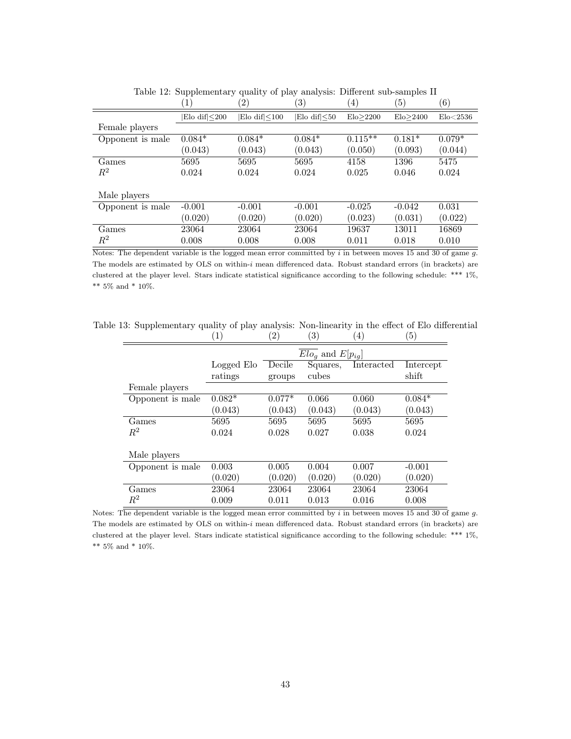Table 12: Supplementary quality of play analysis: Different sub-samples II

| | (1) | (2) | (3) | (4) | (5) | (6) |
|---|---|---|---|---|---|---|
| | \|Elo dif\|≤200 | \|Elo dif\|≤100 | \|Elo dif\|≤50 | Elo≥2200 | Elo≥2400 | Elo<2536 |
| Female players | | | | | | |
| Opponent is male | 0.084* | 0.084* | 0.084* | 0.115** | 0.181* | 0.079* |
| | (0.043) | (0.043) | (0.043) | (0.050) | (0.093) | (0.044) |
| Games | 5695 | 5695 | 5695 | 4158 | 1396 | 5475 |
| $R^2$ | 0.024 | 0.024 | 0.024 | 0.025 | 0.046 | 0.024 |
| Male players | | | | | | |
| Opponent is male | -0.001 | -0.001 | -0.001 | -0.025 | -0.042 | 0.031 |
| | (0.020) | (0.020) | (0.020) | (0.023) | (0.031) | (0.022) |
| Games | 23064 | 23064 | 23064 | 19637 | 13011 | 16869 |
| $R^2$ | 0.008 | 0.008 | 0.008 | 0.011 | 0.018 | 0.010 |

Notes: The dependent variable is the logged mean error committed by $i$ in between moves 15 and 30 of game $g$. The models are estimated by OLS on within-$i$ mean differenced data. Robust standard errors (in brackets) are clustered at the player level. Stars indicate statistical significance according to the following schedule: *** 1%, ** 5% and * 10%.

Table 13: Supplementary quality of play analysis: Non-linearity in the effect of Elo differential

| | (1) | (2) | (3) | (4) | (5) |
|---|---|---|---|---|---|
| | | $\overline{Elo_g}$ and $E[p_{ig}]$ | | | |
| | Logged Elo ratings | Decile groups | Squares, cubes | Interacted | Intercept shift |
| Female players | | | | | |
| Opponent is male | 0.082* | 0.077* | 0.066 | 0.060 | 0.084* |
| | (0.043) | (0.043) | (0.043) | (0.043) | (0.043) |
| Games | 5695 | 5695 | 5695 | 5695 | 5695 |
| $R^2$ | 0.024 | 0.028 | 0.027 | 0.038 | 0.024 |
| Male players | | | | | |
| Opponent is male | 0.003 | 0.005 | 0.004 | 0.007 | -0.001 |
| | (0.020) | (0.020) | (0.020) | (0.020) | (0.020) |
| Games | 23064 | 23064 | 23064 | 23064 | 23064 |
| $R^2$ | 0.009 | 0.011 | 0.013 | 0.016 | 0.008 |

Notes: The dependent variable is the logged mean error committed by $i$ in between moves 15 and 30 of game $g$. The models are estimated by OLS on within-$i$ mean differenced data. Robust standard errors (in brackets) are clustered at the player level. Stars indicate statistical significance according to the following schedule: *** 1%, ** 5% and * 10%.